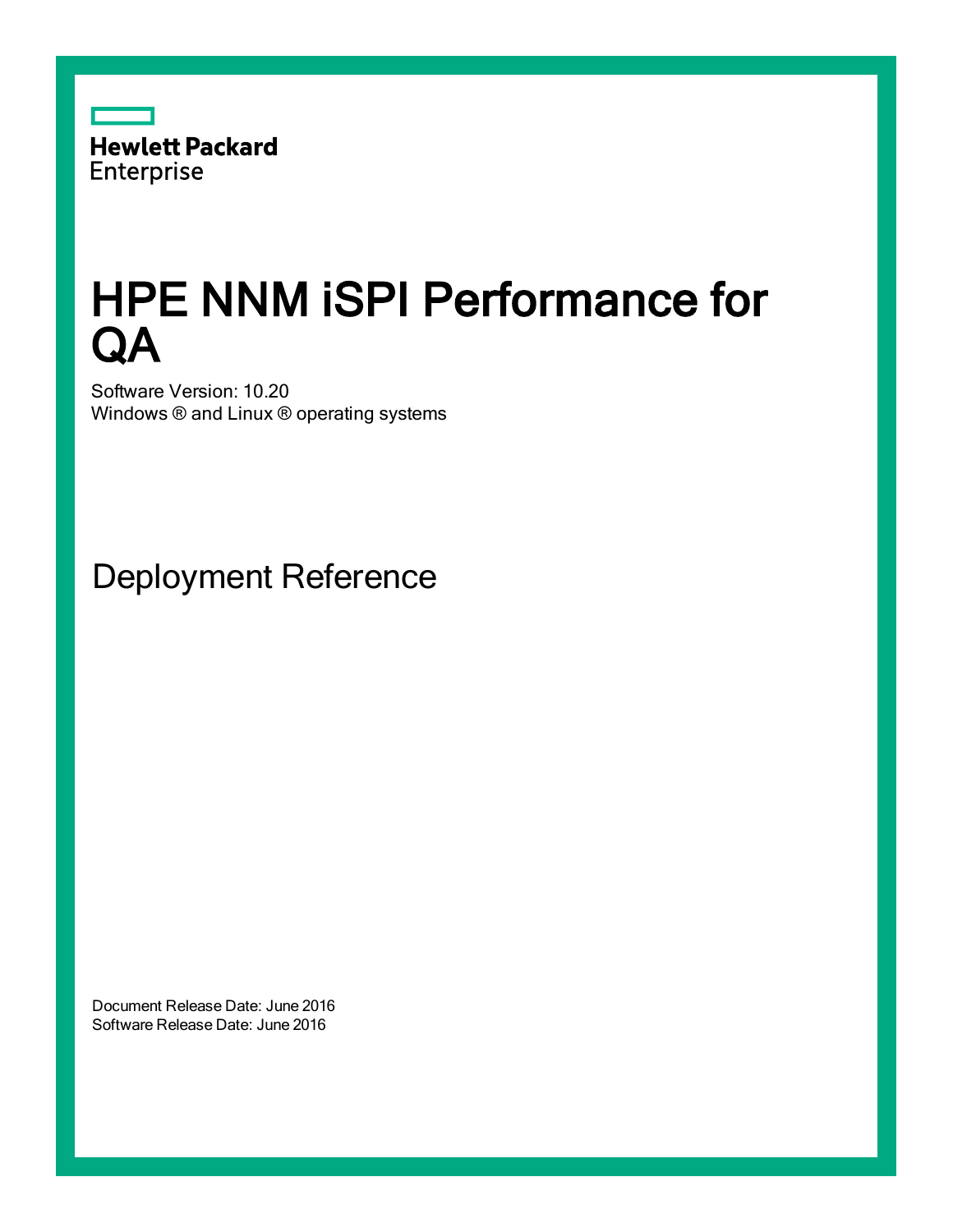Hewlett Packard
Enterprise

# HPE NNM iSPI Performance for QA

Software Version: 10.20
Windows ® and Linux ® operating systems

## Deployment Reference

Document Release Date: June 2016
Software Release Date: June 2016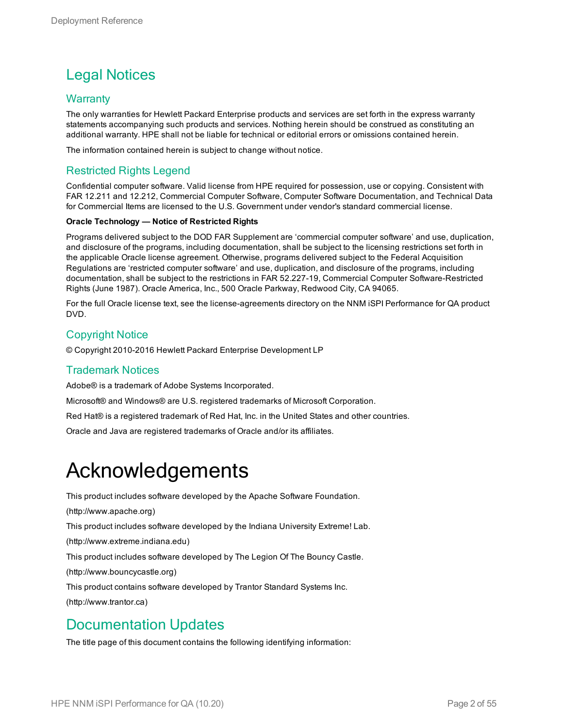# Legal Notices

## Warranty

The only warranties for Hewlett Packard Enterprise products and services are set forth in the express warranty statements accompanying such products and services. Nothing herein should be construed as constituting an additional warranty. HPE shall not be liable for technical or editorial errors or omissions contained herein.

The information contained herein is subject to change without notice.

## Restricted Rights Legend

Confidential computer software. Valid license from HPE required for possession, use or copying. Consistent with FAR 12.211 and 12.212, Commercial Computer Software, Computer Software Documentation, and Technical Data for Commercial Items are licensed to the U.S. Government under vendor's standard commercial license.

**Oracle Technology — Notice of Restricted Rights**

Programs delivered subject to the DOD FAR Supplement are 'commercial computer software' and use, duplication, and disclosure of the programs, including documentation, shall be subject to the licensing restrictions set forth in the applicable Oracle license agreement. Otherwise, programs delivered subject to the Federal Acquisition Regulations are 'restricted computer software' and use, duplication, and disclosure of the programs, including documentation, shall be subject to the restrictions in FAR 52.227-19, Commercial Computer Software-Restricted Rights (June 1987). Oracle America, Inc., 500 Oracle Parkway, Redwood City, CA 94065.

For the full Oracle license text, see the license-agreements directory on the NNM iSPI Performance for QA product DVD.

## Copyright Notice

© Copyright 2010-2016 Hewlett Packard Enterprise Development LP

## Trademark Notices

Adobe® is a trademark of Adobe Systems Incorporated.

Microsoft® and Windows® are U.S. registered trademarks of Microsoft Corporation.

Red Hat® is a registered trademark of Red Hat, Inc. in the United States and other countries.

Oracle and Java are registered trademarks of Oracle and/or its affiliates.

# Acknowledgements

This product includes software developed by the Apache Software Foundation.

(http://www.apache.org)

This product includes software developed by the Indiana University Extreme! Lab.

(http://www.extreme.indiana.edu)

This product includes software developed by The Legion Of The Bouncy Castle.

(http://www.bouncycastle.org)

This product contains software developed by Trantor Standard Systems Inc.

(http://www.trantor.ca)

# Documentation Updates

The title page of this document contains the following identifying information: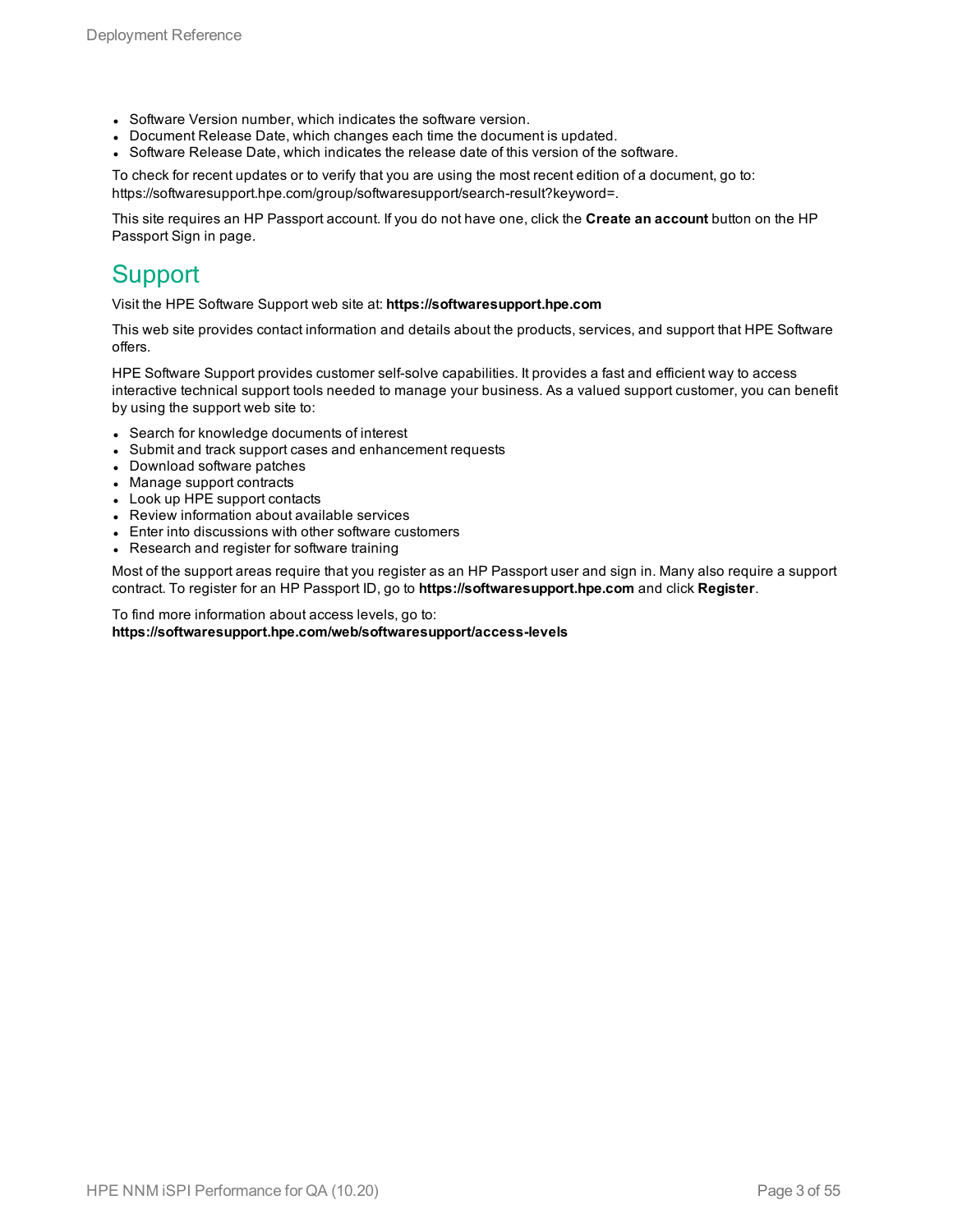- Software Version number, which indicates the software version.
- Document Release Date, which changes each time the document is updated.
- Software Release Date, which indicates the release date of this version of the software.

To check for recent updates or to verify that you are using the most recent edition of a document, go to: https://softwaresupport.hpe.com/group/softwaresupport/search-result?keyword=.

This site requires an HP Passport account. If you do not have one, click the **Create an account** button on the HP Passport Sign in page.

## Support

Visit the HPE Software Support web site at: **https://softwaresupport.hpe.com**

This web site provides contact information and details about the products, services, and support that HPE Software offers.

HPE Software Support provides customer self-solve capabilities. It provides a fast and efficient way to access interactive technical support tools needed to manage your business. As a valued support customer, you can benefit by using the support web site to:

- Search for knowledge documents of interest
- Submit and track support cases and enhancement requests
- Download software patches
- Manage support contracts
- Look up HPE support contacts
- Review information about available services
- Enter into discussions with other software customers
- Research and register for software training

Most of the support areas require that you register as an HP Passport user and sign in. Many also require a support contract. To register for an HP Passport ID, go to **https://softwaresupport.hpe.com** and click **Register**.

To find more information about access levels, go to:
**https://softwaresupport.hpe.com/web/softwaresupport/access-levels**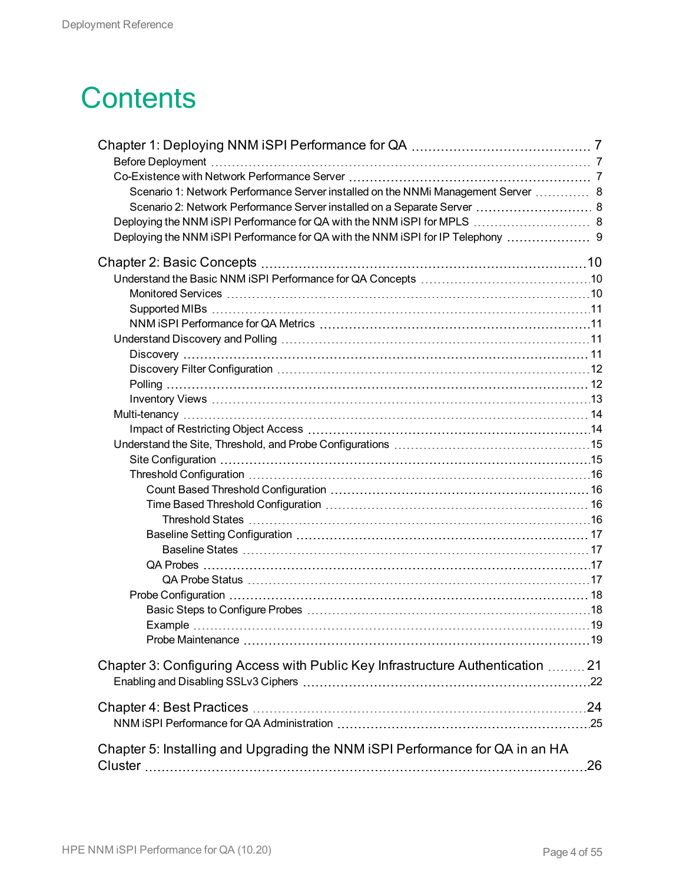# Contents

- Chapter 1: Deploying NNM iSPI Performance for QA ... 7
  - Before Deployment ... 7
  - Co-Existence with Network Performance Server ... 7
    - Scenario 1: Network Performance Server installed on the NNMi Management Server ... 8
    - Scenario 2: Network Performance Server installed on a Separate Server ... 8
  - Deploying the NNM iSPI Performance for QA with the NNM iSPI for MPLS ... 8
  - Deploying the NNM iSPI Performance for QA with the NNM iSPI for IP Telephony ... 9
- Chapter 2: Basic Concepts ... 10
  - Understand the Basic NNM iSPI Performance for QA Concepts ... 10
    - Monitored Services ... 10
    - Supported MIBs ... 11
    - NNM iSPI Performance for QA Metrics ... 11
  - Understand Discovery and Polling ... 11
    - Discovery ... 11
    - Discovery Filter Configuration ... 12
    - Polling ... 12
    - Inventory Views ... 13
  - Multi-tenancy ... 14
    - Impact of Restricting Object Access ... 14
  - Understand the Site, Threshold, and Probe Configurations ... 15
    - Site Configuration ... 15
    - Threshold Configuration ... 16
      - Count Based Threshold Configuration ... 16
      - Time Based Threshold Configuration ... 16
        - Threshold States ... 16
      - Baseline Setting Configuration ... 17
        - Baseline States ... 17
      - QA Probes ... 17
        - QA Probe Status ... 17
    - Probe Configuration ... 18
      - Basic Steps to Configure Probes ... 18
      - Example ... 19
      - Probe Maintenance ... 19
- Chapter 3: Configuring Access with Public Key Infrastructure Authentication ... 21
  - Enabling and Disabling SSLv3 Ciphers ... 22
- Chapter 4: Best Practices ... 24
  - NNM iSPI Performance for QA Administration ... 25
- Chapter 5: Installing and Upgrading the NNM iSPI Performance for QA in an HA Cluster ... 26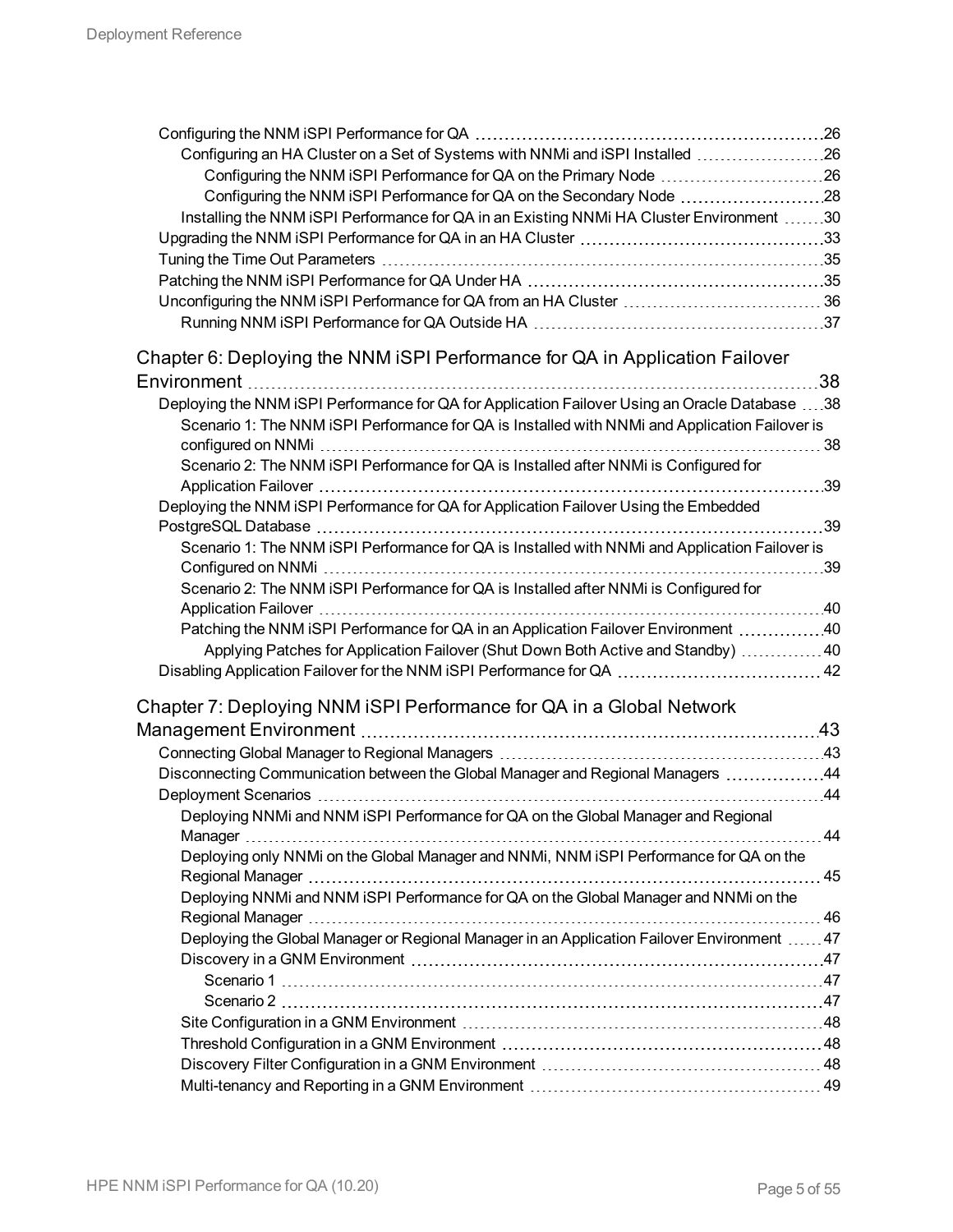- Configuring the NNM iSPI Performance for QA 26
  - Configuring an HA Cluster on a Set of Systems with NNMi and iSPI Installed 26
    - Configuring the NNM iSPI Performance for QA on the Primary Node 26
    - Configuring the NNM iSPI Performance for QA on the Secondary Node 28
  - Installing the NNM iSPI Performance for QA in an Existing NNMi HA Cluster Environment 30
- Upgrading the NNM iSPI Performance for QA in an HA Cluster 33
- Tuning the Time Out Parameters 35
- Patching the NNM iSPI Performance for QA Under HA 35
- Unconfiguring the NNM iSPI Performance for QA from an HA Cluster 36
  - Running NNM iSPI Performance for QA Outside HA 37

Chapter 6: Deploying the NNM iSPI Performance for QA in Application Failover Environment 38

- Deploying the NNM iSPI Performance for QA for Application Failover Using an Oracle Database 38
  - Scenario 1: The NNM iSPI Performance for QA is Installed with NNMi and Application Failover is configured on NNMi 38
  - Scenario 2: The NNM iSPI Performance for QA is Installed after NNMi is Configured for Application Failover 39
- Deploying the NNM iSPI Performance for QA for Application Failover Using the Embedded PostgreSQL Database 39
  - Scenario 1: The NNM iSPI Performance for QA is Installed with NNMi and Application Failover is Configured on NNMi 39
  - Scenario 2: The NNM iSPI Performance for QA is Installed after NNMi is Configured for Application Failover 40
  - Patching the NNM iSPI Performance for QA in an Application Failover Environment 40
    - Applying Patches for Application Failover (Shut Down Both Active and Standby) 40
- Disabling Application Failover for the NNM iSPI Performance for QA 42

Chapter 7: Deploying NNM iSPI Performance for QA in a Global Network Management Environment 43

- Connecting Global Manager to Regional Managers 43
- Disconnecting Communication between the Global Manager and Regional Managers 44
- Deployment Scenarios 44
  - Deploying NNMi and NNM iSPI Performance for QA on the Global Manager and Regional Manager 44
  - Deploying only NNMi on the Global Manager and NNMi, NNM iSPI Performance for QA on the Regional Manager 45
  - Deploying NNMi and NNM iSPI Performance for QA on the Global Manager and NNMi on the Regional Manager 46
  - Deploying the Global Manager or Regional Manager in an Application Failover Environment 47
  - Discovery in a GNM Environment 47
    - Scenario 1 47
    - Scenario 2 47
  - Site Configuration in a GNM Environment 48
  - Threshold Configuration in a GNM Environment 48
  - Discovery Filter Configuration in a GNM Environment 48
  - Multi-tenancy and Reporting in a GNM Environment 49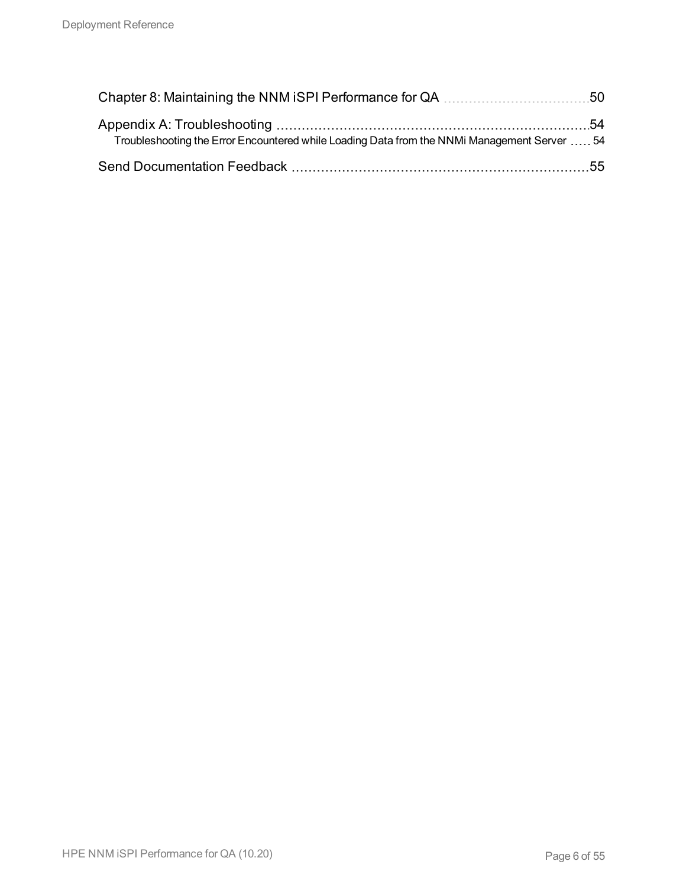Chapter 8: Maintaining the NNM iSPI Performance for QA ..... 50

Appendix A: Troubleshooting ..... 54

- Troubleshooting the Error Encountered while Loading Data from the NNMi Management Server ..... 54

Send Documentation Feedback ..... 55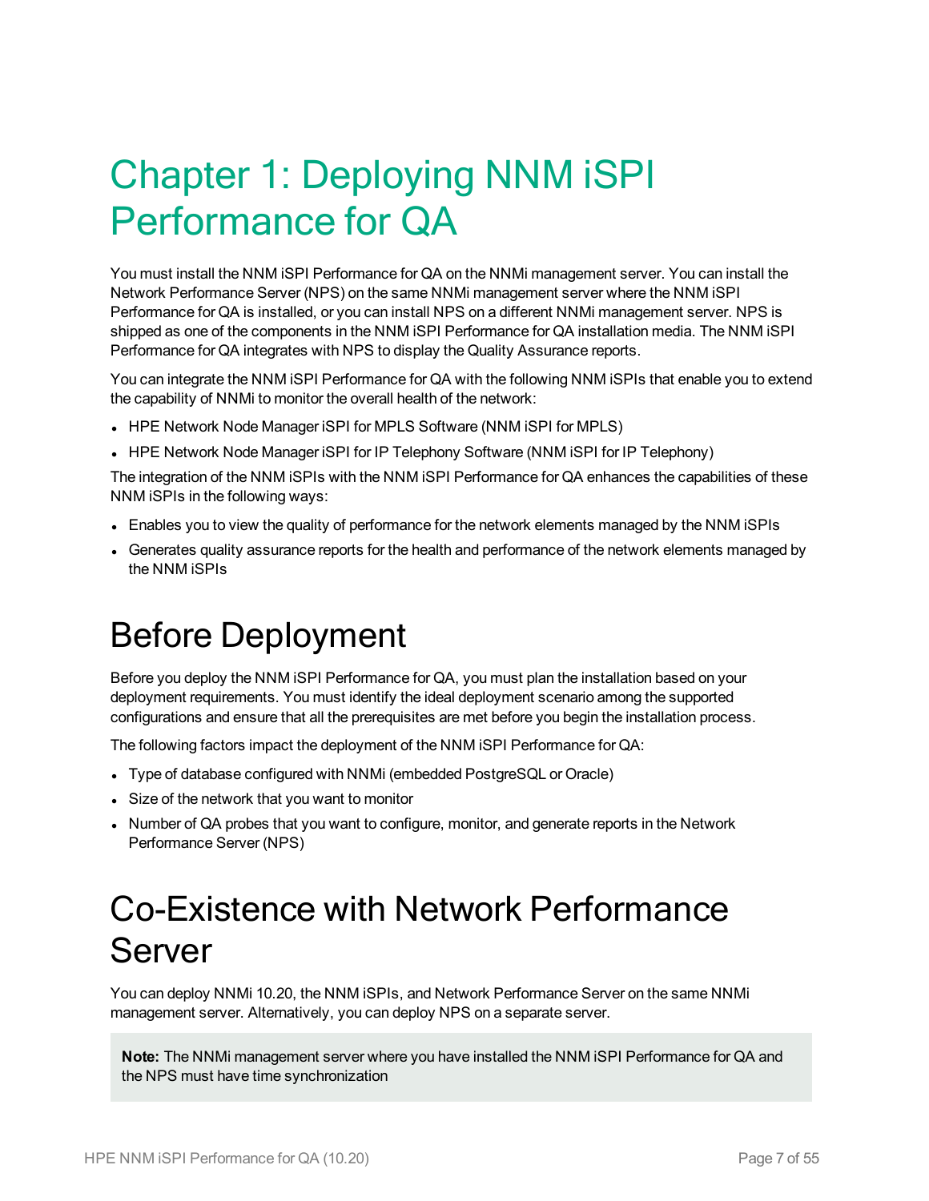# Chapter 1: Deploying NNM iSPI Performance for QA

You must install the NNM iSPI Performance for QA on the NNMi management server. You can install the Network Performance Server (NPS) on the same NNMi management server where the NNM iSPI Performance for QA is installed, or you can install NPS on a different NNMi management server. NPS is shipped as one of the components in the NNM iSPI Performance for QA installation media. The NNM iSPI Performance for QA integrates with NPS to display the Quality Assurance reports.

You can integrate the NNM iSPI Performance for QA with the following NNM iSPIs that enable you to extend the capability of NNMi to monitor the overall health of the network:

- HPE Network Node Manager iSPI for MPLS Software (NNM iSPI for MPLS)
- HPE Network Node Manager iSPI for IP Telephony Software (NNM iSPI for IP Telephony)

The integration of the NNM iSPIs with the NNM iSPI Performance for QA enhances the capabilities of these NNM iSPIs in the following ways:

- Enables you to view the quality of performance for the network elements managed by the NNM iSPIs
- Generates quality assurance reports for the health and performance of the network elements managed by the NNM iSPIs

## Before Deployment

Before you deploy the NNM iSPI Performance for QA, you must plan the installation based on your deployment requirements. You must identify the ideal deployment scenario among the supported configurations and ensure that all the prerequisites are met before you begin the installation process.

The following factors impact the deployment of the NNM iSPI Performance for QA:

- Type of database configured with NNMi (embedded PostgreSQL or Oracle)
- Size of the network that you want to monitor
- Number of QA probes that you want to configure, monitor, and generate reports in the Network Performance Server (NPS)

## Co-Existence with Network Performance Server

You can deploy NNMi 10.20, the NNM iSPIs, and Network Performance Server on the same NNMi management server. Alternatively, you can deploy NPS on a separate server.

> **Note:** The NNMi management server where you have installed the NNM iSPI Performance for QA and the NPS must have time synchronization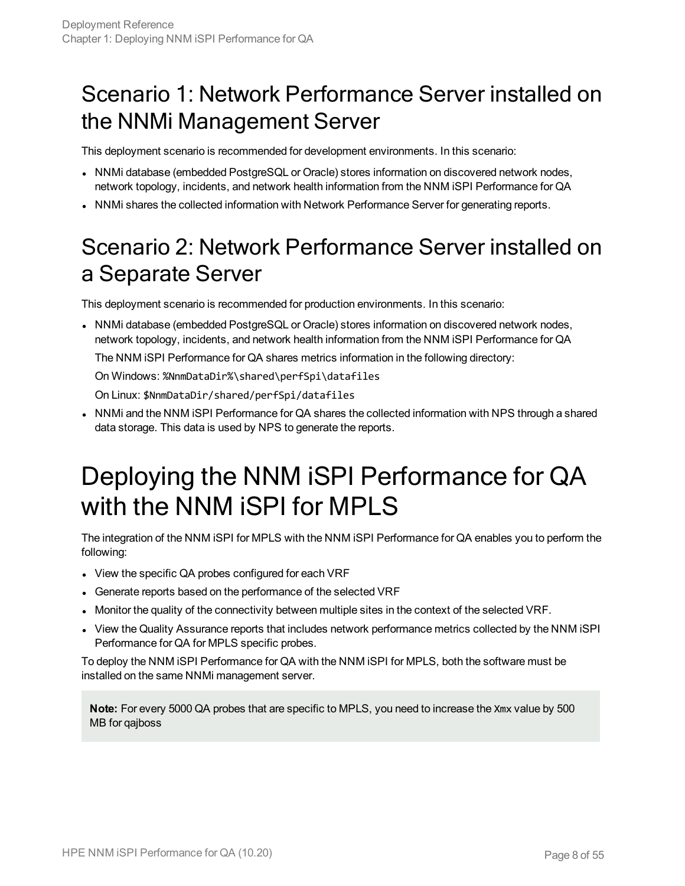## Scenario 1: Network Performance Server installed on the NNMi Management Server

This deployment scenario is recommended for development environments. In this scenario:

- NNMi database (embedded PostgreSQL or Oracle) stores information on discovered network nodes, network topology, incidents, and network health information from the NNM iSPI Performance for QA
- NNMi shares the collected information with Network Performance Server for generating reports.

## Scenario 2: Network Performance Server installed on a Separate Server

This deployment scenario is recommended for production environments. In this scenario:

- NNMi database (embedded PostgreSQL or Oracle) stores information on discovered network nodes, network topology, incidents, and network health information from the NNM iSPI Performance for QA

  The NNM iSPI Performance for QA shares metrics information in the following directory:

  On Windows: `%NnmDataDir%\shared\perfSpi\datafiles`

  On Linux: `$NnmDataDir/shared/perfSpi/datafiles`

- NNMi and the NNM iSPI Performance for QA shares the collected information with NPS through a shared data storage. This data is used by NPS to generate the reports.

# Deploying the NNM iSPI Performance for QA with the NNM iSPI for MPLS

The integration of the NNM iSPI for MPLS with the NNM iSPI Performance for QA enables you to perform the following:

- View the specific QA probes configured for each VRF
- Generate reports based on the performance of the selected VRF
- Monitor the quality of the connectivity between multiple sites in the context of the selected VRF.
- View the Quality Assurance reports that includes network performance metrics collected by the NNM iSPI Performance for QA for MPLS specific probes.

To deploy the NNM iSPI Performance for QA with the NNM iSPI for MPLS, both the software must be installed on the same NNMi management server.

> **Note:** For every 5000 QA probes that are specific to MPLS, you need to increase the `Xmx` value by 500 MB for qajboss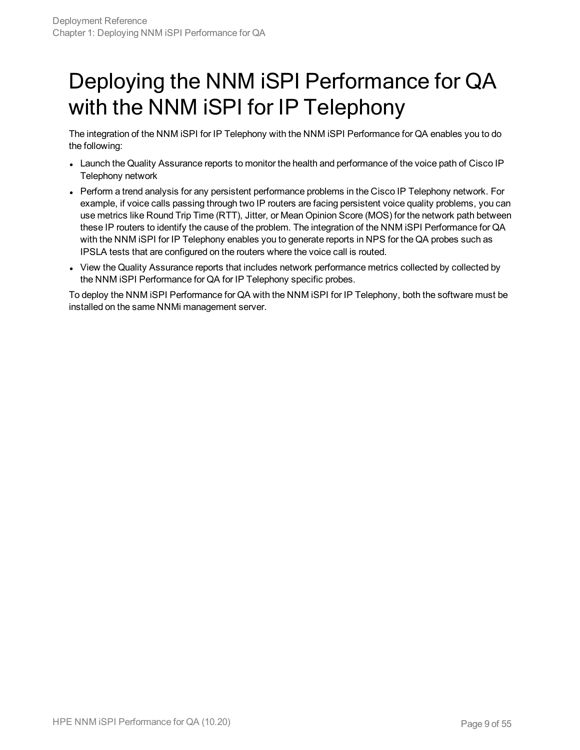# Deploying the NNM iSPI Performance for QA with the NNM iSPI for IP Telephony

The integration of the NNM iSPI for IP Telephony with the NNM iSPI Performance for QA enables you to do the following:

- Launch the Quality Assurance reports to monitor the health and performance of the voice path of Cisco IP Telephony network
- Perform a trend analysis for any persistent performance problems in the Cisco IP Telephony network. For example, if voice calls passing through two IP routers are facing persistent voice quality problems, you can use metrics like Round Trip Time (RTT), Jitter, or Mean Opinion Score (MOS) for the network path between these IP routers to identify the cause of the problem. The integration of the NNM iSPI Performance for QA with the NNM iSPI for IP Telephony enables you to generate reports in NPS for the QA probes such as IPSLA tests that are configured on the routers where the voice call is routed.
- View the Quality Assurance reports that includes network performance metrics collected by collected by the NNM iSPI Performance for QA for IP Telephony specific probes.

To deploy the NNM iSPI Performance for QA with the NNM iSPI for IP Telephony, both the software must be installed on the same NNMi management server.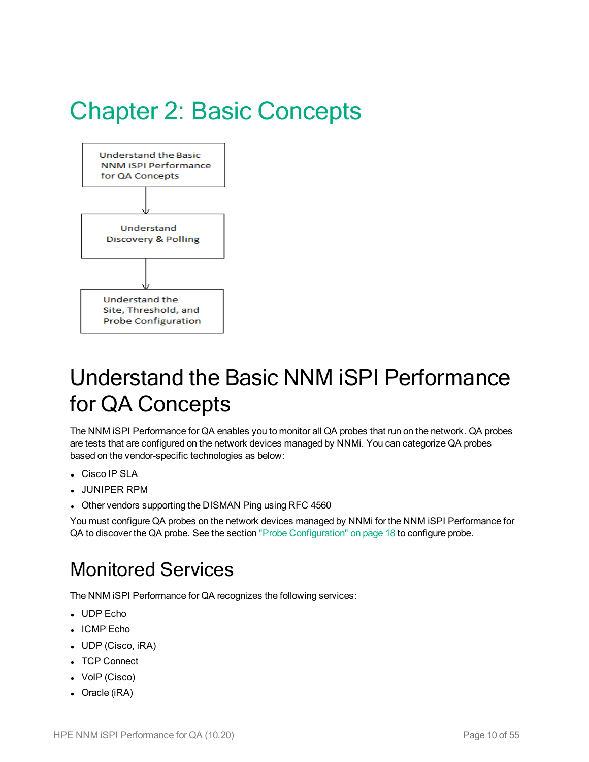# Chapter 2: Basic Concepts

Understand the Basic NNM iSPI Performance for QA Concepts

↓

Understand Discovery & Polling

↓

Understand the Site, Threshold, and Probe Configuration

## Understand the Basic NNM iSPI Performance for QA Concepts

The NNM iSPI Performance for QA enables you to monitor all QA probes that run on the network. QA probes are tests that are configured on the network devices managed by NNMi. You can categorize QA probes based on the vendor-specific technologies as below:

- Cisco IP SLA
- JUNIPER RPM
- Other vendors supporting the DISMAN Ping using RFC 4560

You must configure QA probes on the network devices managed by NNMi for the NNM iSPI Performance for QA to discover the QA probe. See the section "Probe Configuration" on page 18 to configure probe.

### Monitored Services

The NNM iSPI Performance for QA recognizes the following services:

- UDP Echo
- ICMP Echo
- UDP (Cisco, iRA)
- TCP Connect
- VoIP (Cisco)
- Oracle (iRA)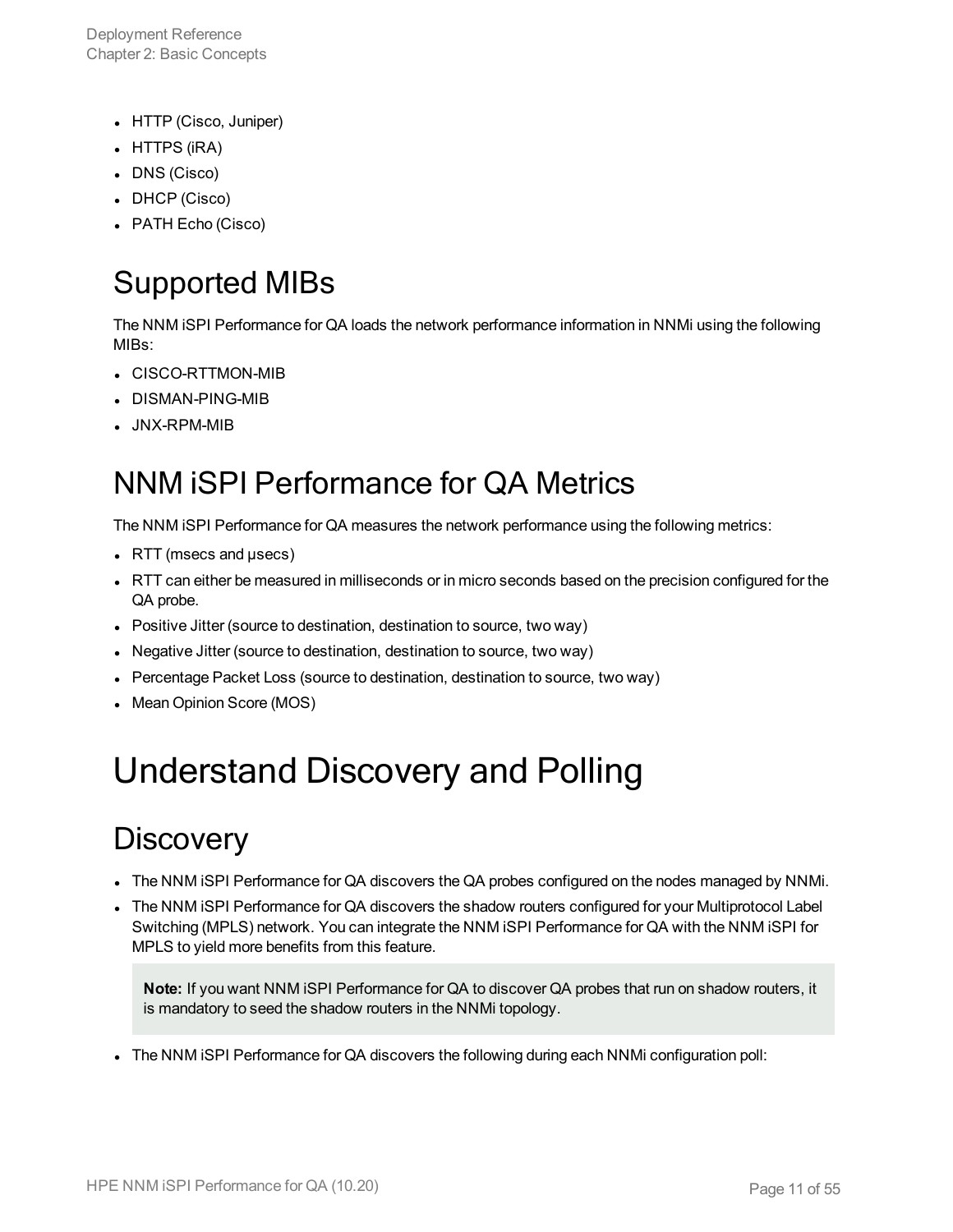- HTTP (Cisco, Juniper)
- HTTPS (iRA)
- DNS (Cisco)
- DHCP (Cisco)
- PATH Echo (Cisco)

## Supported MIBs

The NNM iSPI Performance for QA loads the network performance information in NNMi using the following MIBs:

- CISCO-RTTMON-MIB
- DISMAN-PING-MIB
- JNX-RPM-MIB

## NNM iSPI Performance for QA Metrics

The NNM iSPI Performance for QA measures the network performance using the following metrics:

- RTT (msecs and µsecs)
- RTT can either be measured in milliseconds or in micro seconds based on the precision configured for the QA probe.
- Positive Jitter (source to destination, destination to source, two way)
- Negative Jitter (source to destination, destination to source, two way)
- Percentage Packet Loss (source to destination, destination to source, two way)
- Mean Opinion Score (MOS)

# Understand Discovery and Polling

## Discovery

- The NNM iSPI Performance for QA discovers the QA probes configured on the nodes managed by NNMi.
- The NNM iSPI Performance for QA discovers the shadow routers configured for your Multiprotocol Label Switching (MPLS) network. You can integrate the NNM iSPI Performance for QA with the NNM iSPI for MPLS to yield more benefits from this feature.

  > **Note:** If you want NNM iSPI Performance for QA to discover QA probes that run on shadow routers, it is mandatory to seed the shadow routers in the NNMi topology.

- The NNM iSPI Performance for QA discovers the following during each NNMi configuration poll: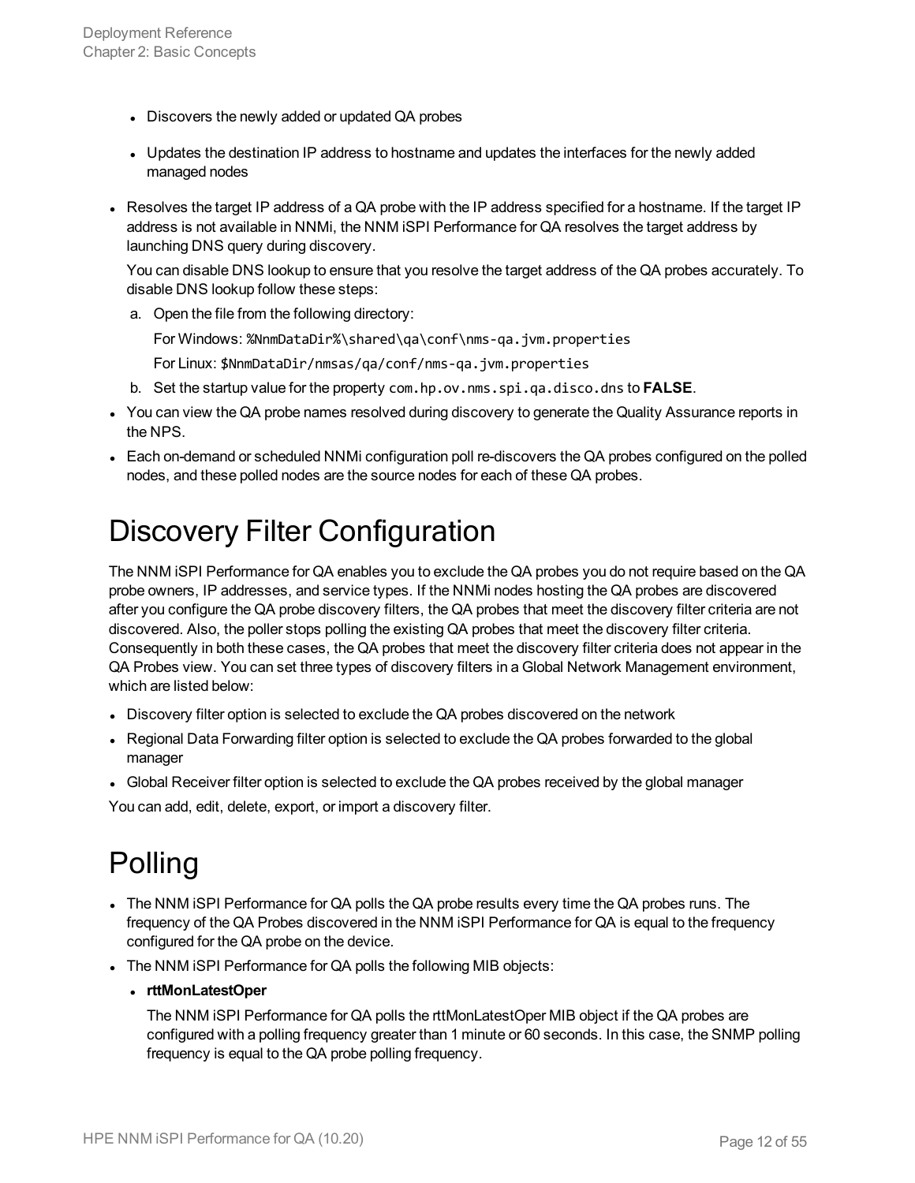- Discovers the newly added or updated QA probes
- Updates the destination IP address to hostname and updates the interfaces for the newly added managed nodes

- Resolves the target IP address of a QA probe with the IP address specified for a hostname. If the target IP address is not available in NNMi, the NNM iSPI Performance for QA resolves the target address by launching DNS query during discovery.

  You can disable DNS lookup to ensure that you resolve the target address of the QA probes accurately. To disable DNS lookup follow these steps:

  a. Open the file from the following directory:

     For Windows: `%NnmDataDir%\shared\qa\conf\nms-qa.jvm.properties`

     For Linux: `$NnmDataDir/nmsas/qa/conf/nms-qa.jvm.properties`

  b. Set the startup value for the property `com.hp.ov.nms.spi.qa.disco.dns` to **FALSE**.

- You can view the QA probe names resolved during discovery to generate the Quality Assurance reports in the NPS.
- Each on-demand or scheduled NNMi configuration poll re-discovers the QA probes configured on the polled nodes, and these polled nodes are the source nodes for each of these QA probes.

# Discovery Filter Configuration

The NNM iSPI Performance for QA enables you to exclude the QA probes you do not require based on the QA probe owners, IP addresses, and service types. If the NNMi nodes hosting the QA probes are discovered after you configure the QA probe discovery filters, the QA probes that meet the discovery filter criteria are not discovered. Also, the poller stops polling the existing QA probes that meet the discovery filter criteria. Consequently in both these cases, the QA probes that meet the discovery filter criteria does not appear in the QA Probes view. You can set three types of discovery filters in a Global Network Management environment, which are listed below:

- Discovery filter option is selected to exclude the QA probes discovered on the network
- Regional Data Forwarding filter option is selected to exclude the QA probes forwarded to the global manager
- Global Receiver filter option is selected to exclude the QA probes received by the global manager

You can add, edit, delete, export, or import a discovery filter.

# Polling

- The NNM iSPI Performance for QA polls the QA probe results every time the QA probes runs. The frequency of the QA Probes discovered in the NNM iSPI Performance for QA is equal to the frequency configured for the QA probe on the device.
- The NNM iSPI Performance for QA polls the following MIB objects:
  - **rttMonLatestOper**

    The NNM iSPI Performance for QA polls the rttMonLatestOper MIB object if the QA probes are configured with a polling frequency greater than 1 minute or 60 seconds. In this case, the SNMP polling frequency is equal to the QA probe polling frequency.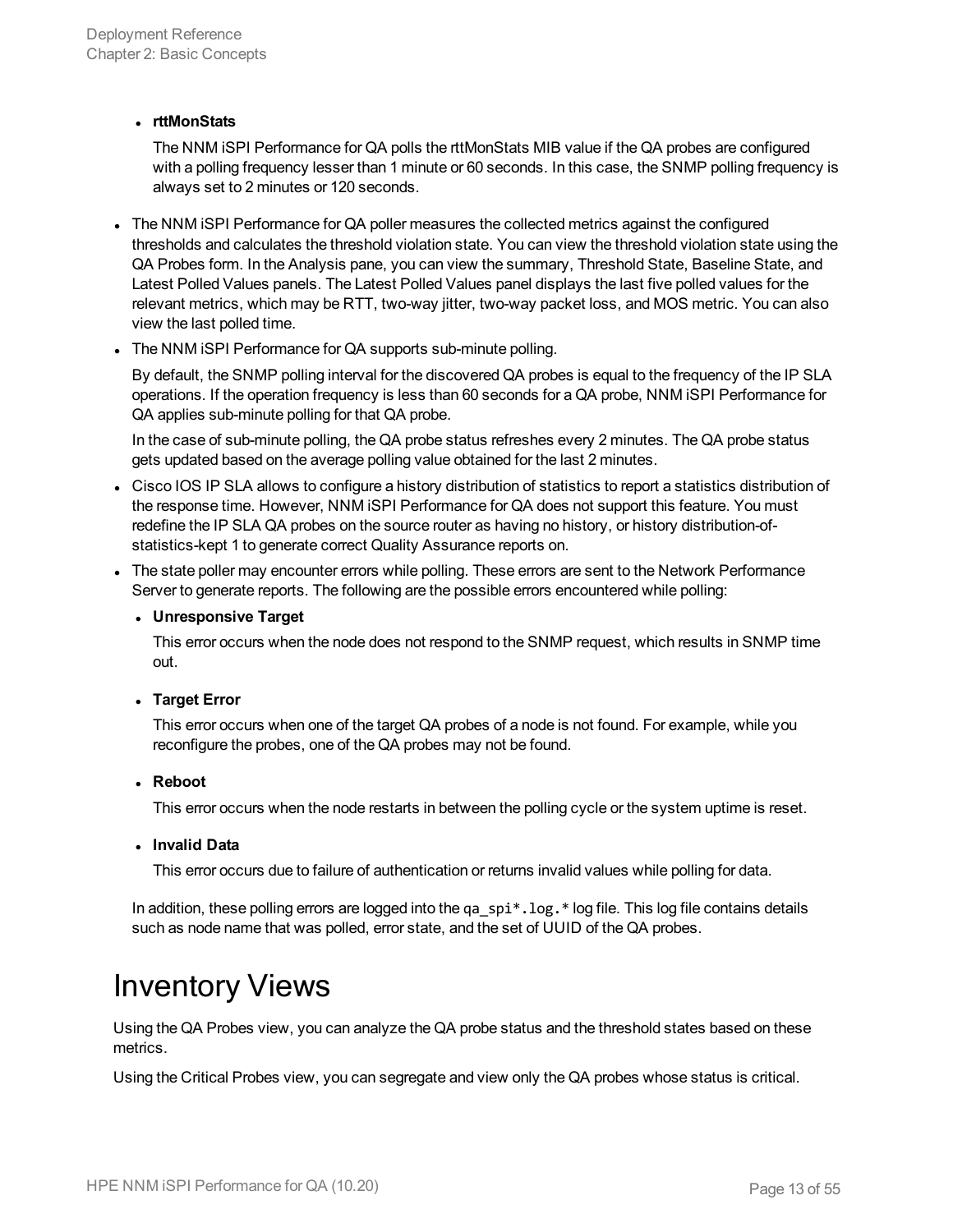- **rttMonStats**

  The NNM iSPI Performance for QA polls the rttMonStats MIB value if the QA probes are configured with a polling frequency lesser than 1 minute or 60 seconds. In this case, the SNMP polling frequency is always set to 2 minutes or 120 seconds.

- The NNM iSPI Performance for QA poller measures the collected metrics against the configured thresholds and calculates the threshold violation state. You can view the threshold violation state using the QA Probes form. In the Analysis pane, you can view the summary, Threshold State, Baseline State, and Latest Polled Values panels. The Latest Polled Values panel displays the last five polled values for the relevant metrics, which may be RTT, two-way jitter, two-way packet loss, and MOS metric. You can also view the last polled time.
- The NNM iSPI Performance for QA supports sub-minute polling.

  By default, the SNMP polling interval for the discovered QA probes is equal to the frequency of the IP SLA operations. If the operation frequency is less than 60 seconds for a QA probe, NNM iSPI Performance for QA applies sub-minute polling for that QA probe.

  In the case of sub-minute polling, the QA probe status refreshes every 2 minutes. The QA probe status gets updated based on the average polling value obtained for the last 2 minutes.

- Cisco IOS IP SLA allows to configure a history distribution of statistics to report a statistics distribution of the response time. However, NNM iSPI Performance for QA does not support this feature. You must redefine the IP SLA QA probes on the source router as having no history, or history distribution-of-statistics-kept 1 to generate correct Quality Assurance reports on.
- The state poller may encounter errors while polling. These errors are sent to the Network Performance Server to generate reports. The following are the possible errors encountered while polling:
  - **Unresponsive Target**

    This error occurs when the node does not respond to the SNMP request, which results in SNMP time out.

  - **Target Error**

    This error occurs when one of the target QA probes of a node is not found. For example, while you reconfigure the probes, one of the QA probes may not be found.

  - **Reboot**

    This error occurs when the node restarts in between the polling cycle or the system uptime is reset.

  - **Invalid Data**

    This error occurs due to failure of authentication or returns invalid values while polling for data.

  In addition, these polling errors are logged into the `qa_spi*.log.*` log file. This log file contains details such as node name that was polled, error state, and the set of UUID of the QA probes.

# Inventory Views

Using the QA Probes view, you can analyze the QA probe status and the threshold states based on these metrics.

Using the Critical Probes view, you can segregate and view only the QA probes whose status is critical.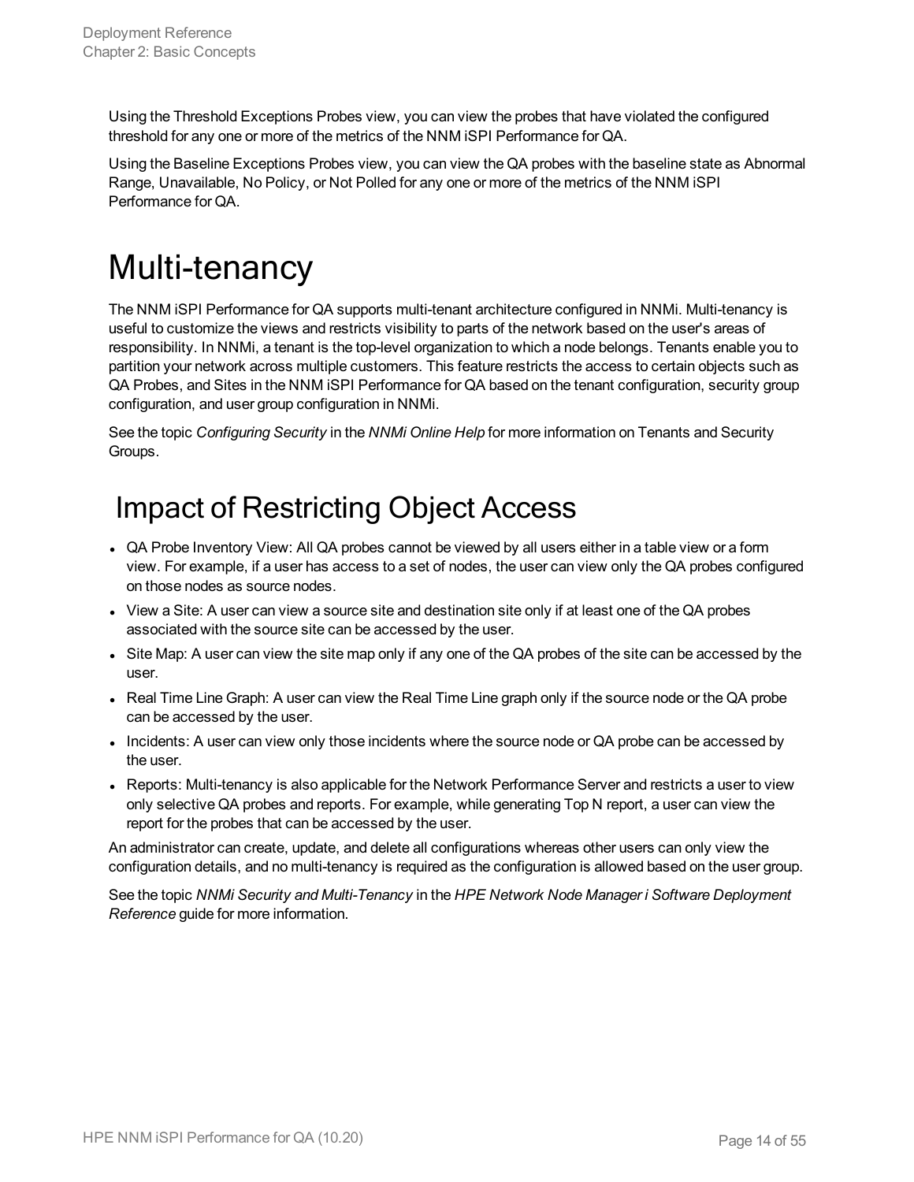Using the Threshold Exceptions Probes view, you can view the probes that have violated the configured threshold for any one or more of the metrics of the NNM iSPI Performance for QA.

Using the Baseline Exceptions Probes view, you can view the QA probes with the baseline state as Abnormal Range, Unavailable, No Policy, or Not Polled for any one or more of the metrics of the NNM iSPI Performance for QA.

# Multi-tenancy

The NNM iSPI Performance for QA supports multi-tenant architecture configured in NNMi. Multi-tenancy is useful to customize the views and restricts visibility to parts of the network based on the user's areas of responsibility. In NNMi, a tenant is the top-level organization to which a node belongs. Tenants enable you to partition your network across multiple customers. This feature restricts the access to certain objects such as QA Probes, and Sites in the NNM iSPI Performance for QA based on the tenant configuration, security group configuration, and user group configuration in NNMi.

See the topic *Configuring Security* in the *NNMi Online Help* for more information on Tenants and Security Groups.

## Impact of Restricting Object Access

- QA Probe Inventory View: All QA probes cannot be viewed by all users either in a table view or a form view. For example, if a user has access to a set of nodes, the user can view only the QA probes configured on those nodes as source nodes.
- View a Site: A user can view a source site and destination site only if at least one of the QA probes associated with the source site can be accessed by the user.
- Site Map: A user can view the site map only if any one of the QA probes of the site can be accessed by the user.
- Real Time Line Graph: A user can view the Real Time Line graph only if the source node or the QA probe can be accessed by the user.
- Incidents: A user can view only those incidents where the source node or QA probe can be accessed by the user.
- Reports: Multi-tenancy is also applicable for the Network Performance Server and restricts a user to view only selective QA probes and reports. For example, while generating Top N report, a user can view the report for the probes that can be accessed by the user.

An administrator can create, update, and delete all configurations whereas other users can only view the configuration details, and no multi-tenancy is required as the configuration is allowed based on the user group.

See the topic *NNMi Security and Multi-Tenancy* in the *HPE Network Node Manager i Software Deployment Reference* guide for more information.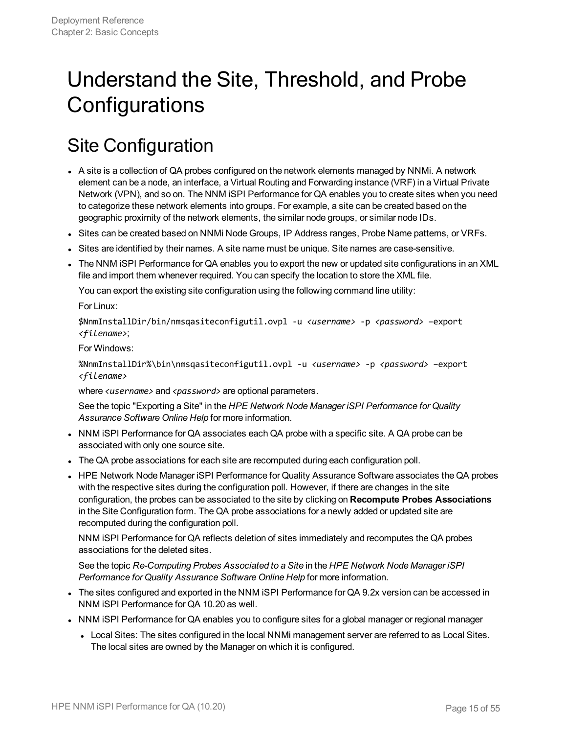# Understand the Site, Threshold, and Probe Configurations

## Site Configuration

- A site is a collection of QA probes configured on the network elements managed by NNMi. A network element can be a node, an interface, a Virtual Routing and Forwarding instance (VRF) in a Virtual Private Network (VPN), and so on. The NNM iSPI Performance for QA enables you to create sites when you need to categorize these network elements into groups. For example, a site can be created based on the geographic proximity of the network elements, the similar node groups, or similar node IDs.
- Sites can be created based on NNMi Node Groups, IP Address ranges, Probe Name patterns, or VRFs.
- Sites are identified by their names. A site name must be unique. Site names are case-sensitive.
- The NNM iSPI Performance for QA enables you to export the new or updated site configurations in an XML file and import them whenever required. You can specify the location to store the XML file.

  You can export the existing site configuration using the following command line utility:

  For Linux:

  `$NnmInstallDir/bin/nmsqasiteconfigutil.ovpl -u <username> -p <password> –export <filename>`;

  For Windows:

  `%NnmInstallDir%\bin\nmsqasiteconfigutil.ovpl -u <username> -p <password> –export <filename>`

  where `<username>` and `<password>` are optional parameters.

  See the topic "Exporting a Site" in the *HPE Network Node Manager iSPI Performance for Quality Assurance Software Online Help* for more information.
- NNM iSPI Performance for QA associates each QA probe with a specific site. A QA probe can be associated with only one source site.
- The QA probe associations for each site are recomputed during each configuration poll.
- HPE Network Node Manager iSPI Performance for Quality Assurance Software associates the QA probes with the respective sites during the configuration poll. However, if there are changes in the site configuration, the probes can be associated to the site by clicking on **Recompute Probes Associations** in the Site Configuration form. The QA probe associations for a newly added or updated site are recomputed during the configuration poll.

  NNM iSPI Performance for QA reflects deletion of sites immediately and recomputes the QA probes associations for the deleted sites.

  See the topic *Re-Computing Probes Associated to a Site* in the *HPE Network Node Manager iSPI Performance for Quality Assurance Software Online Help* for more information.
- The sites configured and exported in the NNM iSPI Performance for QA 9.2x version can be accessed in NNM iSPI Performance for QA 10.20 as well.
- NNM iSPI Performance for QA enables you to configure sites for a global manager or regional manager
  - Local Sites: The sites configured in the local NNMi management server are referred to as Local Sites. The local sites are owned by the Manager on which it is configured.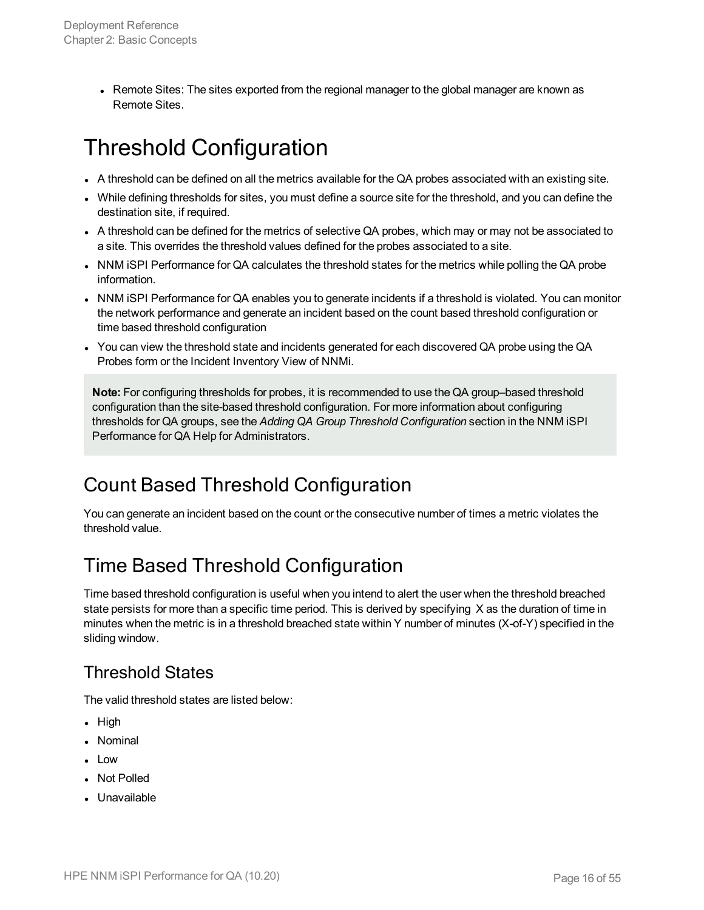- Remote Sites: The sites exported from the regional manager to the global manager are known as Remote Sites.

# Threshold Configuration

- A threshold can be defined on all the metrics available for the QA probes associated with an existing site.
- While defining thresholds for sites, you must define a source site for the threshold, and you can define the destination site, if required.
- A threshold can be defined for the metrics of selective QA probes, which may or may not be associated to a site. This overrides the threshold values defined for the probes associated to a site.
- NNM iSPI Performance for QA calculates the threshold states for the metrics while polling the QA probe information.
- NNM iSPI Performance for QA enables you to generate incidents if a threshold is violated. You can monitor the network performance and generate an incident based on the count based threshold configuration or time based threshold configuration
- You can view the threshold state and incidents generated for each discovered QA probe using the QA Probes form or the Incident Inventory View of NNMi.

**Note:** For configuring thresholds for probes, it is recommended to use the QA group–based threshold configuration than the site-based threshold configuration. For more information about configuring thresholds for QA groups, see the *Adding QA Group Threshold Configuration* section in the NNM iSPI Performance for QA Help for Administrators.

## Count Based Threshold Configuration

You can generate an incident based on the count or the consecutive number of times a metric violates the threshold value.

## Time Based Threshold Configuration

Time based threshold configuration is useful when you intend to alert the user when the threshold breached state persists for more than a specific time period. This is derived by specifying X as the duration of time in minutes when the metric is in a threshold breached state within Y number of minutes (X-of-Y) specified in the sliding window.

### Threshold States

The valid threshold states are listed below:

- High
- Nominal
- Low
- Not Polled
- Unavailable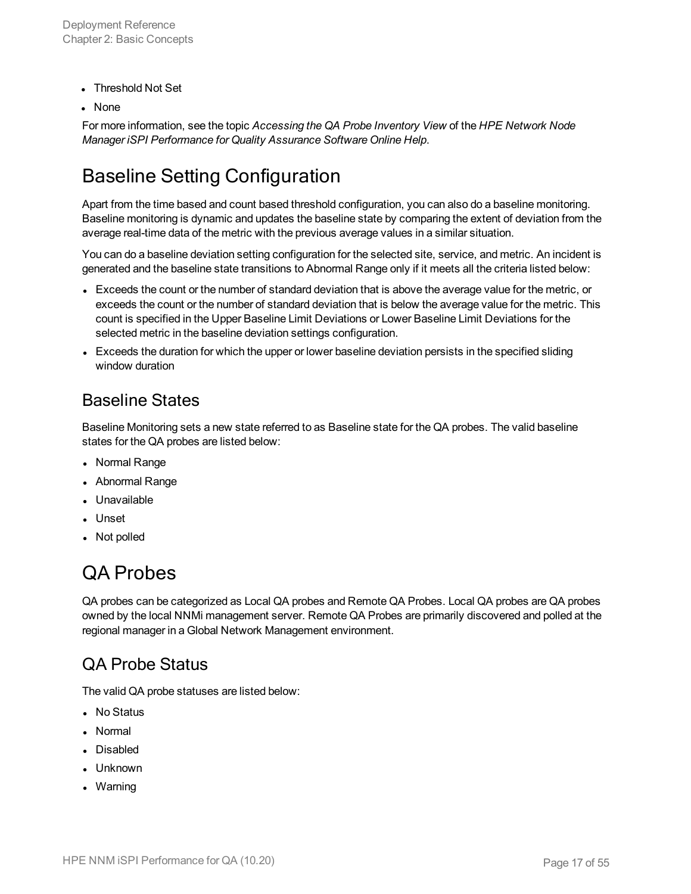- Threshold Not Set
- None

For more information, see the topic *Accessing the QA Probe Inventory View* of the *HPE Network Node Manager iSPI Performance for Quality Assurance Software Online Help*.

# Baseline Setting Configuration

Apart from the time based and count based threshold configuration, you can also do a baseline monitoring. Baseline monitoring is dynamic and updates the baseline state by comparing the extent of deviation from the average real-time data of the metric with the previous average values in a similar situation.

You can do a baseline deviation setting configuration for the selected site, service, and metric. An incident is generated and the baseline state transitions to Abnormal Range only if it meets all the criteria listed below:

- Exceeds the count or the number of standard deviation that is above the average value for the metric, or exceeds the count or the number of standard deviation that is below the average value for the metric. This count is specified in the Upper Baseline Limit Deviations or Lower Baseline Limit Deviations for the selected metric in the baseline deviation settings configuration.
- Exceeds the duration for which the upper or lower baseline deviation persists in the specified sliding window duration

## Baseline States

Baseline Monitoring sets a new state referred to as Baseline state for the QA probes. The valid baseline states for the QA probes are listed below:

- Normal Range
- Abnormal Range
- Unavailable
- Unset
- Not polled

# QA Probes

QA probes can be categorized as Local QA probes and Remote QA Probes. Local QA probes are QA probes owned by the local NNMi management server. Remote QA Probes are primarily discovered and polled at the regional manager in a Global Network Management environment.

## QA Probe Status

The valid QA probe statuses are listed below:

- No Status
- Normal
- Disabled
- Unknown
- Warning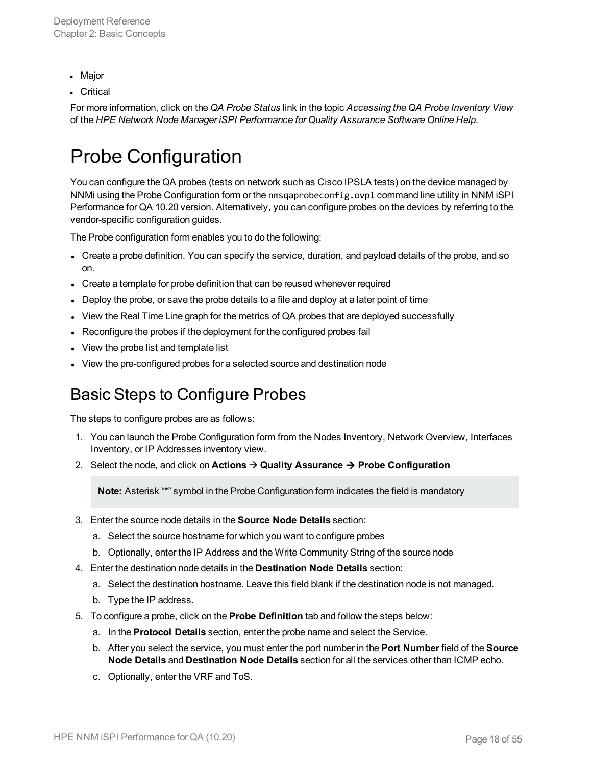- Major
- Critical

For more information, click on the *QA Probe Status* link in the topic *Accessing the QA Probe Inventory View* of the *HPE Network Node Manager iSPI Performance for Quality Assurance Software Online Help*.

# Probe Configuration

You can configure the QA probes (tests on network such as Cisco IPSLA tests) on the device managed by NNMi using the Probe Configuration form or the `nmsqaprobeconfig.ovpl` command line utility in NNM iSPI Performance for QA 10.20 version. Alternatively, you can configure probes on the devices by referring to the vendor-specific configuration guides.

The Probe configuration form enables you to do the following:

- Create a probe definition. You can specify the service, duration, and payload details of the probe, and so on.
- Create a template for probe definition that can be reused whenever required
- Deploy the probe, or save the probe details to a file and deploy at a later point of time
- View the Real Time Line graph for the metrics of QA probes that are deployed successfully
- Reconfigure the probes if the deployment for the configured probes fail
- View the probe list and template list
- View the pre-configured probes for a selected source and destination node

## Basic Steps to Configure Probes

The steps to configure probes are as follows:

1. You can launch the Probe Configuration form from the Nodes Inventory, Network Overview, Interfaces Inventory, or IP Addresses inventory view.
2. Select the node, and click on **Actions** → **Quality Assurance → Probe Configuration**

   > **Note:** Asterisk "*" symbol in the Probe Configuration form indicates the field is mandatory

3. Enter the source node details in the **Source Node Details** section:
   a. Select the source hostname for which you want to configure probes
   b. Optionally, enter the IP Address and the Write Community String of the source node
4. Enter the destination node details in the **Destination Node Details** section:
   a. Select the destination hostname. Leave this field blank if the destination node is not managed.
   b. Type the IP address.
5. To configure a probe, click on the **Probe Definition** tab and follow the steps below:
   a. In the **Protocol Details** section, enter the probe name and select the Service.
   b. After you select the service, you must enter the port number in the **Port Number** field of the **Source Node Details** and **Destination Node Details** section for all the services other than ICMP echo.
   c. Optionally, enter the VRF and ToS.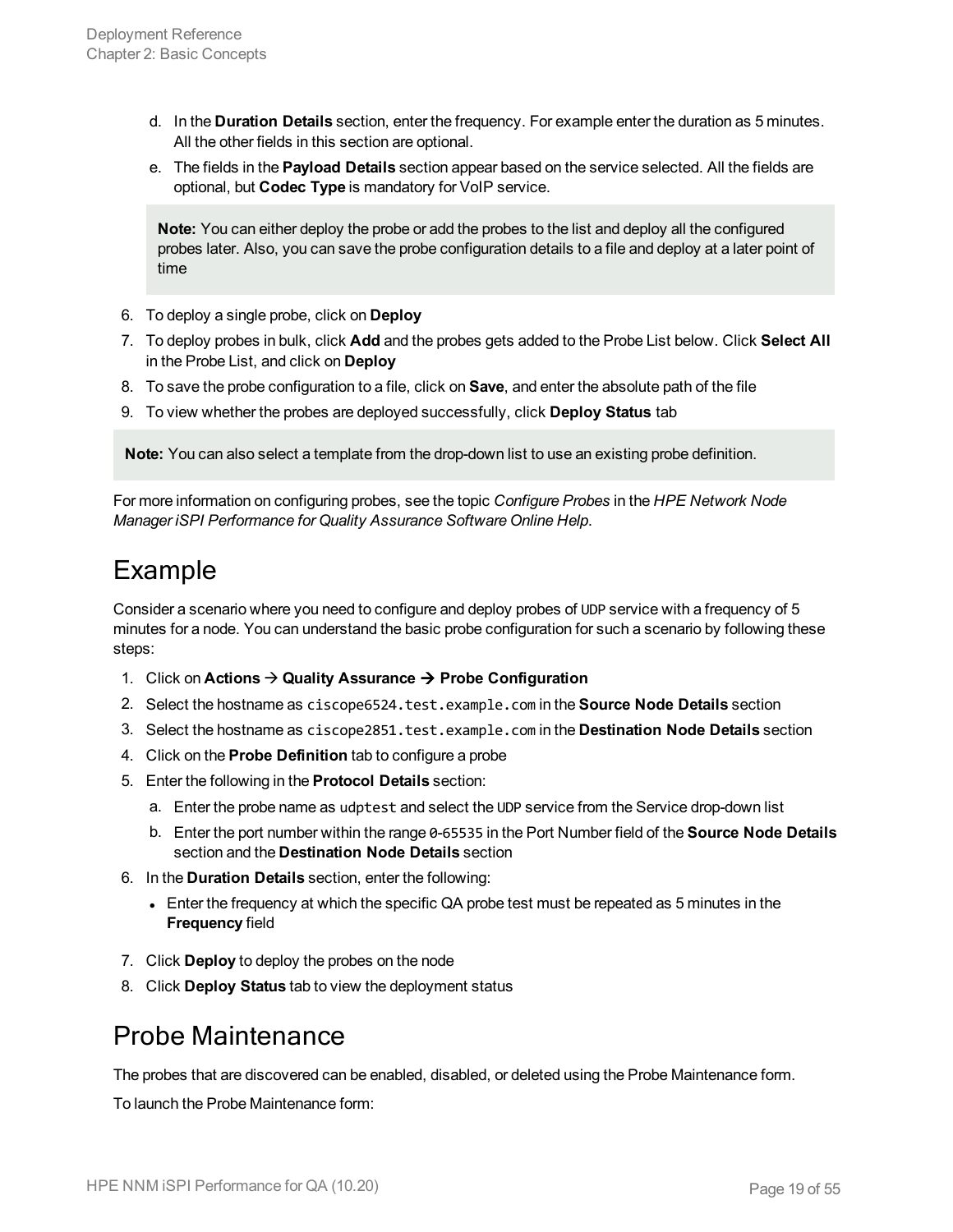d. In the **Duration Details** section, enter the frequency. For example enter the duration as 5 minutes. All the other fields in this section are optional.
   e. The fields in the **Payload Details** section appear based on the service selected. All the fields are optional, but **Codec Type** is mandatory for VoIP service.

   > **Note:** You can either deploy the probe or add the probes to the list and deploy all the configured probes later. Also, you can save the probe configuration details to a file and deploy at a later point of time

6. To deploy a single probe, click on **Deploy**
7. To deploy probes in bulk, click **Add** and the probes gets added to the Probe List below. Click **Select All** in the Probe List, and click on **Deploy**
8. To save the probe configuration to a file, click on **Save**, and enter the absolute path of the file
9. To view whether the probes are deployed successfully, click **Deploy Status** tab

> **Note:** You can also select a template from the drop-down list to use an existing probe definition.

For more information on configuring probes, see the topic *Configure Probes* in the *HPE Network Node Manager iSPI Performance for Quality Assurance Software Online Help*.

## Example

Consider a scenario where you need to configure and deploy probes of `UDP` service with a frequency of 5 minutes for a node. You can understand the basic probe configuration for such a scenario by following these steps:

1. Click on **Actions → Quality Assurance → Probe Configuration**
2. Select the hostname as `ciscope6524.test.example.com` in the **Source Node Details** section
3. Select the hostname as `ciscope2851.test.example.com` in the **Destination Node Details** section
4. Click on the **Probe Definition** tab to configure a probe
5. Enter the following in the **Protocol Details** section:
   a. Enter the probe name as `udptest` and select the `UDP` service from the Service drop-down list
   b. Enter the port number within the range `0-65535` in the Port Number field of the **Source Node Details** section and the **Destination Node Details** section
6. In the **Duration Details** section, enter the following:
   - Enter the frequency at which the specific QA probe test must be repeated as 5 minutes in the **Frequency** field
7. Click **Deploy** to deploy the probes on the node
8. Click **Deploy Status** tab to view the deployment status

## Probe Maintenance

The probes that are discovered can be enabled, disabled, or deleted using the Probe Maintenance form.

To launch the Probe Maintenance form: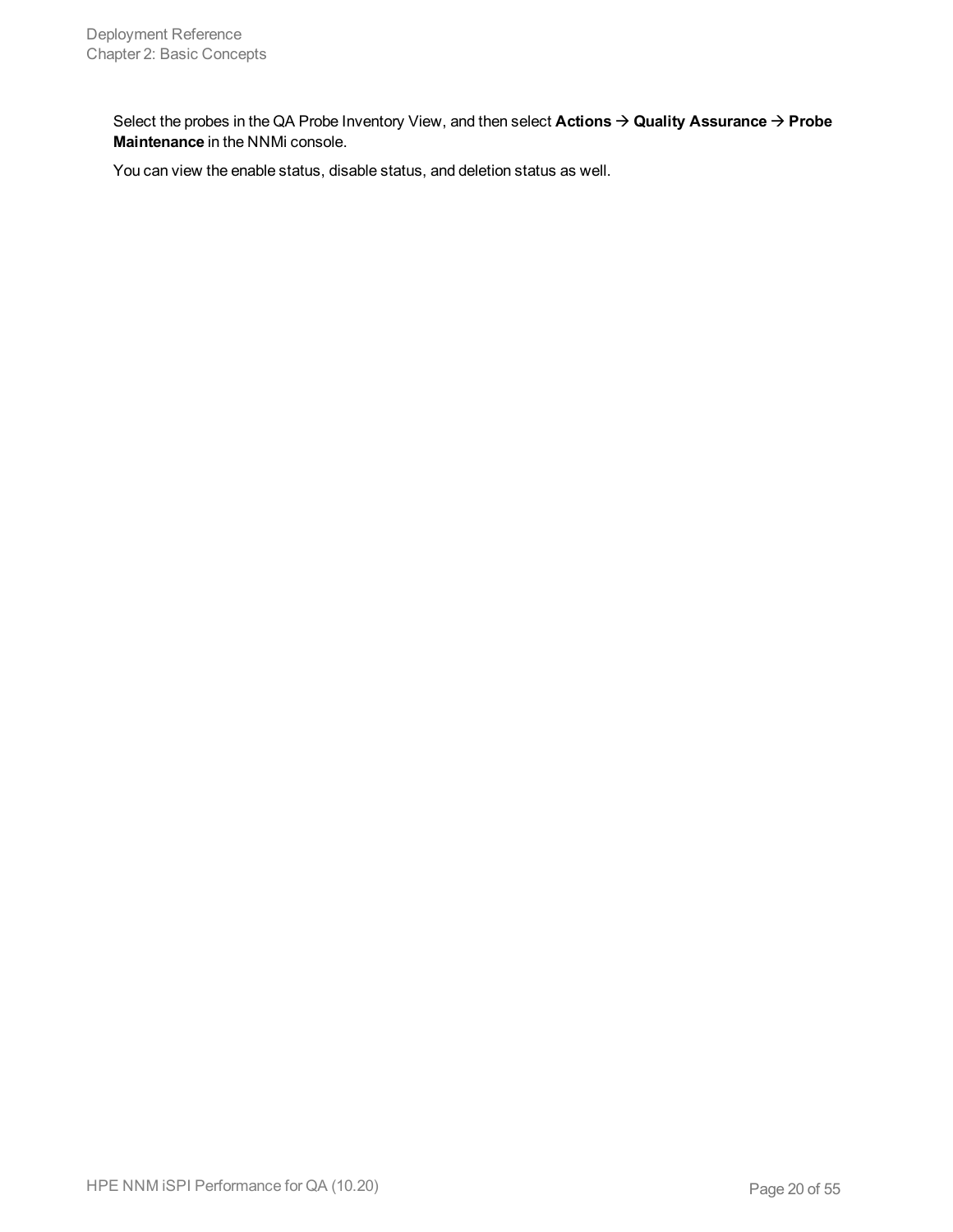Select the probes in the QA Probe Inventory View, and then select **Actions** → **Quality Assurance** → **Probe Maintenance** in the NNMi console.

You can view the enable status, disable status, and deletion status as well.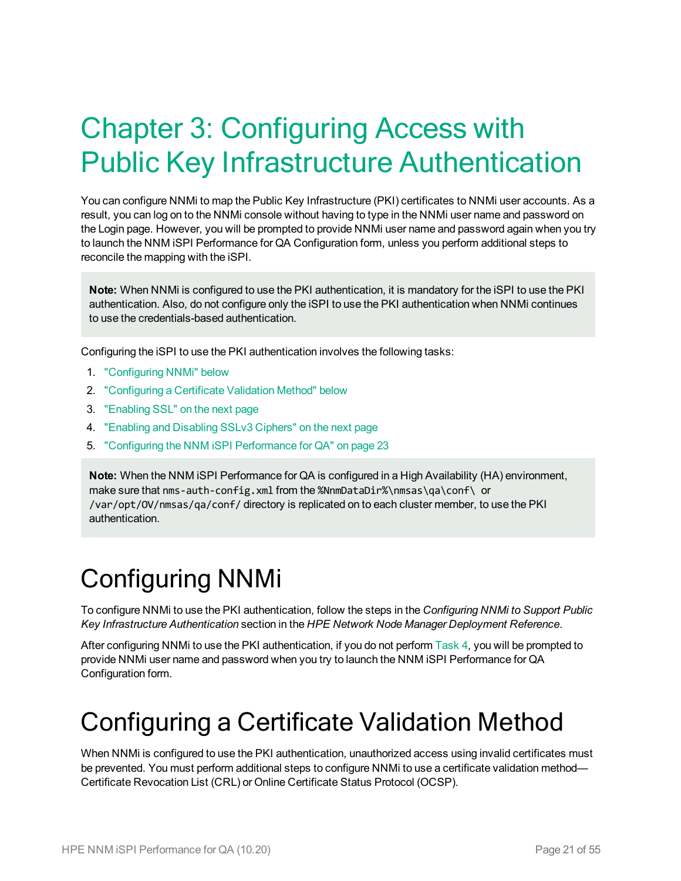# Chapter 3: Configuring Access with Public Key Infrastructure Authentication

You can configure NNMi to map the Public Key Infrastructure (PKI) certificates to NNMi user accounts. As a result, you can log on to the NNMi console without having to type in the NNMi user name and password on the Login page. However, you will be prompted to provide NNMi user name and password again when you try to launch the NNM iSPI Performance for QA Configuration form, unless you perform additional steps to reconcile the mapping with the iSPI.

> **Note:** When NNMi is configured to use the PKI authentication, it is mandatory for the iSPI to use the PKI authentication. Also, do not configure only the iSPI to use the PKI authentication when NNMi continues to use the credentials-based authentication.

Configuring the iSPI to use the PKI authentication involves the following tasks:

1. "Configuring NNMi" below
2. "Configuring a Certificate Validation Method" below
3. "Enabling SSL" on the next page
4. "Enabling and Disabling SSLv3 Ciphers" on the next page
5. "Configuring the NNM iSPI Performance for QA" on page 23

> **Note:** When the NNM iSPI Performance for QA is configured in a High Availability (HA) environment, make sure that `nms-auth-config.xml` from the `%NnmDataDir%\nmsas\qa\conf\` or `/var/opt/OV/nmsas/qa/conf/` directory is replicated on to each cluster member, to use the PKI authentication.

# Configuring NNMi

To configure NNMi to use the PKI authentication, follow the steps in the *Configuring NNMi to Support Public Key Infrastructure Authentication* section in the *HPE Network Node Manager Deployment Reference*.

After configuring NNMi to use the PKI authentication, if you do not perform Task 4, you will be prompted to provide NNMi user name and password when you try to launch the NNM iSPI Performance for QA Configuration form.

# Configuring a Certificate Validation Method

When NNMi is configured to use the PKI authentication, unauthorized access using invalid certificates must be prevented. You must perform additional steps to configure NNMi to use a certificate validation method—Certificate Revocation List (CRL) or Online Certificate Status Protocol (OCSP).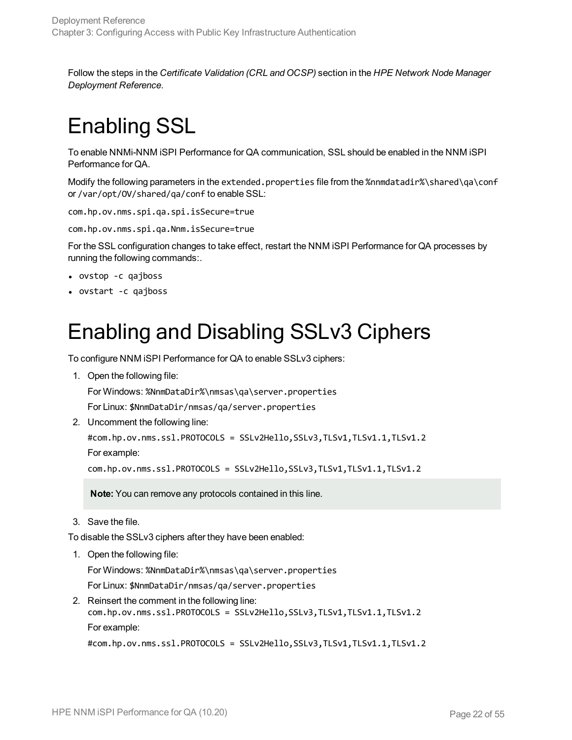Follow the steps in the *Certificate Validation (CRL and OCSP)* section in the *HPE Network Node Manager Deployment Reference*.

# Enabling SSL

To enable NNMi-NNM iSPI Performance for QA communication, SSL should be enabled in the NNM iSPI Performance for QA.

Modify the following parameters in the `extended.properties` file from the `%nnmdatadir%\shared\qa\conf` or `/var/opt/OV/shared/qa/conf` to enable SSL:

```
com.hp.ov.nms.spi.qa.spi.isSecure=true
```

```
com.hp.ov.nms.spi.qa.Nnm.isSecure=true
```

For the SSL configuration changes to take effect, restart the NNM iSPI Performance for QA processes by running the following commands:.

- `ovstop -c qajboss`
- `ovstart -c qajboss`

# Enabling and Disabling SSLv3 Ciphers

To configure NNM iSPI Performance for QA to enable SSLv3 ciphers:

1. Open the following file:

   For Windows: `%NnmDataDir%\nmsas\qa\server.properties`

   For Linux: `$NnmDataDir/nmsas/qa/server.properties`

2. Uncomment the following line:

   `#com.hp.ov.nms.ssl.PROTOCOLS = SSLv2Hello,SSLv3,TLSv1,TLSv1.1,TLSv1.2`

   For example:

   `com.hp.ov.nms.ssl.PROTOCOLS = SSLv2Hello,SSLv3,TLSv1,TLSv1.1,TLSv1.2`

   > **Note:** You can remove any protocols contained in this line.

3. Save the file.

To disable the SSLv3 ciphers after they have been enabled:

1. Open the following file:

   For Windows: `%NnmDataDir%\nmsas\qa\server.properties`

   For Linux: `$NnmDataDir/nmsas/qa/server.properties`

2. Reinsert the comment in the following line:

   `com.hp.ov.nms.ssl.PROTOCOLS = SSLv2Hello,SSLv3,TLSv1,TLSv1.1,TLSv1.2`

   For example:

   `#com.hp.ov.nms.ssl.PROTOCOLS = SSLv2Hello,SSLv3,TLSv1,TLSv1.1,TLSv1.2`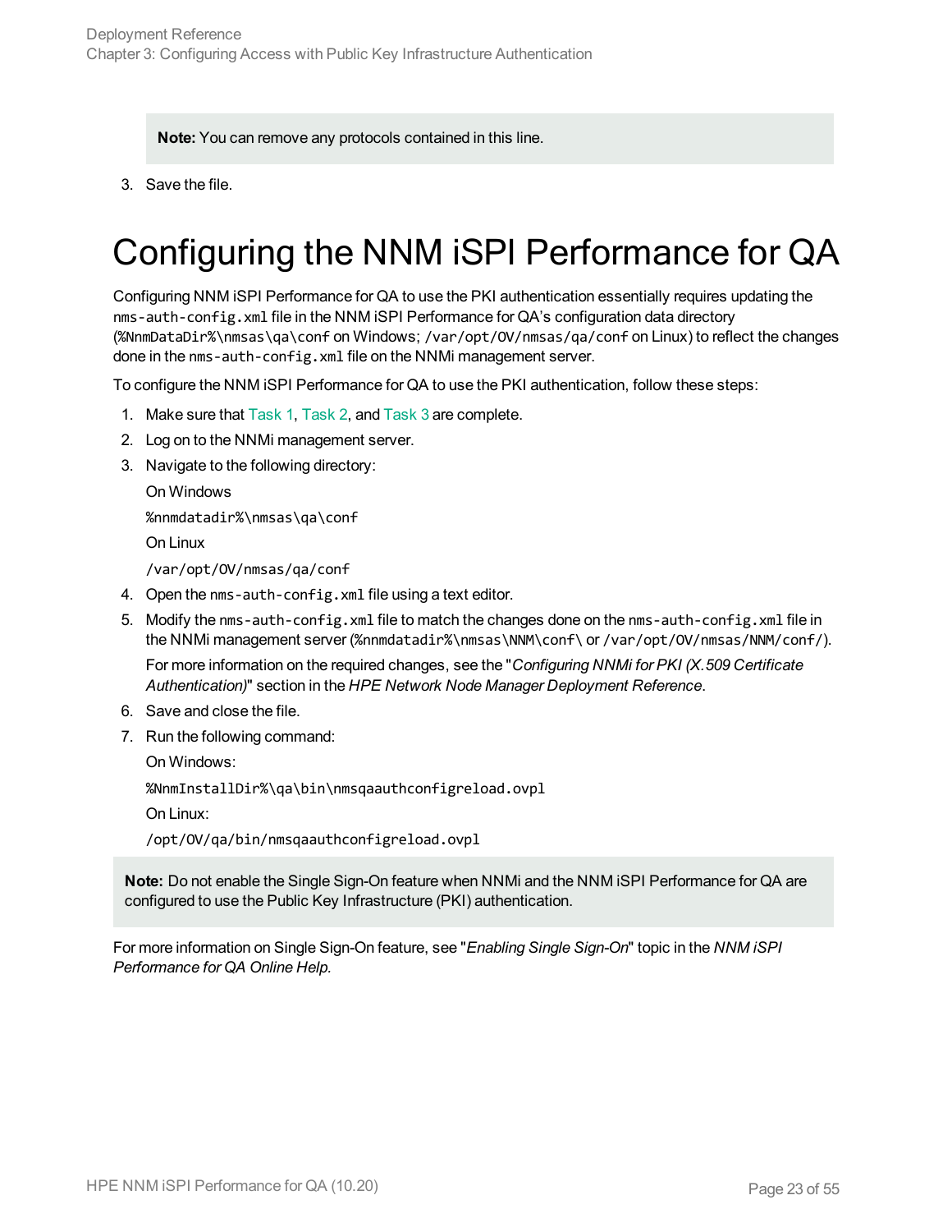> **Note:** You can remove any protocols contained in this line.

3. Save the file.

# Configuring the NNM iSPI Performance for QA

Configuring NNM iSPI Performance for QA to use the PKI authentication essentially requires updating the `nms-auth-config.xml` file in the NNM iSPI Performance for QA's configuration data directory (`%NnmDataDir%\nmsas\qa\conf` on Windows; `/var/opt/OV/nmsas/qa/conf` on Linux) to reflect the changes done in the `nms-auth-config.xml` file on the NNMi management server.

To configure the NNM iSPI Performance for QA to use the PKI authentication, follow these steps:

1. Make sure that Task 1, Task 2, and Task 3 are complete.
2. Log on to the NNMi management server.
3. Navigate to the following directory:

   On Windows

   `%nnmdatadir%\nmsas\qa\conf`

   On Linux

   `/var/opt/OV/nmsas/qa/conf`
4. Open the `nms-auth-config.xml` file using a text editor.
5. Modify the `nms-auth-config.xml` file to match the changes done on the `nms-auth-config.xml` file in the NNMi management server (`%nnmdatadir%\nmsas\NNM\conf\` or `/var/opt/OV/nmsas/NNM/conf/`).

   For more information on the required changes, see the "*Configuring NNMi for PKI (X.509 Certificate Authentication)*" section in the *HPE Network Node Manager Deployment Reference*.
6. Save and close the file.
7. Run the following command:

   On Windows:

   `%NnmInstallDir%\qa\bin\nmsqaauthconfigreload.ovpl`

   On Linux:

   `/opt/OV/qa/bin/nmsqaauthconfigreload.ovpl`

> **Note:** Do not enable the Single Sign-On feature when NNMi and the NNM iSPI Performance for QA are configured to use the Public Key Infrastructure (PKI) authentication.

For more information on Single Sign-On feature, see "*Enabling Single Sign-On*" topic in the *NNM iSPI Performance for QA Online Help.*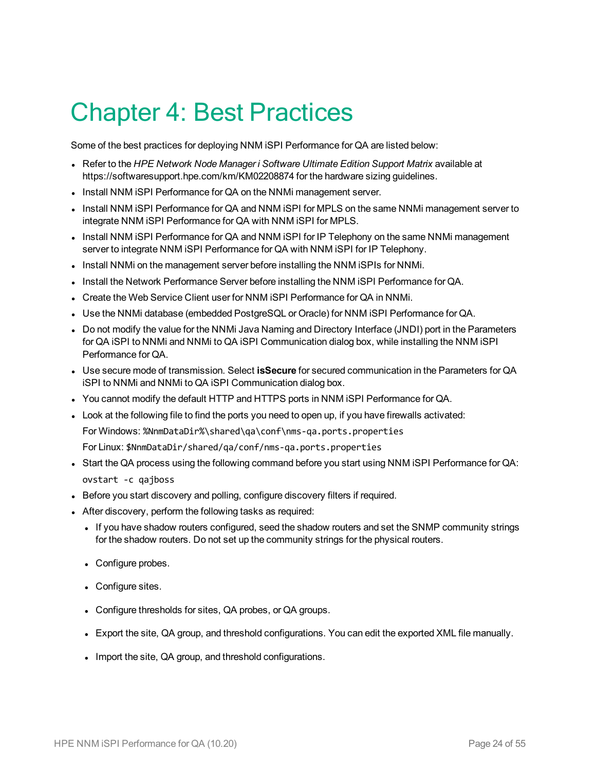# Chapter 4: Best Practices

Some of the best practices for deploying NNM iSPI Performance for QA are listed below:

- Refer to the *HPE Network Node Manager i Software Ultimate Edition Support Matrix* available at https://softwaresupport.hpe.com/km/KM02208874 for the hardware sizing guidelines.
- Install NNM iSPI Performance for QA on the NNMi management server.
- Install NNM iSPI Performance for QA and NNM iSPI for MPLS on the same NNMi management server to integrate NNM iSPI Performance for QA with NNM iSPI for MPLS.
- Install NNM iSPI Performance for QA and NNM iSPI for IP Telephony on the same NNMi management server to integrate NNM iSPI Performance for QA with NNM iSPI for IP Telephony.
- Install NNMi on the management server before installing the NNM iSPIs for NNMi.
- Install the Network Performance Server before installing the NNM iSPI Performance for QA.
- Create the Web Service Client user for NNM iSPI Performance for QA in NNMi.
- Use the NNMi database (embedded PostgreSQL or Oracle) for NNM iSPI Performance for QA.
- Do not modify the value for the NNMi Java Naming and Directory Interface (JNDI) port in the Parameters for QA iSPI to NNMi and NNMi to QA iSPI Communication dialog box, while installing the NNM iSPI Performance for QA.
- Use secure mode of transmission. Select **isSecure** for secured communication in the Parameters for QA iSPI to NNMi and NNMi to QA iSPI Communication dialog box.
- You cannot modify the default HTTP and HTTPS ports in NNM iSPI Performance for QA.
- Look at the following file to find the ports you need to open up, if you have firewalls activated:

  For Windows: `%NnmDataDir%\shared\qa\conf\nms-qa.ports.properties`

  For Linux: `$NnmDataDir/shared/qa/conf/nms-qa.ports.properties`
- Start the QA process using the following command before you start using NNM iSPI Performance for QA:

  ```
  ovstart -c qajboss
  ```
- Before you start discovery and polling, configure discovery filters if required.
- After discovery, perform the following tasks as required:
  - If you have shadow routers configured, seed the shadow routers and set the SNMP community strings for the shadow routers. Do not set up the community strings for the physical routers.
  - Configure probes.
  - Configure sites.
  - Configure thresholds for sites, QA probes, or QA groups.
  - Export the site, QA group, and threshold configurations. You can edit the exported XML file manually.
  - Import the site, QA group, and threshold configurations.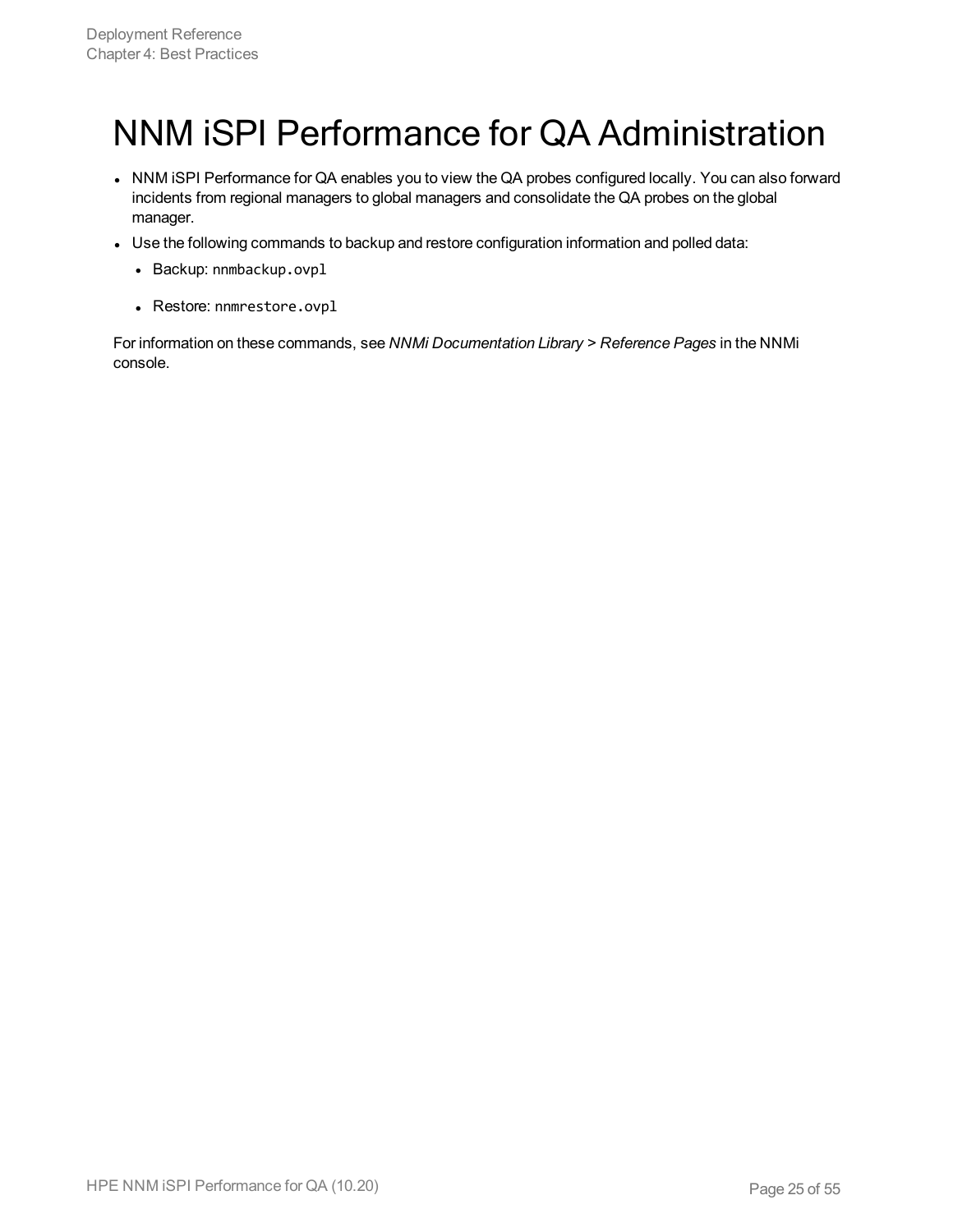# NNM iSPI Performance for QA Administration

- NNM iSPI Performance for QA enables you to view the QA probes configured locally. You can also forward incidents from regional managers to global managers and consolidate the QA probes on the global manager.
- Use the following commands to backup and restore configuration information and polled data:
  - Backup: `nnmbackup.ovpl`
  - Restore: `nnmrestore.ovpl`

For information on these commands, see *NNMi Documentation Library > Reference Pages* in the NNMi console.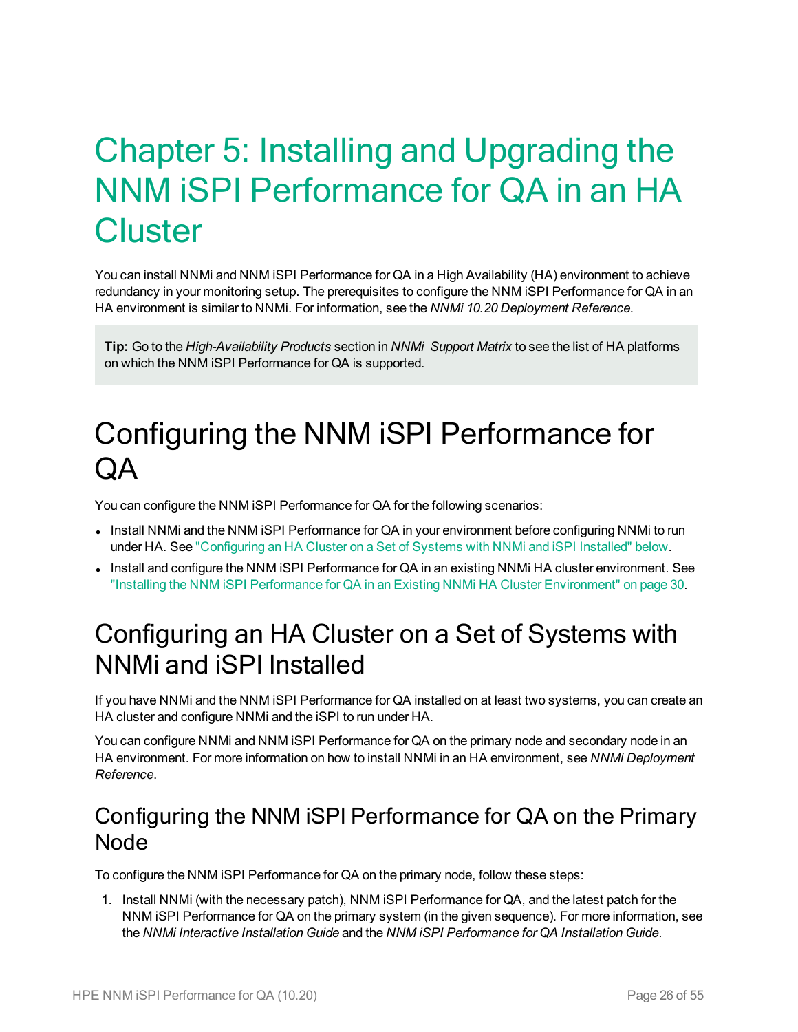# Chapter 5: Installing and Upgrading the NNM iSPI Performance for QA in an HA Cluster

You can install NNMi and NNM iSPI Performance for QA in a High Availability (HA) environment to achieve redundancy in your monitoring setup. The prerequisites to configure the NNM iSPI Performance for QA in an HA environment is similar to NNMi. For information, see the *NNMi 10.20 Deployment Reference.*

> **Tip:** Go to the *High-Availability Products* section in *NNMi Support Matrix* to see the list of HA platforms on which the NNM iSPI Performance for QA is supported.

# Configuring the NNM iSPI Performance for QA

You can configure the NNM iSPI Performance for QA for the following scenarios:

- Install NNMi and the NNM iSPI Performance for QA in your environment before configuring NNMi to run under HA. See "Configuring an HA Cluster on a Set of Systems with NNMi and iSPI Installed" below.
- Install and configure the NNM iSPI Performance for QA in an existing NNMi HA cluster environment. See "Installing the NNM iSPI Performance for QA in an Existing NNMi HA Cluster Environment" on page 30.

## Configuring an HA Cluster on a Set of Systems with NNMi and iSPI Installed

If you have NNMi and the NNM iSPI Performance for QA installed on at least two systems, you can create an HA cluster and configure NNMi and the iSPI to run under HA.

You can configure NNMi and NNM iSPI Performance for QA on the primary node and secondary node in an HA environment. For more information on how to install NNMi in an HA environment, see *NNMi Deployment Reference*.

### Configuring the NNM iSPI Performance for QA on the Primary Node

To configure the NNM iSPI Performance for QA on the primary node, follow these steps:

1. Install NNMi (with the necessary patch), NNM iSPI Performance for QA, and the latest patch for the NNM iSPI Performance for QA on the primary system (in the given sequence). For more information, see the *NNMi Interactive Installation Guide* and the *NNM iSPI Performance for QA Installation Guide*.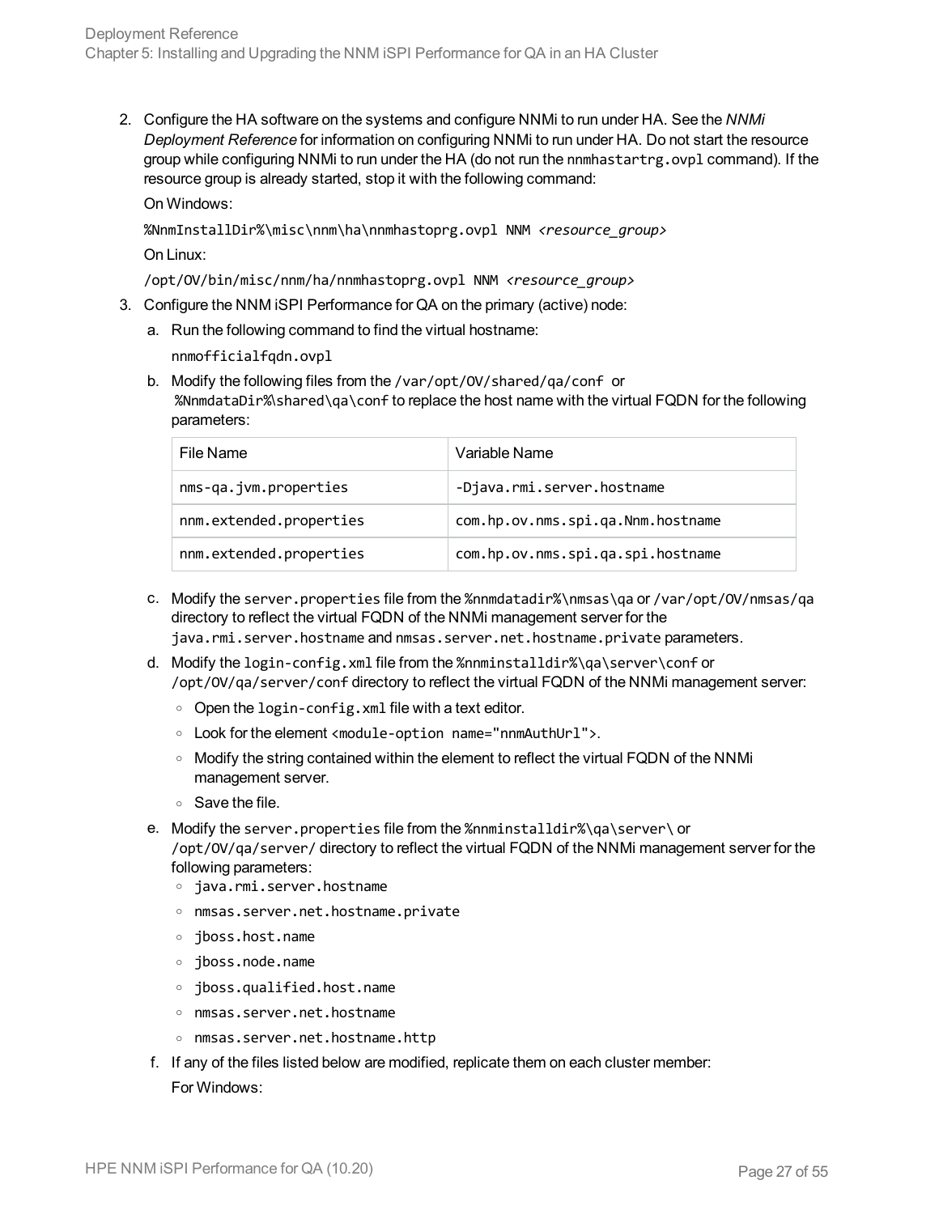2. Configure the HA software on the systems and configure NNMi to run under HA. See the *NNMi Deployment Reference* for information on configuring NNMi to run under HA. Do not start the resource group while configuring NNMi to run under the HA (do not run the `nnmhastartrg.ovpl` command). If the resource group is already started, stop it with the following command:

   On Windows:

   `%NnmInstallDir%\misc\nnm\ha\nnmhastoprg.ovpl NNM <resource_group>`

   On Linux:

   `/opt/OV/bin/misc/nnm/ha/nnmhastoprg.ovpl NNM <resource_group>`

3. Configure the NNM iSPI Performance for QA on the primary (active) node:

   a. Run the following command to find the virtual hostname:

      `nnmofficialfqdn.ovpl`

   b. Modify the following files from the `/var/opt/OV/shared/qa/conf` or `%NnmdataDir%\shared\qa\conf` to replace the host name with the virtual FQDN for the following parameters:

      | File Name | Variable Name |
      | --- | --- |
      | `nms-qa.jvm.properties` | `-Djava.rmi.server.hostname` |
      | `nnm.extended.properties` | `com.hp.ov.nms.spi.qa.Nnm.hostname` |
      | `nnm.extended.properties` | `com.hp.ov.nms.spi.qa.spi.hostname` |

   c. Modify the `server.properties` file from the `%nnmdatadir%\nmsas\qa` or `/var/opt/OV/nmsas/qa` directory to reflect the virtual FQDN of the NNMi management server for the `java.rmi.server.hostname` and `nmsas.server.net.hostname.private` parameters.

   d. Modify the `login-config.xml` file from the `%nnminstalldir%\qa\server\conf` or `/opt/OV/qa/server/conf` directory to reflect the virtual FQDN of the NNMi management server:

      - Open the `login-config.xml` file with a text editor.
      - Look for the element `<module-option name="nnmAuthUrl">`.
      - Modify the string contained within the element to reflect the virtual FQDN of the NNMi management server.
      - Save the file.

   e. Modify the `server.properties` file from the `%nnminstalldir%\qa\server\` or `/opt/OV/qa/server/` directory to reflect the virtual FQDN of the NNMi management server for the following parameters:

      - `java.rmi.server.hostname`
      - `nmsas.server.net.hostname.private`
      - `jboss.host.name`
      - `jboss.node.name`
      - `jboss.qualified.host.name`
      - `nmsas.server.net.hostname`
      - `nmsas.server.net.hostname.http`

   f. If any of the files listed below are modified, replicate them on each cluster member:

      For Windows: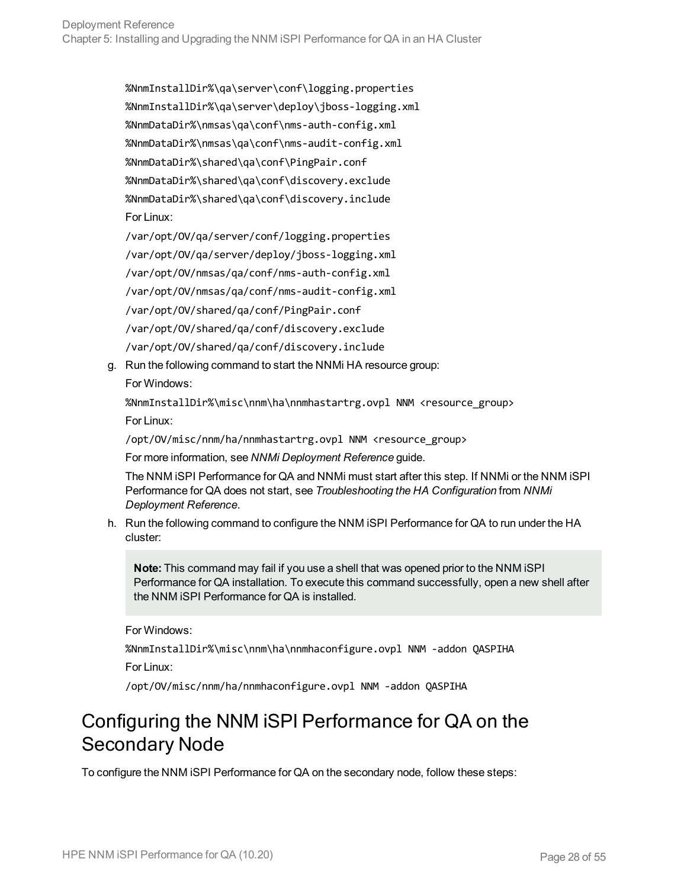%NmInstallDir%\qa\server\conf\logging.properties

%NmInstallDir%\qa\server\deploy\jboss-logging.xml

%NmmDataDir%\nmsas\qa\conf\nms-auth-config.xml

%NmmDataDir%\nmsas\qa\conf\nms-audit-config.xml

%NmmDataDir%\shared\qa\conf\PingPair.conf

%NmmDataDir%\shared\qa\conf\discovery.exclude

%NmmDataDir%\shared\qa\conf\discovery.include

For Linux:

/var/opt/OV/qa/server/conf/logging.properties

/var/opt/OV/qa/server/deploy/jboss-logging.xml

/var/opt/OV/nmsas/qa/conf/nms-auth-config.xml

/var/opt/OV/nmsas/qa/conf/nms-audit-config.xml

/var/opt/OV/shared/qa/conf/PingPair.conf

/var/opt/OV/shared/qa/conf/discovery.exclude

/var/opt/OV/shared/qa/conf/discovery.include

g. Run the following command to start the NNMi HA resource group:

   For Windows:

   `%NnmInstallDir%\misc\nnm\ha\nnmhastartrg.ovpl NNM <resource_group>`

   For Linux:

   `/opt/OV/misc/nnm/ha/nnmhastartrg.ovpl NNM <resource_group>`

   For more information, see *NNMi Deployment Reference* guide.

   The NNM iSPI Performance for QA and NNMi must start after this step. If NNMi or the NNM iSPI Performance for QA does not start, see *Troubleshooting the HA Configuration* from *NNMi Deployment Reference*.

h. Run the following command to configure the NNM iSPI Performance for QA to run under the HA cluster:

   > **Note:** This command may fail if you use a shell that was opened prior to the NNM iSPI Performance for QA installation. To execute this command successfully, open a new shell after the NNM iSPI Performance for QA is installed.

   For Windows:

   `%NnmInstallDir%\misc\nnm\ha\nnmhaconfigure.ovpl NNM -addon QASPIHA`

   For Linux:

   `/opt/OV/misc/nnm/ha/nnmhaconfigure.ovpl NNM -addon QASPIHA`

## Configuring the NNM iSPI Performance for QA on the Secondary Node

To configure the NNM iSPI Performance for QA on the secondary node, follow these steps: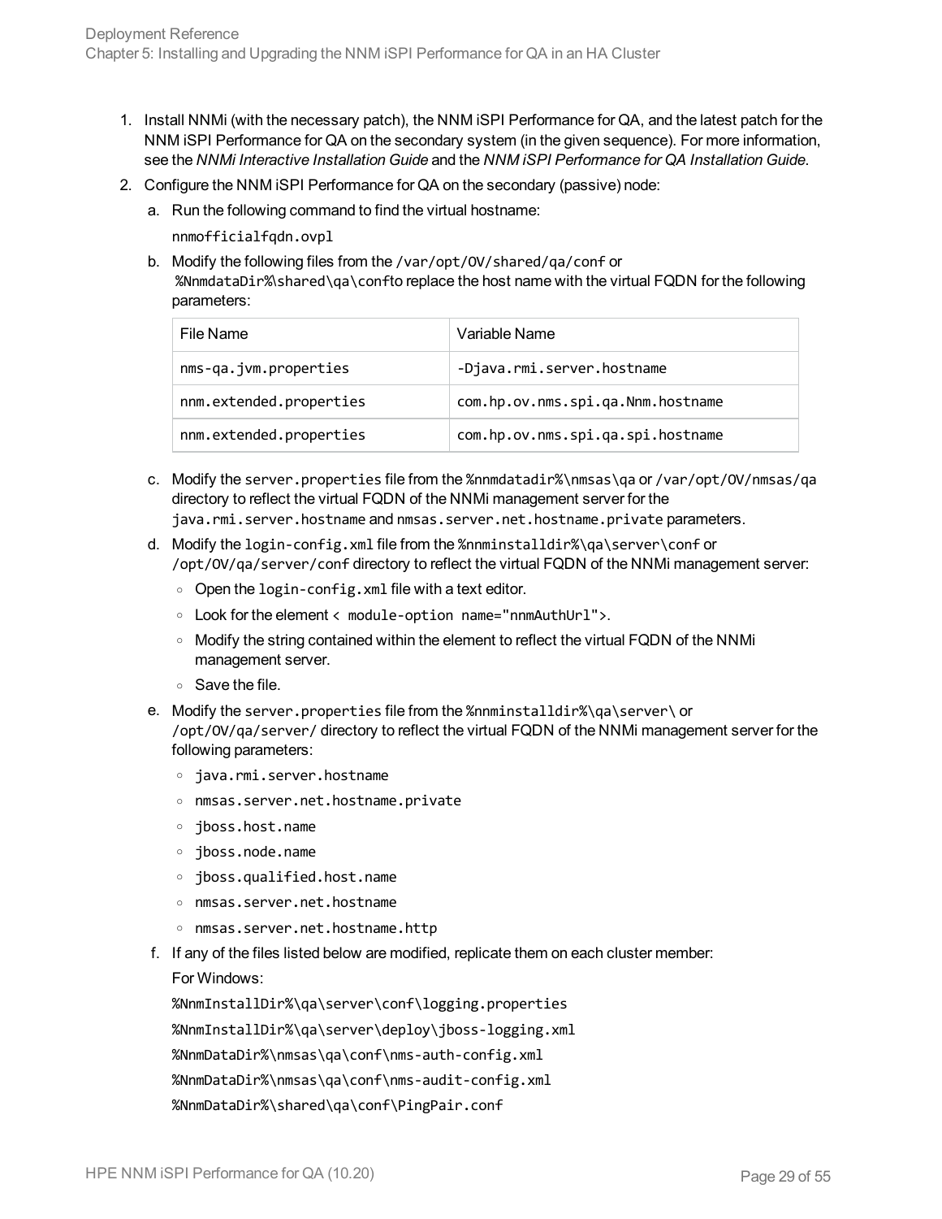1. Install NNMi (with the necessary patch), the NNM iSPI Performance for QA, and the latest patch for the NNM iSPI Performance for QA on the secondary system (in the given sequence). For more information, see the *NNMi Interactive Installation Guide* and the *NNM iSPI Performance for QA Installation Guide*.
2. Configure the NNM iSPI Performance for QA on the secondary (passive) node:
   a. Run the following command to find the virtual hostname:

      `nnmofficialfqdn.ovpl`

   b. Modify the following files from the `/var/opt/OV/shared/qa/conf` or `%NnmdataDir%\shared\qa\conf`to replace the host name with the virtual FQDN for the following parameters:

      | File Name | Variable Name |
      |---|---|
      | `nms-qa.jvm.properties` | `-Djava.rmi.server.hostname` |
      | `nnm.extended.properties` | `com.hp.ov.nms.spi.qa.Nnm.hostname` |
      | `nnm.extended.properties` | `com.hp.ov.nms.spi.qa.spi.hostname` |

   c. Modify the `server.properties` file from the `%nnmdatadir%\nmsas\qa` or `/var/opt/OV/nmsas/qa` directory to reflect the virtual FQDN of the NNMi management server for the `java.rmi.server.hostname` and `nmsas.server.net.hostname.private` parameters.
   d. Modify the `login-config.xml` file from the `%nnminstalldir%\qa\server\conf` or `/opt/OV/qa/server/conf` directory to reflect the virtual FQDN of the NNMi management server:
      - Open the `login-config.xml` file with a text editor.
      - Look for the element `< module-option name="nnmAuthUrl">`.
      - Modify the string contained within the element to reflect the virtual FQDN of the NNMi management server.
      - Save the file.
   e. Modify the `server.properties` file from the `%nnminstalldir%\qa\server\` or `/opt/OV/qa/server/` directory to reflect the virtual FQDN of the NNMi management server for the following parameters:
      - `java.rmi.server.hostname`
      - `nmsas.server.net.hostname.private`
      - `jboss.host.name`
      - `jboss.node.name`
      - `jboss.qualified.host.name`
      - `nmsas.server.net.hostname`
      - `nmsas.server.net.hostname.http`
   f. If any of the files listed below are modified, replicate them on each cluster member:

      For Windows:

      `%NnmInstallDir%\qa\server\conf\logging.properties`

      `%NnmInstallDir%\qa\server\deploy\jboss-logging.xml`

      `%NnmDataDir%\nmsas\qa\conf\nms-auth-config.xml`

      `%NnmDataDir%\nmsas\qa\conf\nms-audit-config.xml`

      `%NnmDataDir%\shared\qa\conf\PingPair.conf`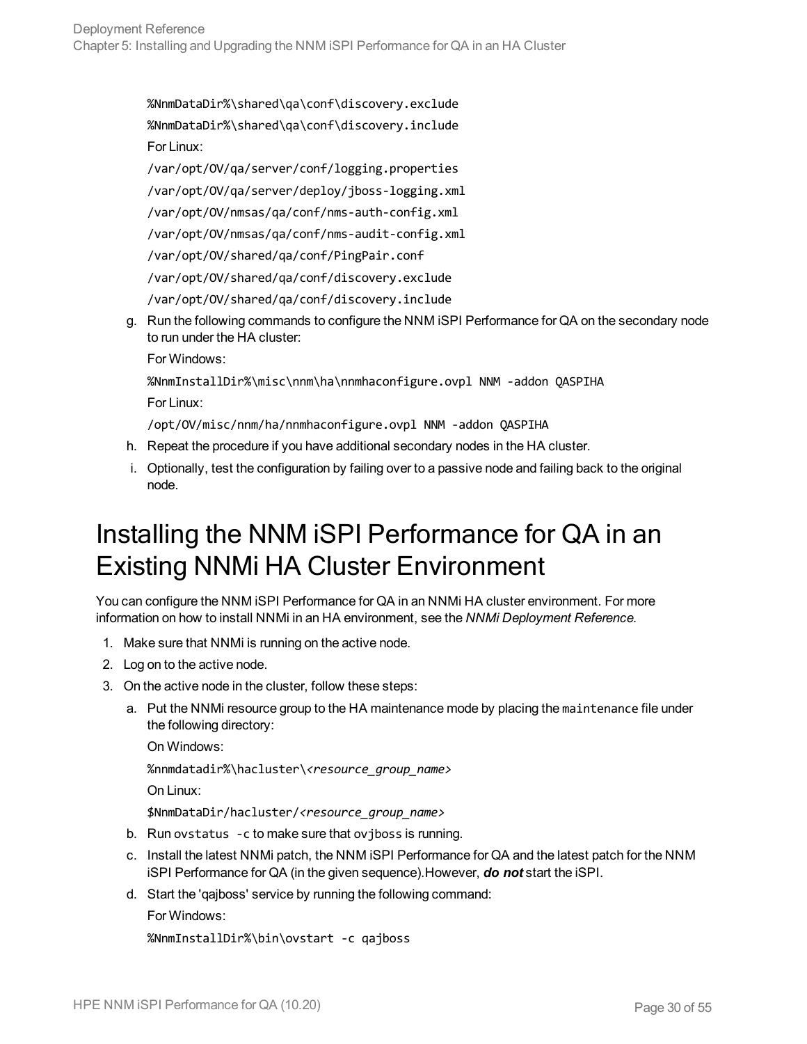%NmDataDir%\shared\qa\conf\discovery.exclude

%NmDataDir%\shared\qa\conf\discovery.include

For Linux:

/var/opt/OV/qa/server/conf/logging.properties

/var/opt/OV/qa/server/deploy/jboss-logging.xml

/var/opt/OV/nmsas/qa/conf/nms-auth-config.xml

/var/opt/OV/nmsas/qa/conf/nms-audit-config.xml

/var/opt/OV/shared/qa/conf/PingPair.conf

/var/opt/OV/shared/qa/conf/discovery.exclude

/var/opt/OV/shared/qa/conf/discovery.include

g. Run the following commands to configure the NNM iSPI Performance for QA on the secondary node to run under the HA cluster:

   For Windows:

   `%NnmInstallDir%\misc\nnm\ha\nnmhaconfigure.ovpl NNM -addon QASPIHA`

   For Linux:

   `/opt/OV/misc/nnm/ha/nnmhaconfigure.ovpl NNM -addon QASPIHA`

h. Repeat the procedure if you have additional secondary nodes in the HA cluster.

i. Optionally, test the configuration by failing over to a passive node and failing back to the original node.

# Installing the NNM iSPI Performance for QA in an Existing NNMi HA Cluster Environment

You can configure the NNM iSPI Performance for QA in an NNMi HA cluster environment. For more information on how to install NNMi in an HA environment, see the *NNMi Deployment Reference.*

1. Make sure that NNMi is running on the active node.
2. Log on to the active node.
3. On the active node in the cluster, follow these steps:

   a. Put the NNMi resource group to the HA maintenance mode by placing the `maintenance` file under the following directory:

      On Windows:

      `%nnmdatadir%\hacluster\<resource_group_name>`

      On Linux:

      `$NnmDataDir/hacluster/<resource_group_name>`

   b. Run `ovstatus -c` to make sure that `ovjboss` is running.

   c. Install the latest NNMi patch, the NNM iSPI Performance for QA and the latest patch for the NNM iSPI Performance for QA (in the given sequence).However, ***do not*** start the iSPI.

   d. Start the 'qajboss' service by running the following command:

      For Windows:

      `%NnmInstallDir%\bin\ovstart -c qajboss`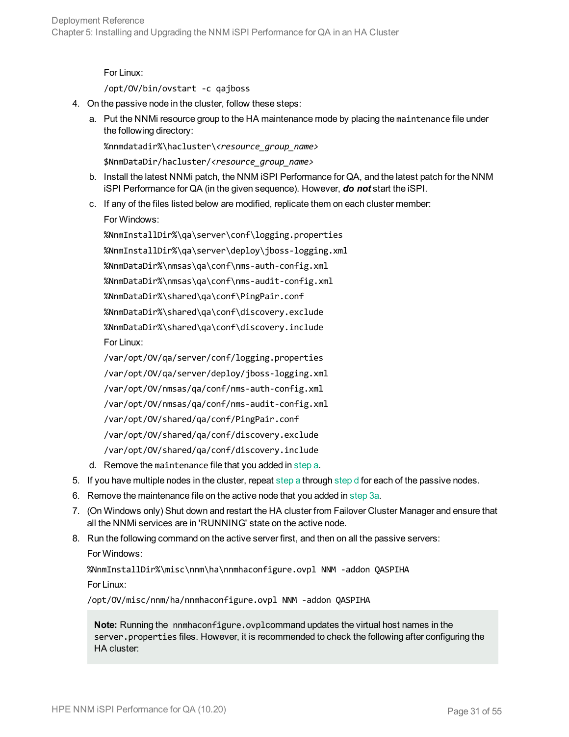For Linux:

`/opt/OV/bin/ovstart -c qajboss`

4. On the passive node in the cluster, follow these steps:

   a. Put the NNMi resource group to the HA maintenance mode by placing the `maintenance` file under the following directory:

      `%nnmdatadir%\hacluster\<resource_group_name>`

      `$NnmDataDir/hacluster/<resource_group_name>`

   b. Install the latest NNMi patch, the NNM iSPI Performance for QA, and the latest patch for the NNM iSPI Performance for QA (in the given sequence). However, ***do not*** start the iSPI.

   c. If any of the files listed below are modified, replicate them on each cluster member:

      For Windows:

      ```
      %NnmInstallDir%\qa\server\conf\logging.properties
      %NnmInstallDir%\qa\server\deploy\jboss-logging.xml
      %NnmDataDir%\nmsas\qa\conf\nms-auth-config.xml
      %NnmDataDir%\nmsas\qa\conf\nms-audit-config.xml
      %NnmDataDir%\shared\qa\conf\PingPair.conf
      %NnmDataDir%\shared\qa\conf\discovery.exclude
      %NnmDataDir%\shared\qa\conf\discovery.include
      ```

      For Linux:

      ```
      /var/opt/OV/qa/server/conf/logging.properties
      /var/opt/OV/qa/server/deploy/jboss-logging.xml
      /var/opt/OV/nmsas/qa/conf/nms-auth-config.xml
      /var/opt/OV/nmsas/qa/conf/nms-audit-config.xml
      /var/opt/OV/shared/qa/conf/PingPair.conf
      /var/opt/OV/shared/qa/conf/discovery.exclude
      /var/opt/OV/shared/qa/conf/discovery.include
      ```

   d. Remove the `maintenance` file that you added in step a.

5. If you have multiple nodes in the cluster, repeat step a through step d for each of the passive nodes.
6. Remove the maintenance file on the active node that you added in step 3a.
7. (On Windows only) Shut down and restart the HA cluster from Failover Cluster Manager and ensure that all the NNMi services are in 'RUNNING' state on the active node.
8. Run the following command on the active server first, and then on all the passive servers:

   For Windows:

   `%NnmInstallDir%\misc\nnm\ha\nnmhaconfigure.ovpl NNM -addon QASPIHA`

   For Linux:

   `/opt/OV/misc/nnm/ha/nnmhaconfigure.ovpl NNM -addon QASPIHA`

   > **Note:** Running the `nnmhaconfigure.ovpl`command updates the virtual host names in the `server.properties` files. However, it is recommended to check the following after configuring the HA cluster: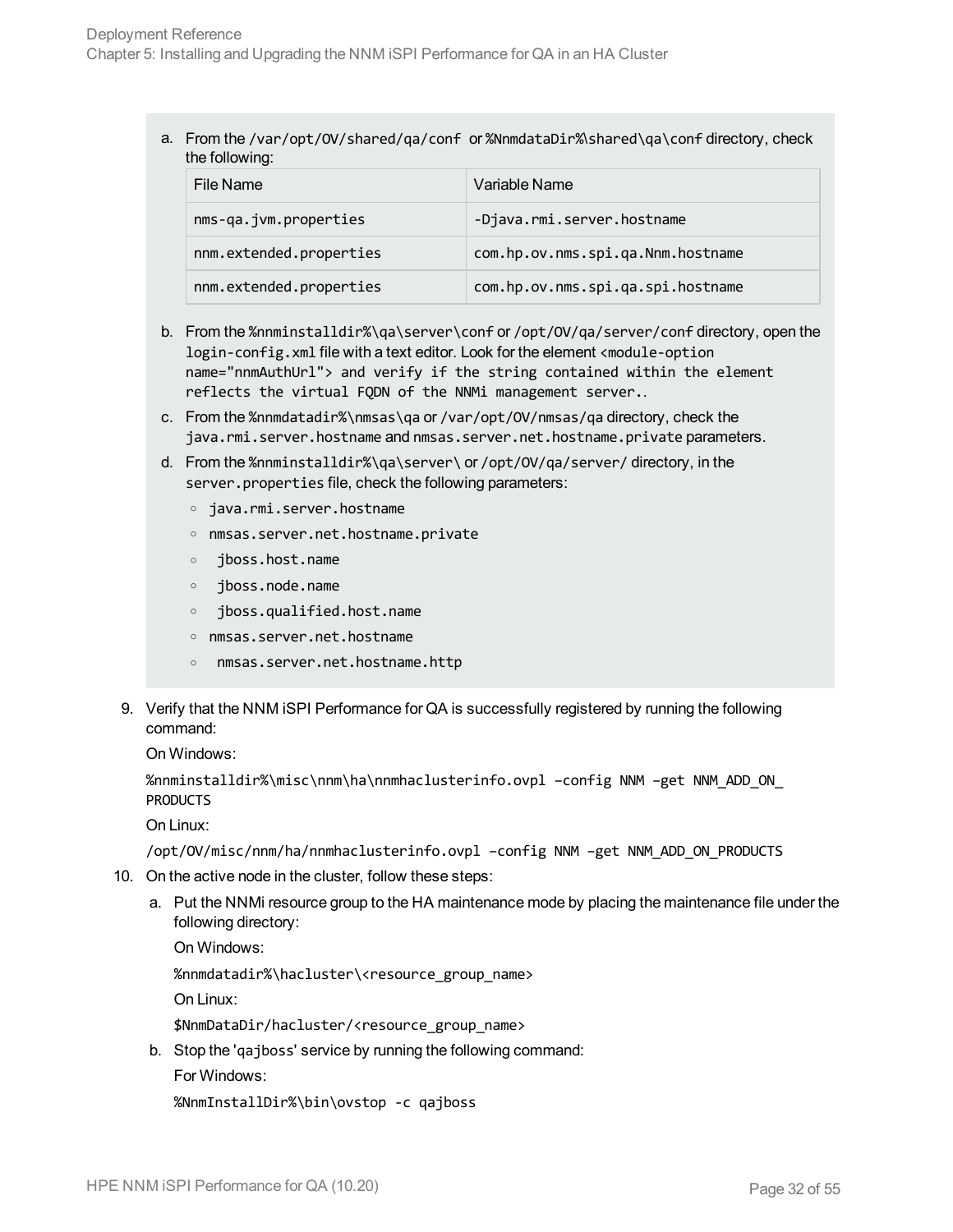a. From the `/var/opt/OV/shared/qa/conf` or `%NmmdataDir%\shared\qa\conf` directory, check the following:

| File Name | Variable Name |
|---|---|
| nms-qa.jvm.properties | -Djava.rmi.server.hostname |
| nnm.extended.properties | com.hp.ov.nms.spi.qa.Nnm.hostname |
| nnm.extended.properties | com.hp.ov.nms.spi.qa.spi.hostname |

b. From the `%nnminstalldir%\qa\server\conf` or `/opt/OV/qa/server/conf` directory, open the `login-config.xml` file with a text editor. Look for the element `<module-option name="nnmAuthUrl"> and verify if the string contained within the element reflects the virtual FQDN of the NNMi management server.`.

c. From the `%nnmdatadir%\nmsas\qa` or `/var/opt/OV/nmsas/qa` directory, check the `java.rmi.server.hostname` and `nmsas.server.net.hostname.private` parameters.

d. From the `%nnminstalldir%\qa\server\` or `/opt/OV/qa/server/` directory, in the `server.properties` file, check the following parameters:

   - `java.rmi.server.hostname`
   - `nmsas.server.net.hostname.private`
   - `jboss.host.name`
   - `jboss.node.name`
   - `jboss.qualified.host.name`
   - `nmsas.server.net.hostname`
   - `nmsas.server.net.hostname.http`

9. Verify that the NNM iSPI Performance for QA is successfully registered by running the following command:

   On Windows:

   ```
   %nnminstalldir%\misc\nnm\ha\nnmhaclusterinfo.ovpl –config NNM –get NNM_ADD_ON_PRODUCTS
   ```

   On Linux:

   ```
   /opt/OV/misc/nnm/ha/nnmhaclusterinfo.ovpl –config NNM –get NNM_ADD_ON_PRODUCTS
   ```

10. On the active node in the cluster, follow these steps:

    a. Put the NNMi resource group to the HA maintenance mode by placing the maintenance file under the following directory:

    On Windows:

    ```
    %nnmdatadir%\hacluster\<resource_group_name>
    ```

    On Linux:

    ```
    $NmmDataDir/hacluster/<resource_group_name>
    ```

    b. Stop the 'qajboss' service by running the following command:

    For Windows:

    ```
    %NnmInstallDir%\bin\ovstop -c qajboss
    ```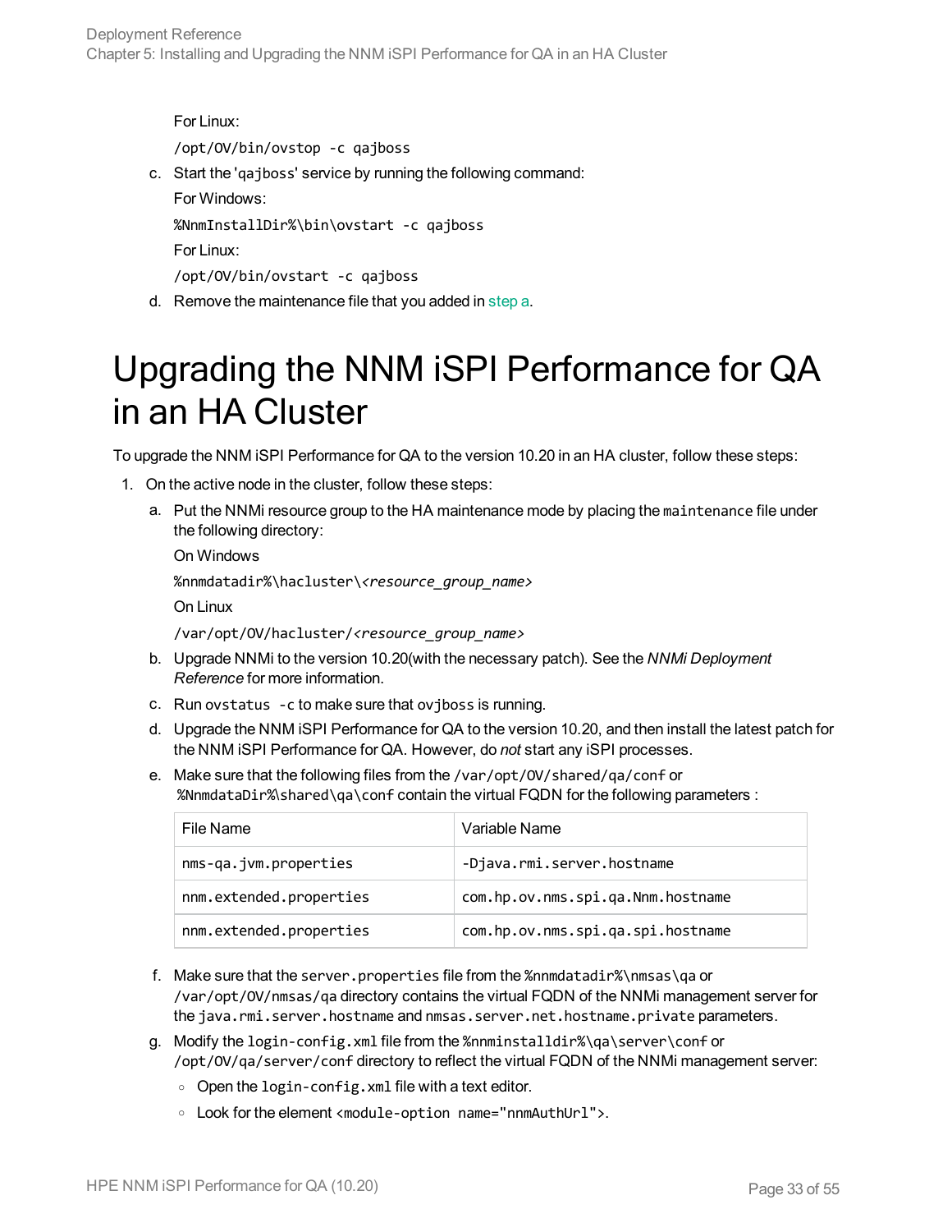For Linux:

`/opt/OV/bin/ovstop -c qajboss`

c. Start the 'qajboss' service by running the following command:

   For Windows:

   `%NnmInstallDir%\bin\ovstart -c qajboss`

   For Linux:

   `/opt/OV/bin/ovstart -c qajboss`

d. Remove the maintenance file that you added in step a.

# Upgrading the NNM iSPI Performance for QA in an HA Cluster

To upgrade the NNM iSPI Performance for QA to the version 10.20 in an HA cluster, follow these steps:

1. On the active node in the cluster, follow these steps:

   a. Put the NNMi resource group to the HA maintenance mode by placing the `maintenance` file under the following directory:

      On Windows

      `%nnmdatadir%\hacluster\<resource_group_name>`

      On Linux

      `/var/opt/OV/hacluster/<resource_group_name>`

   b. Upgrade NNMi to the version 10.20(with the necessary patch). See the *NNMi Deployment Reference* for more information.

   c. Run `ovstatus -c` to make sure that `ovjboss` is running.

   d. Upgrade the NNM iSPI Performance for QA to the version 10.20, and then install the latest patch for the NNM iSPI Performance for QA. However, do *not* start any iSPI processes.

   e. Make sure that the following files from the `/var/opt/OV/shared/qa/conf` or `%NnmdataDir%\shared\qa\conf` contain the virtual FQDN for the following parameters :

| File Name | Variable Name |
|---|---|
| `nms-qa.jvm.properties` | `-Djava.rmi.server.hostname` |
| `nnm.extended.properties` | `com.hp.ov.nms.spi.qa.Nnm.hostname` |
| `nnm.extended.properties` | `com.hp.ov.nms.spi.qa.spi.hostname` |

   f. Make sure that the `server.properties` file from the `%nnmdatadir%\nmsas\qa` or `/var/opt/OV/nmsas/qa` directory contains the virtual FQDN of the NNMi management server for the `java.rmi.server.hostname` and `nmsas.server.net.hostname.private` parameters.

   g. Modify the `login-config.xml` file from the `%nnminstalldir%\qa\server\conf` or `/opt/OV/qa/server/conf` directory to reflect the virtual FQDN of the NNMi management server:

      - Open the `login-config.xml` file with a text editor.
      - Look for the element `<module-option name="nnmAuthUrl">`.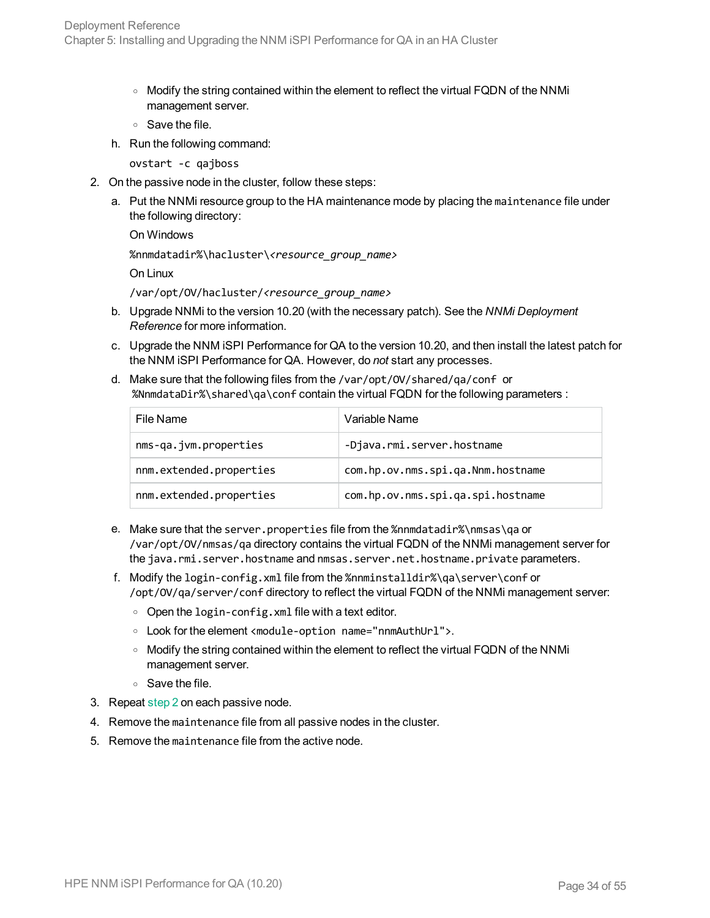- Modify the string contained within the element to reflect the virtual FQDN of the NNMi management server.
   - Save the file.

   h. Run the following command:

      `ovstart -c qajboss`

2. On the passive node in the cluster, follow these steps:

   a. Put the NNMi resource group to the HA maintenance mode by placing the `maintenance` file under the following directory:

      On Windows

      `%nnmdatadir%\hacluster\<resource_group_name>`

      On Linux

      `/var/opt/OV/hacluster/<resource_group_name>`

   b. Upgrade NNMi to the version 10.20 (with the necessary patch). See the *NNMi Deployment Reference* for more information.

   c. Upgrade the NNM iSPI Performance for QA to the version 10.20, and then install the latest patch for the NNM iSPI Performance for QA. However, do *not* start any processes.

   d. Make sure that the following files from the `/var/opt/OV/shared/qa/conf` or `%NnmdataDir%\shared\qa\conf` contain the virtual FQDN for the following parameters :

      | File Name | Variable Name |
      |---|---|
      | `nms-qa.jvm.properties` | `-Djava.rmi.server.hostname` |
      | `nnm.extended.properties` | `com.hp.ov.nms.spi.qa.Nnm.hostname` |
      | `nnm.extended.properties` | `com.hp.ov.nms.spi.qa.spi.hostname` |

   e. Make sure that the `server.properties` file from the `%nnmdatadir%\nmsas\qa` or `/var/opt/OV/nmsas/qa` directory contains the virtual FQDN of the NNMi management server for the `java.rmi.server.hostname` and `nmsas.server.net.hostname.private` parameters.

   f. Modify the `login-config.xml` file from the `%nnminstalldir%\qa\server\conf` or `/opt/OV/qa/server/conf` directory to reflect the virtual FQDN of the NNMi management server:

      - Open the `login-config.xml` file with a text editor.
      - Look for the element `<module-option name="nnmAuthUrl">`.
      - Modify the string contained within the element to reflect the virtual FQDN of the NNMi management server.
      - Save the file.

3. Repeat step 2 on each passive node.
4. Remove the `maintenance` file from all passive nodes in the cluster.
5. Remove the `maintenance` file from the active node.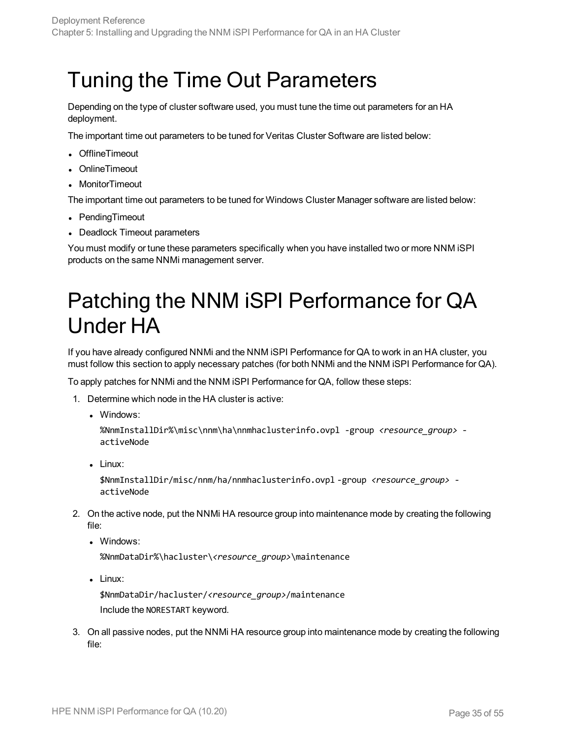# Tuning the Time Out Parameters

Depending on the type of cluster software used, you must tune the time out parameters for an HA deployment.

The important time out parameters to be tuned for Veritas Cluster Software are listed below:

- OfflineTimeout
- OnlineTimeout
- MonitorTimeout

The important time out parameters to be tuned for Windows Cluster Manager software are listed below:

- PendingTimeout
- Deadlock Timeout parameters

You must modify or tune these parameters specifically when you have installed two or more NNM iSPI products on the same NNMi management server.

# Patching the NNM iSPI Performance for QA Under HA

If you have already configured NNMi and the NNM iSPI Performance for QA to work in an HA cluster, you must follow this section to apply necessary patches (for both NNMi and the NNM iSPI Performance for QA).

To apply patches for NNMi and the NNM iSPI Performance for QA, follow these steps:

1. Determine which node in the HA cluster is active:
   - Windows:

     `%NnmInstallDir%\misc\nnm\ha\nnmhaclusterinfo.ovpl -group <resource_group> -activeNode`

   - Linux:

     `$NnmInstallDir/misc/nnm/ha/nnmhaclusterinfo.ovpl -group <resource_group> -activeNode`

2. On the active node, put the NNMi HA resource group into maintenance mode by creating the following file:
   - Windows:

     `%NnmDataDir%\hacluster\<resource_group>\maintenance`

   - Linux:

     `$NnmDataDir/hacluster/<resource_group>/maintenance`

     Include the `NORESTART` keyword.

3. On all passive nodes, put the NNMi HA resource group into maintenance mode by creating the following file: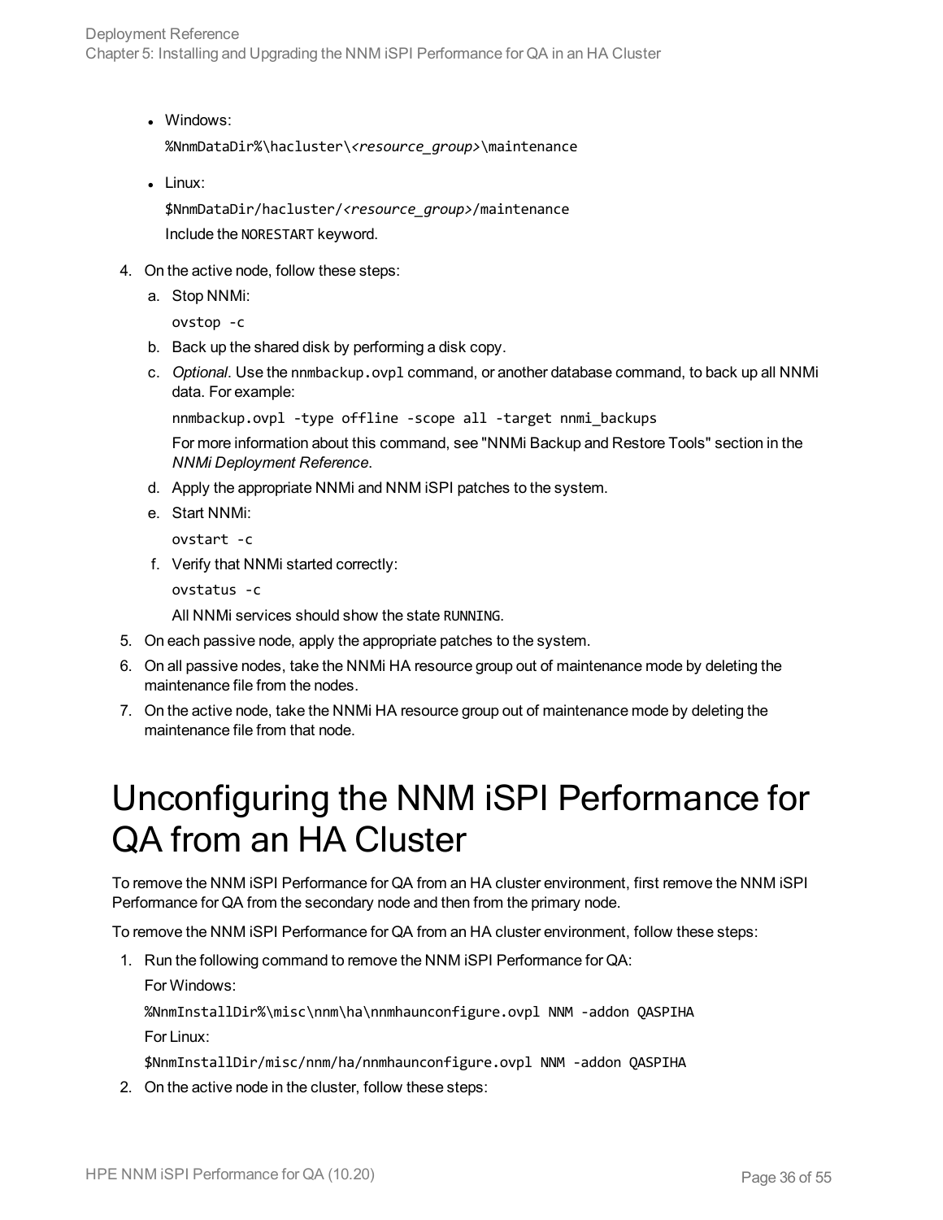- Windows:

  `%NmmDataDir%\hacluster\<resource_group>\maintenance`

- Linux:

  `$NnmDataDir/hacluster/<resource_group>/maintenance`

  Include the `NORESTART` keyword.

4. On the active node, follow these steps:
   a. Stop NNMi:

      ```
      ovstop -c
      ```

   b. Back up the shared disk by performing a disk copy.
   c. *Optional*. Use the `nnmbackup.ovpl` command, or another database command, to back up all NNMi data. For example:

      ```
      nnmbackup.ovpl -type offline -scope all -target nnmi_backups
      ```

      For more information about this command, see "NNMi Backup and Restore Tools" section in the *NNMi Deployment Reference*.
   d. Apply the appropriate NNMi and NNM iSPI patches to the system.
   e. Start NNMi:

      ```
      ovstart -c
      ```

   f. Verify that NNMi started correctly:

      ```
      ovstatus -c
      ```

      All NNMi services should show the state `RUNNING`.
5. On each passive node, apply the appropriate patches to the system.
6. On all passive nodes, take the NNMi HA resource group out of maintenance mode by deleting the maintenance file from the nodes.
7. On the active node, take the NNMi HA resource group out of maintenance mode by deleting the maintenance file from that node.

# Unconfiguring the NNM iSPI Performance for QA from an HA Cluster

To remove the NNM iSPI Performance for QA from an HA cluster environment, first remove the NNM iSPI Performance for QA from the secondary node and then from the primary node.

To remove the NNM iSPI Performance for QA from an HA cluster environment, follow these steps:

1. Run the following command to remove the NNM iSPI Performance for QA:

   For Windows:

   ```
   %NnmInstallDir%\misc\nnm\ha\nnmhaunconfigure.ovpl NNM -addon QASPIHA
   ```

   For Linux:

   ```
   $NnmInstallDir/misc/nnm/ha/nnmhaunconfigure.ovpl NNM -addon QASPIHA
   ```

2. On the active node in the cluster, follow these steps: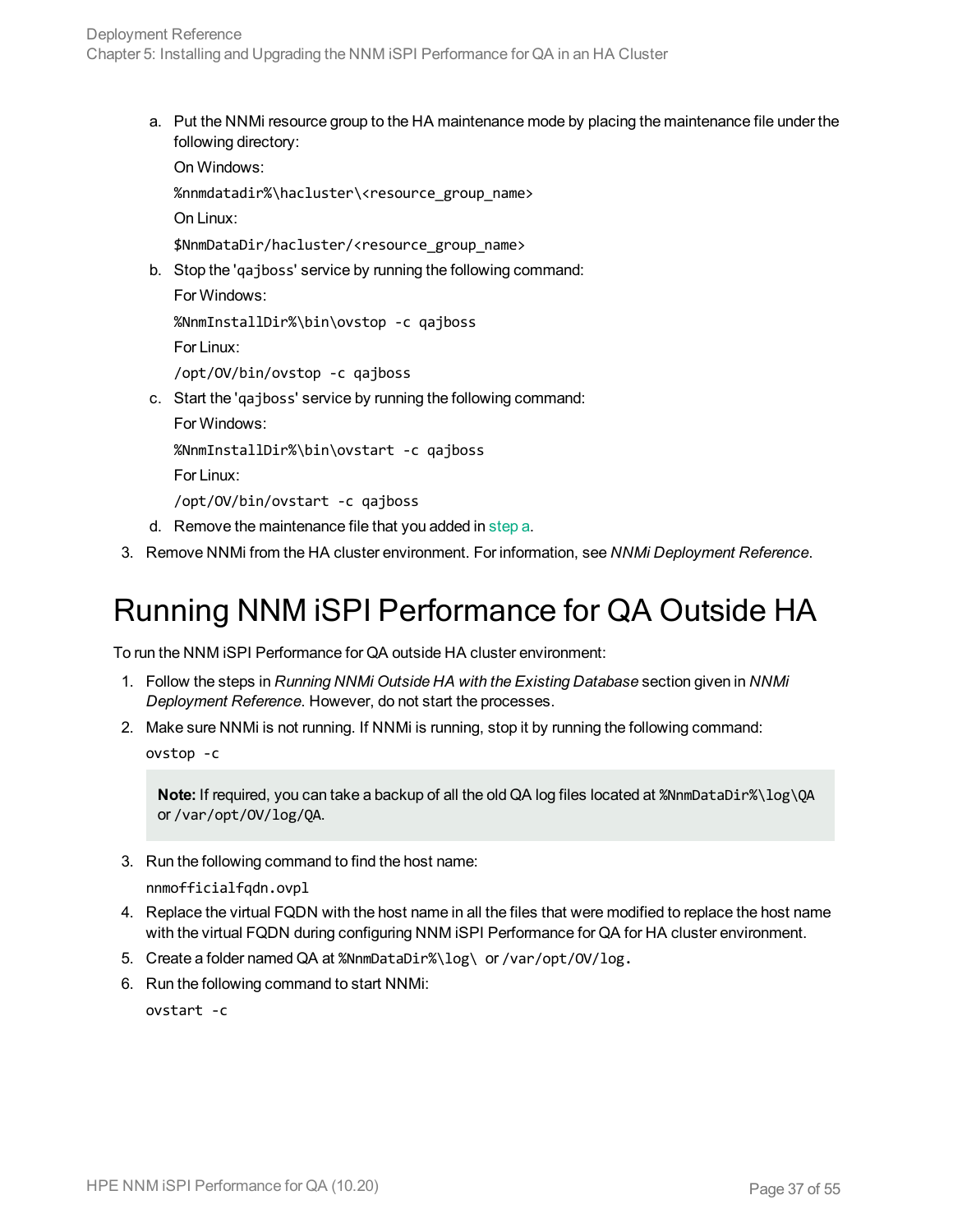a. Put the NNMi resource group to the HA maintenance mode by placing the maintenance file under the following directory:

   On Windows:

   `%nnmdatadir%\hacluster\<resource_group_name>`

   On Linux:

   `$NnmDataDir/hacluster/<resource_group_name>`

b. Stop the 'qajboss' service by running the following command:

   For Windows:

   `%NnmInstallDir%\bin\ovstop -c qajboss`

   For Linux:

   `/opt/OV/bin/ovstop -c qajboss`

c. Start the 'qajboss' service by running the following command:

   For Windows:

   `%NnmInstallDir%\bin\ovstart -c qajboss`

   For Linux:

   `/opt/OV/bin/ovstart -c qajboss`

d. Remove the maintenance file that you added in step a.

3. Remove NNMi from the HA cluster environment. For information, see *NNMi Deployment Reference*.

# Running NNM iSPI Performance for QA Outside HA

To run the NNM iSPI Performance for QA outside HA cluster environment:

1. Follow the steps in *Running NNMi Outside HA with the Existing Database* section given in *NNMi Deployment Reference*. However, do not start the processes.
2. Make sure NNMi is not running. If NNMi is running, stop it by running the following command:

   `ovstop -c`

   > **Note:** If required, you can take a backup of all the old QA log files located at `%NnmDataDir%\log\QA` or `/var/opt/OV/log/QA`.

3. Run the following command to find the host name:

   `nnmofficialfqdn.ovpl`

4. Replace the virtual FQDN with the host name in all the files that were modified to replace the host name with the virtual FQDN during configuring NNM iSPI Performance for QA for HA cluster environment.
5. Create a folder named QA at `%NnmDataDir%\log\` or `/var/opt/OV/log`.
6. Run the following command to start NNMi:

   `ovstart -c`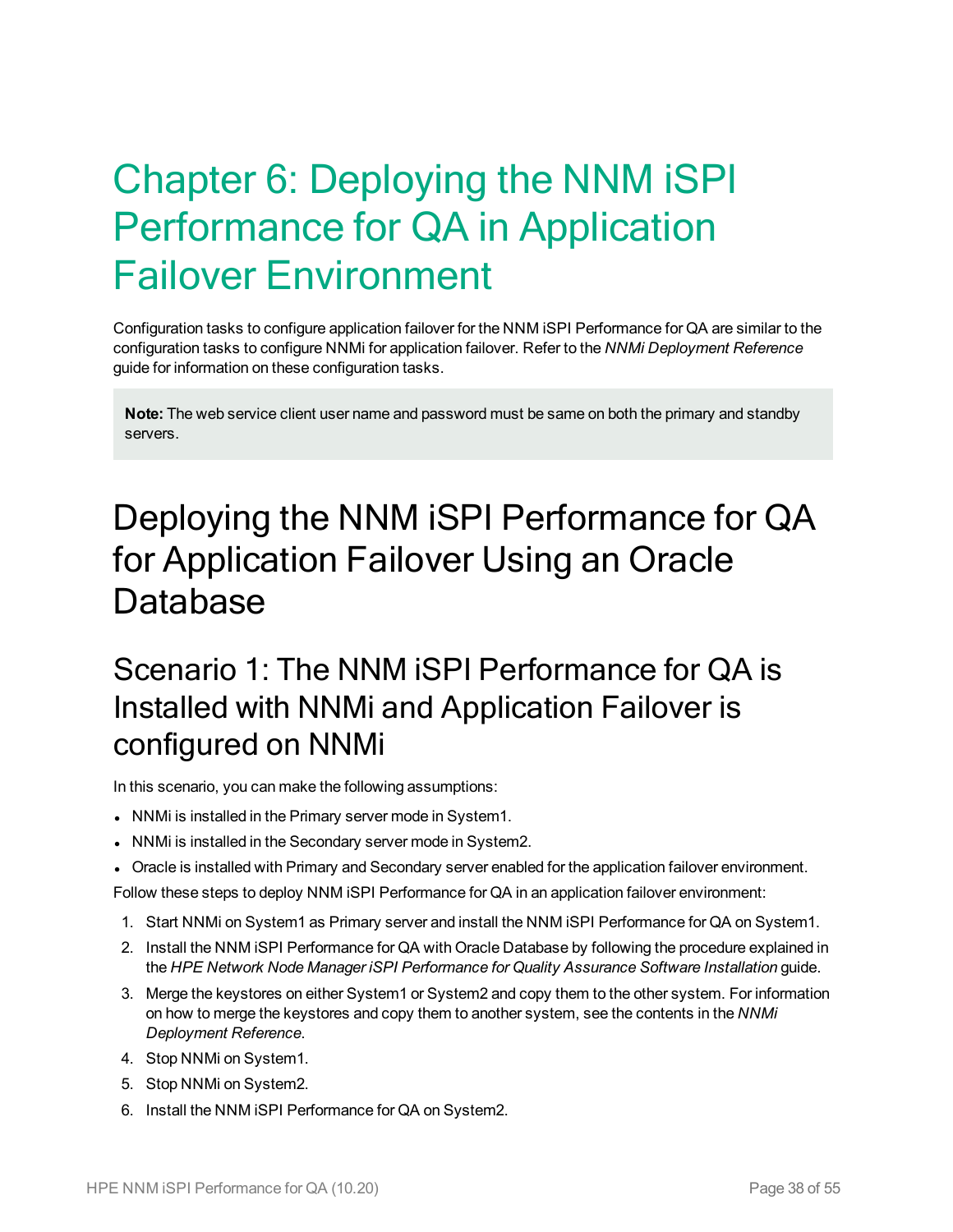# Chapter 6: Deploying the NNM iSPI Performance for QA in Application Failover Environment

Configuration tasks to configure application failover for the NNM iSPI Performance for QA are similar to the configuration tasks to configure NNMi for application failover. Refer to the *NNMi Deployment Reference* guide for information on these configuration tasks.

> **Note:** The web service client user name and password must be same on both the primary and standby servers.

## Deploying the NNM iSPI Performance for QA for Application Failover Using an Oracle Database

### Scenario 1: The NNM iSPI Performance for QA is Installed with NNMi and Application Failover is configured on NNMi

In this scenario, you can make the following assumptions:

- NNMi is installed in the Primary server mode in System1.
- NNMi is installed in the Secondary server mode in System2.
- Oracle is installed with Primary and Secondary server enabled for the application failover environment.

Follow these steps to deploy NNM iSPI Performance for QA in an application failover environment:

1. Start NNMi on System1 as Primary server and install the NNM iSPI Performance for QA on System1.
2. Install the NNM iSPI Performance for QA with Oracle Database by following the procedure explained in the *HPE Network Node Manager iSPI Performance for Quality Assurance Software Installation* guide.
3. Merge the keystores on either System1 or System2 and copy them to the other system. For information on how to merge the keystores and copy them to another system, see the contents in the *NNMi Deployment Reference*.
4. Stop NNMi on System1.
5. Stop NNMi on System2.
6. Install the NNM iSPI Performance for QA on System2.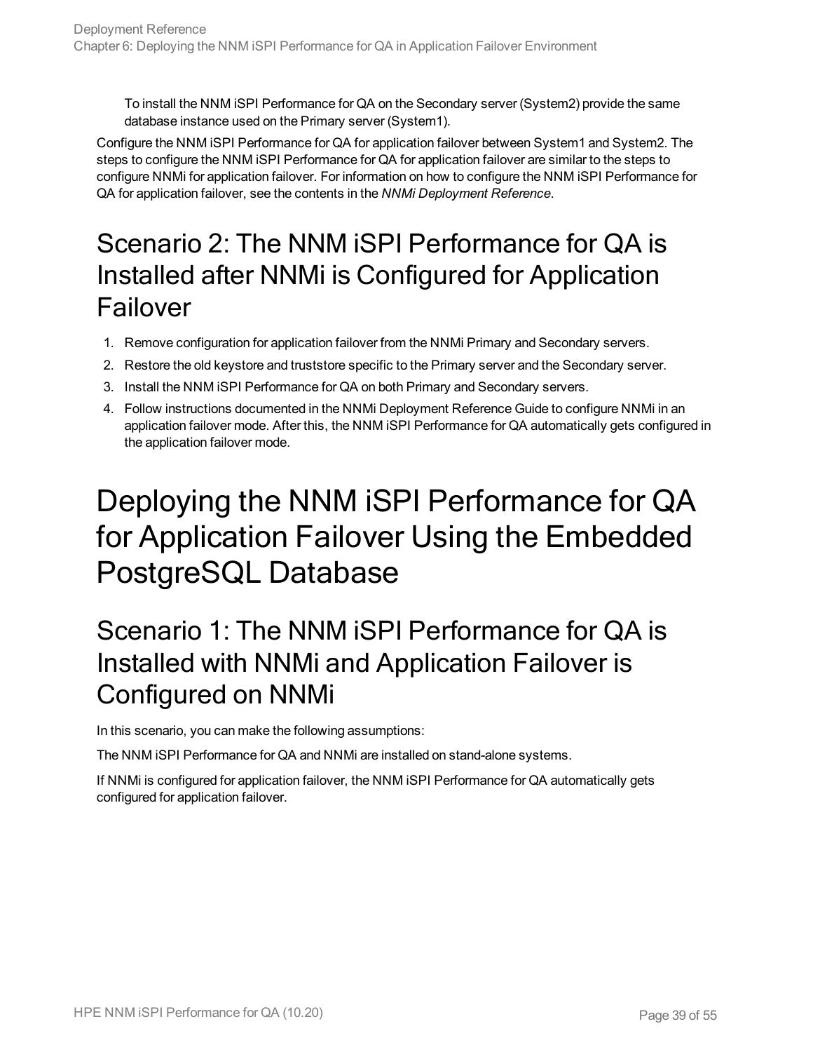To install the NNM iSPI Performance for QA on the Secondary server (System2) provide the same database instance used on the Primary server (System1).

Configure the NNM iSPI Performance for QA for application failover between System1 and System2. The steps to configure the NNM iSPI Performance for QA for application failover are similar to the steps to configure NNMi for application failover. For information on how to configure the NNM iSPI Performance for QA for application failover, see the contents in the *NNMi Deployment Reference*.

## Scenario 2: The NNM iSPI Performance for QA is Installed after NNMi is Configured for Application Failover

1. Remove configuration for application failover from the NNMi Primary and Secondary servers.
2. Restore the old keystore and truststore specific to the Primary server and the Secondary server.
3. Install the NNM iSPI Performance for QA on both Primary and Secondary servers.
4. Follow instructions documented in the NNMi Deployment Reference Guide to configure NNMi in an application failover mode. After this, the NNM iSPI Performance for QA automatically gets configured in the application failover mode.

# Deploying the NNM iSPI Performance for QA for Application Failover Using the Embedded PostgreSQL Database

## Scenario 1: The NNM iSPI Performance for QA is Installed with NNMi and Application Failover is Configured on NNMi

In this scenario, you can make the following assumptions:

The NNM iSPI Performance for QA and NNMi are installed on stand-alone systems.

If NNMi is configured for application failover, the NNM iSPI Performance for QA automatically gets configured for application failover.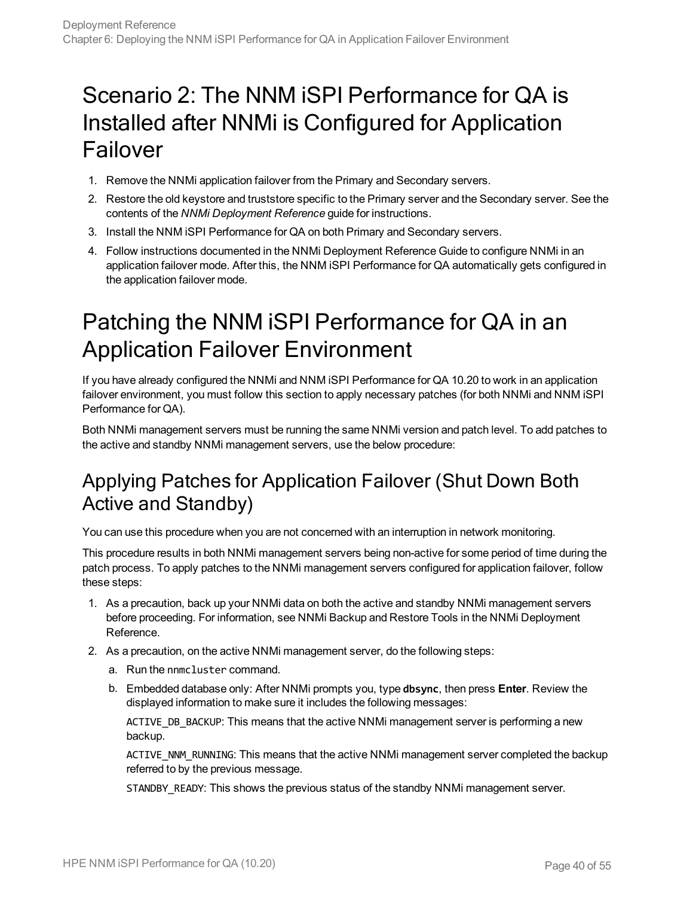# Scenario 2: The NNM iSPI Performance for QA is Installed after NNMi is Configured for Application Failover

1. Remove the NNMi application failover from the Primary and Secondary servers.
2. Restore the old keystore and truststore specific to the Primary server and the Secondary server. See the contents of the *NNMi Deployment Reference* guide for instructions.
3. Install the NNM iSPI Performance for QA on both Primary and Secondary servers.
4. Follow instructions documented in the NNMi Deployment Reference Guide to configure NNMi in an application failover mode. After this, the NNM iSPI Performance for QA automatically gets configured in the application failover mode.

# Patching the NNM iSPI Performance for QA in an Application Failover Environment

If you have already configured the NNMi and NNM iSPI Performance for QA 10.20 to work in an application failover environment, you must follow this section to apply necessary patches (for both NNMi and NNM iSPI Performance for QA).

Both NNMi management servers must be running the same NNMi version and patch level. To add patches to the active and standby NNMi management servers, use the below procedure:

## Applying Patches for Application Failover (Shut Down Both Active and Standby)

You can use this procedure when you are not concerned with an interruption in network monitoring.

This procedure results in both NNMi management servers being non-active for some period of time during the patch process. To apply patches to the NNMi management servers configured for application failover, follow these steps:

1. As a precaution, back up your NNMi data on both the active and standby NNMi management servers before proceeding. For information, see NNMi Backup and Restore Tools in the NNMi Deployment Reference.
2. As a precaution, on the active NNMi management server, do the following steps:
   a. Run the `nnmcluster` command.
   b. Embedded database only: After NNMi prompts you, type **`dbsync`**, then press **Enter**. Review the displayed information to make sure it includes the following messages:

      `ACTIVE_DB_BACKUP`: This means that the active NNMi management server is performing a new backup.

      `ACTIVE_NNM_RUNNING`: This means that the active NNMi management server completed the backup referred to by the previous message.

      `STANDBY_READY`: This shows the previous status of the standby NNMi management server.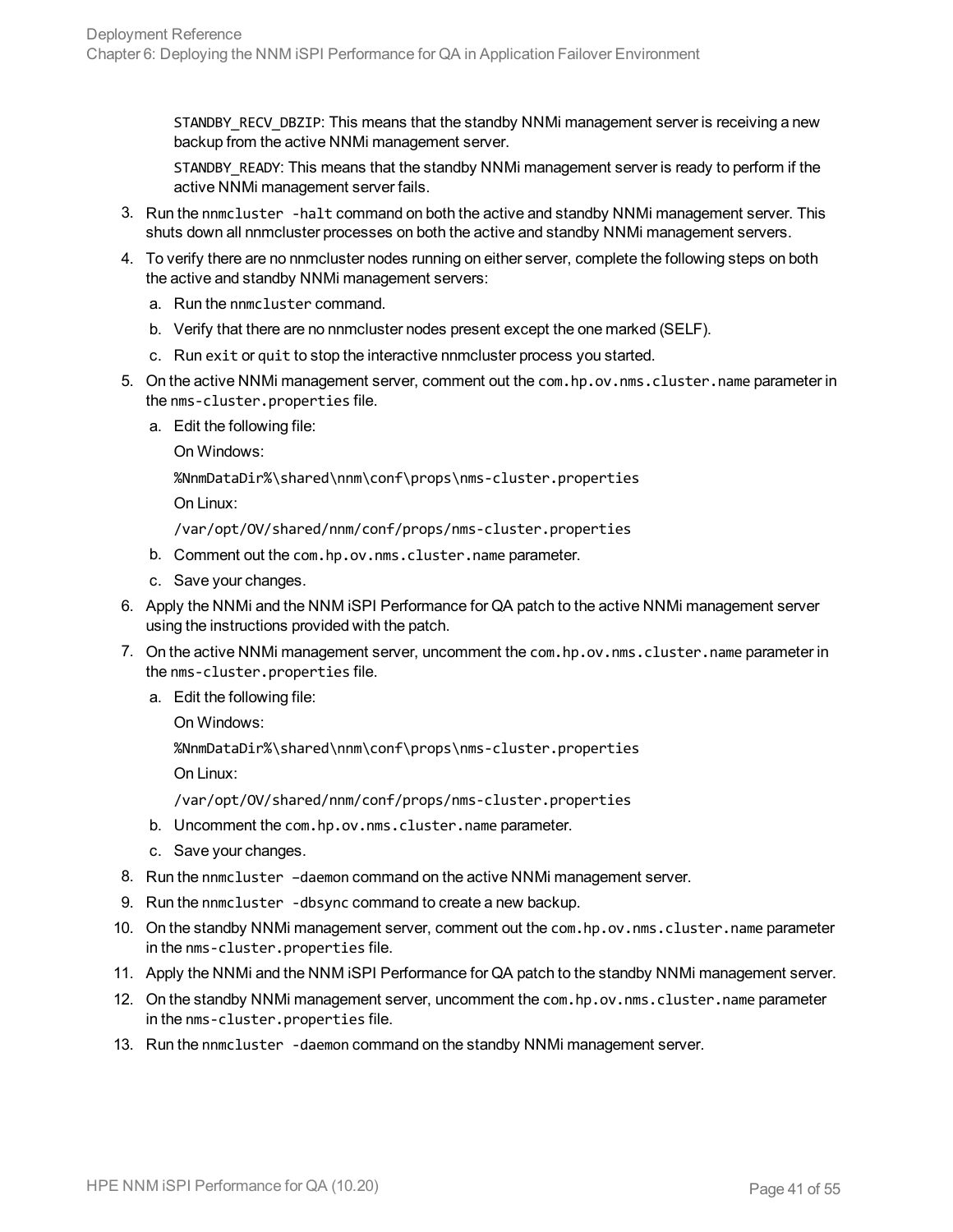STANDBY_RECV_DBZIP: This means that the standby NNMi management server is receiving a new backup from the active NNMi management server.

STANDBY_READY: This means that the standby NNMi management server is ready to perform if the active NNMi management server fails.

3. Run the `nnmcluster -halt` command on both the active and standby NNMi management server. This shuts down all nnmcluster processes on both the active and standby NNMi management servers.
4. To verify there are no nnmcluster nodes running on either server, complete the following steps on both the active and standby NNMi management servers:
   a. Run the `nnmcluster` command.
   b. Verify that there are no nnmcluster nodes present except the one marked (SELF).
   c. Run `exit` or `quit` to stop the interactive nnmcluster process you started.
5. On the active NNMi management server, comment out the `com.hp.ov.nms.cluster.name` parameter in the `nms-cluster.properties` file.
   a. Edit the following file:

      On Windows:

      `%NnmDataDir%\shared\nnm\conf\props\nms-cluster.properties`

      On Linux:

      `/var/opt/OV/shared/nnm/conf/props/nms-cluster.properties`
   b. Comment out the `com.hp.ov.nms.cluster.name` parameter.
   c. Save your changes.
6. Apply the NNMi and the NNM iSPI Performance for QA patch to the active NNMi management server using the instructions provided with the patch.
7. On the active NNMi management server, uncomment the `com.hp.ov.nms.cluster.name` parameter in the `nms-cluster.properties` file.
   a. Edit the following file:

      On Windows:

      `%NnmDataDir%\shared\nnm\conf\props\nms-cluster.properties`

      On Linux:

      `/var/opt/OV/shared/nnm/conf/props/nms-cluster.properties`
   b. Uncomment the `com.hp.ov.nms.cluster.name` parameter.
   c. Save your changes.
8. Run the `nnmcluster –daemon` command on the active NNMi management server.
9. Run the `nnmcluster -dbsync` command to create a new backup.
10. On the standby NNMi management server, comment out the `com.hp.ov.nms.cluster.name` parameter in the `nms-cluster.properties` file.
11. Apply the NNMi and the NNM iSPI Performance for QA patch to the standby NNMi management server.
12. On the standby NNMi management server, uncomment the `com.hp.ov.nms.cluster.name` parameter in the `nms-cluster.properties` file.
13. Run the `nnmcluster -daemon` command on the standby NNMi management server.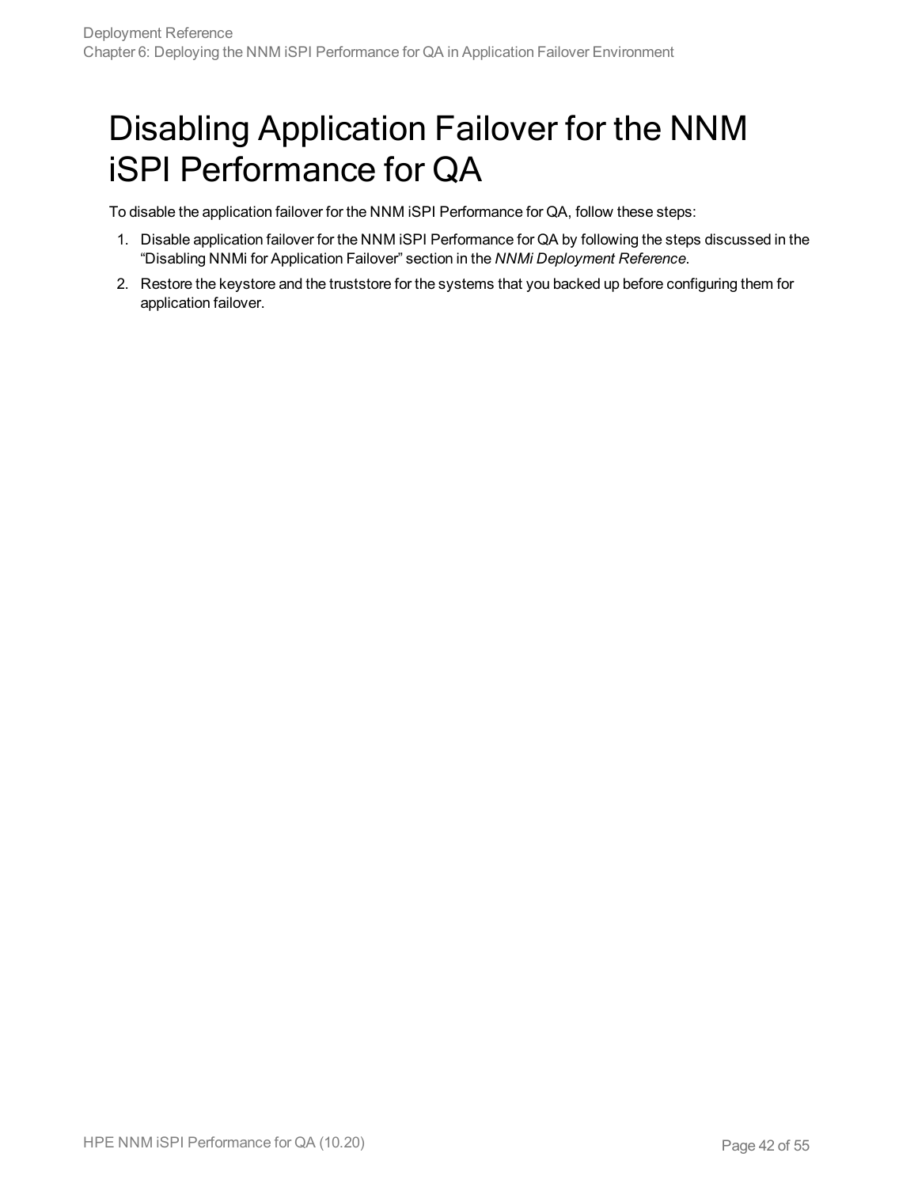# Disabling Application Failover for the NNM iSPI Performance for QA

To disable the application failover for the NNM iSPI Performance for QA, follow these steps:

1. Disable application failover for the NNM iSPI Performance for QA by following the steps discussed in the "Disabling NNMi for Application Failover" section in the *NNMi Deployment Reference*.
2. Restore the keystore and the truststore for the systems that you backed up before configuring them for application failover.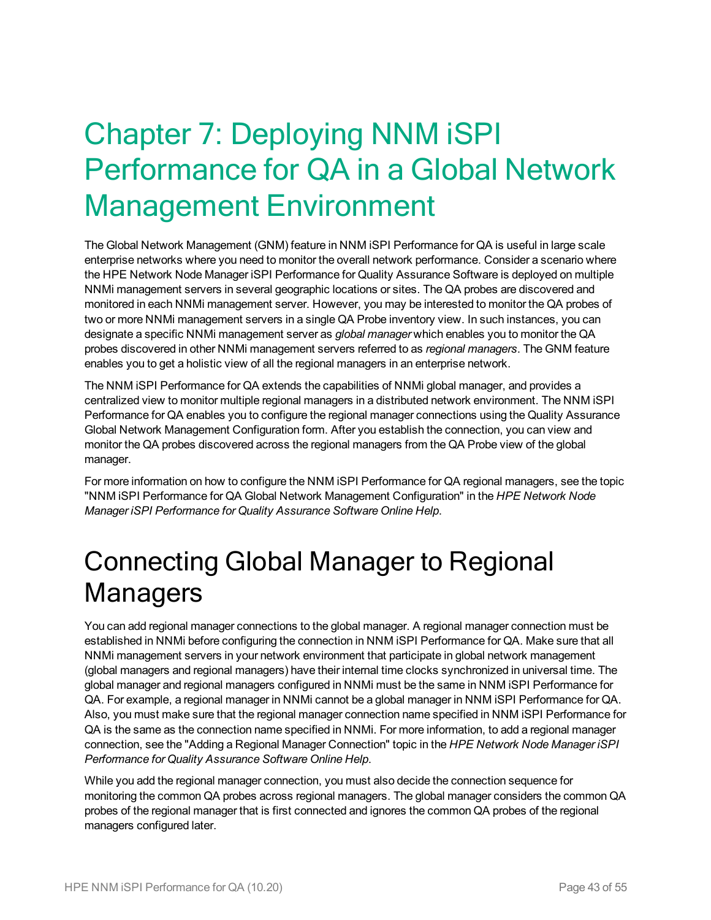# Chapter 7: Deploying NNM iSPI Performance for QA in a Global Network Management Environment

The Global Network Management (GNM) feature in NNM iSPI Performance for QA is useful in large scale enterprise networks where you need to monitor the overall network performance. Consider a scenario where the HPE Network Node Manager iSPI Performance for Quality Assurance Software is deployed on multiple NNMi management servers in several geographic locations or sites. The QA probes are discovered and monitored in each NNMi management server. However, you may be interested to monitor the QA probes of two or more NNMi management servers in a single QA Probe inventory view. In such instances, you can designate a specific NNMi management server as *global manager* which enables you to monitor the QA probes discovered in other NNMi management servers referred to as *regional managers*. The GNM feature enables you to get a holistic view of all the regional managers in an enterprise network.

The NNM iSPI Performance for QA extends the capabilities of NNMi global manager, and provides a centralized view to monitor multiple regional managers in a distributed network environment. The NNM iSPI Performance for QA enables you to configure the regional manager connections using the Quality Assurance Global Network Management Configuration form. After you establish the connection, you can view and monitor the QA probes discovered across the regional managers from the QA Probe view of the global manager.

For more information on how to configure the NNM iSPI Performance for QA regional managers, see the topic "NNM iSPI Performance for QA Global Network Management Configuration" in the *HPE Network Node Manager iSPI Performance for Quality Assurance Software Online Help*.

## Connecting Global Manager to Regional Managers

You can add regional manager connections to the global manager. A regional manager connection must be established in NNMi before configuring the connection in NNM iSPI Performance for QA. Make sure that all NNMi management servers in your network environment that participate in global network management (global managers and regional managers) have their internal time clocks synchronized in universal time. The global manager and regional managers configured in NNMi must be the same in NNM iSPI Performance for QA. For example, a regional manager in NNMi cannot be a global manager in NNM iSPI Performance for QA. Also, you must make sure that the regional manager connection name specified in NNM iSPI Performance for QA is the same as the connection name specified in NNMi. For more information, to add a regional manager connection, see the "Adding a Regional Manager Connection" topic in the *HPE Network Node Manager iSPI Performance for Quality Assurance Software Online Help*.

While you add the regional manager connection, you must also decide the connection sequence for monitoring the common QA probes across regional managers. The global manager considers the common QA probes of the regional manager that is first connected and ignores the common QA probes of the regional managers configured later.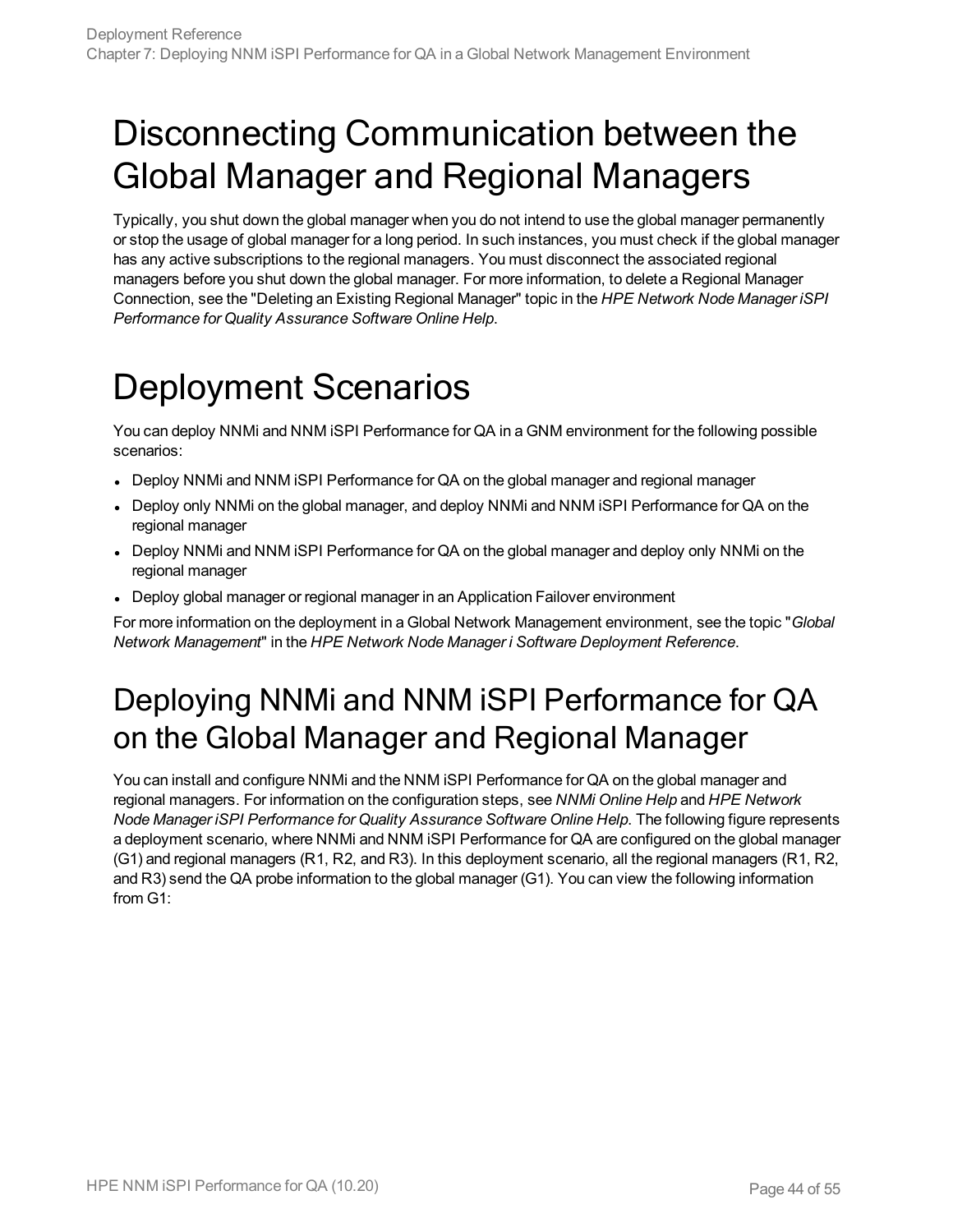# Disconnecting Communication between the Global Manager and Regional Managers

Typically, you shut down the global manager when you do not intend to use the global manager permanently or stop the usage of global manager for a long period. In such instances, you must check if the global manager has any active subscriptions to the regional managers. You must disconnect the associated regional managers before you shut down the global manager. For more information, to delete a Regional Manager Connection, see the "Deleting an Existing Regional Manager" topic in the *HPE Network Node Manager iSPI Performance for Quality Assurance Software Online Help*.

# Deployment Scenarios

You can deploy NNMi and NNM iSPI Performance for QA in a GNM environment for the following possible scenarios:

- Deploy NNMi and NNM iSPI Performance for QA on the global manager and regional manager
- Deploy only NNMi on the global manager, and deploy NNMi and NNM iSPI Performance for QA on the regional manager
- Deploy NNMi and NNM iSPI Performance for QA on the global manager and deploy only NNMi on the regional manager
- Deploy global manager or regional manager in an Application Failover environment

For more information on the deployment in a Global Network Management environment, see the topic "*Global Network Management*" in the *HPE Network Node Manager i Software Deployment Reference*.

## Deploying NNMi and NNM iSPI Performance for QA on the Global Manager and Regional Manager

You can install and configure NNMi and the NNM iSPI Performance for QA on the global manager and regional managers. For information on the configuration steps, see *NNMi Online Help* and *HPE Network Node Manager iSPI Performance for Quality Assurance Software Online Help*. The following figure represents a deployment scenario, where NNMi and NNM iSPI Performance for QA are configured on the global manager (G1) and regional managers (R1, R2, and R3). In this deployment scenario, all the regional managers (R1, R2, and R3) send the QA probe information to the global manager (G1). You can view the following information from G1: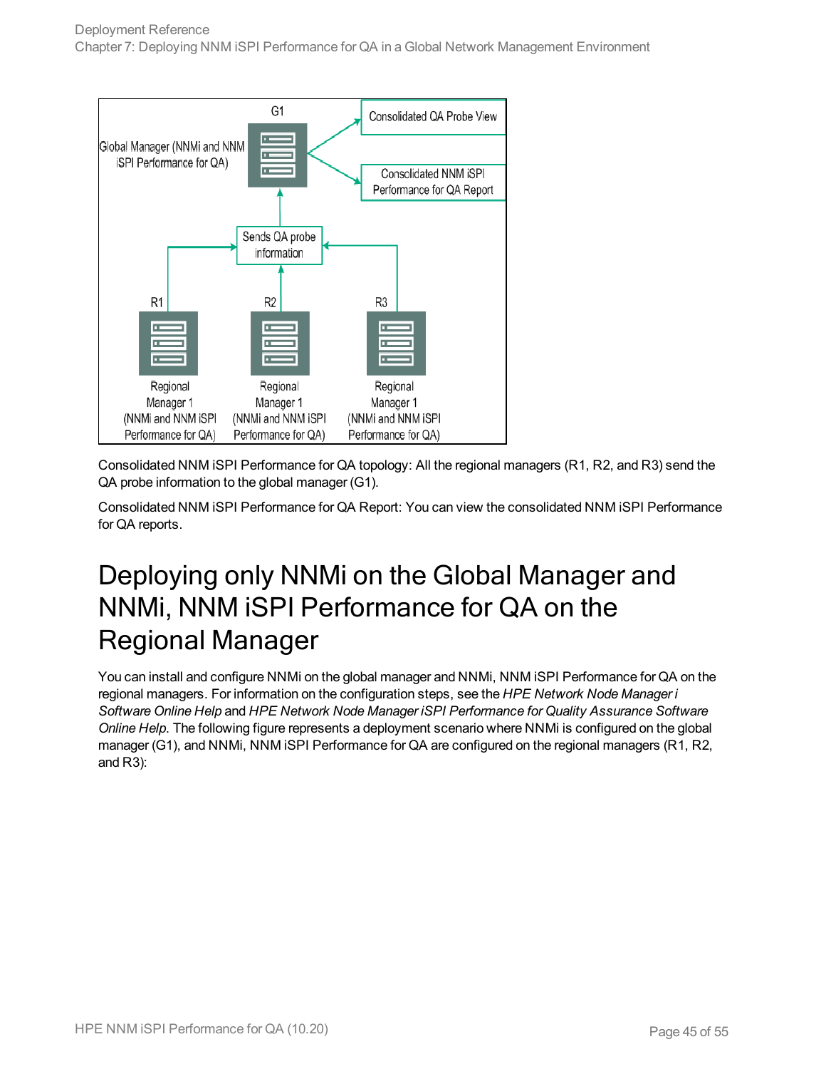Consolidated NNM iSPI Performance for QA topology: All the regional managers (R1, R2, and R3) send the QA probe information to the global manager (G1).

Consolidated NNM iSPI Performance for QA Report: You can view the consolidated NNM iSPI Performance for QA reports.

# Deploying only NNMi on the Global Manager and NNMi, NNM iSPI Performance for QA on the Regional Manager

You can install and configure NNMi on the global manager and NNMi, NNM iSPI Performance for QA on the regional managers. For information on the configuration steps, see the *HPE Network Node Manager i Software Online Help* and *HPE Network Node Manager iSPI Performance for Quality Assurance Software Online Help*. The following figure represents a deployment scenario where NNMi is configured on the global manager (G1), and NNMi, NNM iSPI Performance for QA are configured on the regional managers (R1, R2, and R3):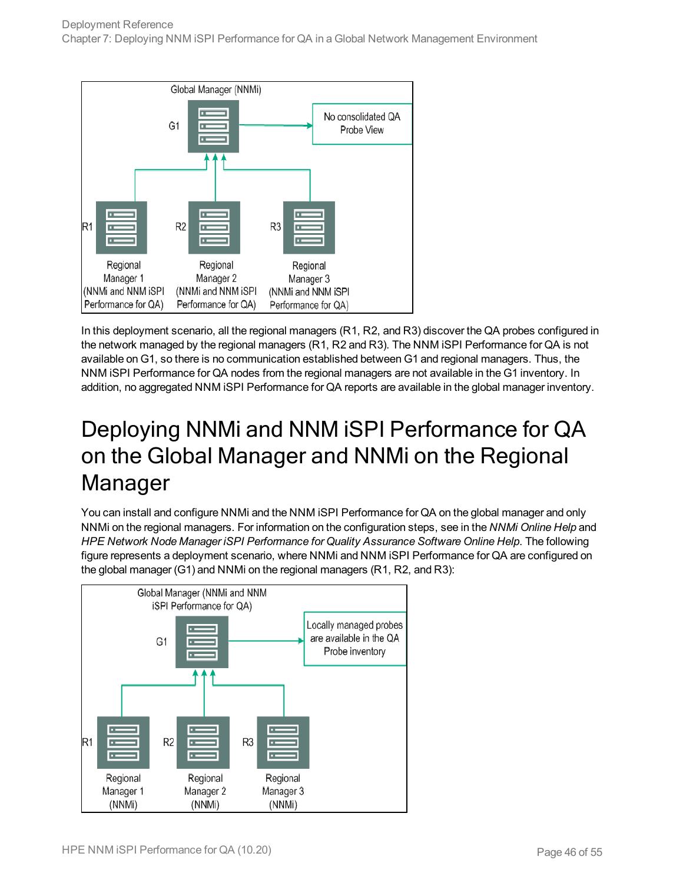In this deployment scenario, all the regional managers (R1, R2, and R3) discover the QA probes configured in the network managed by the regional managers (R1, R2 and R3). The NNM iSPI Performance for QA is not available on G1, so there is no communication established between G1 and regional managers. Thus, the NNM iSPI Performance for QA nodes from the regional managers are not available in the G1 inventory. In addition, no aggregated NNM iSPI Performance for QA reports are available in the global manager inventory.

# Deploying NNMi and NNM iSPI Performance for QA on the Global Manager and NNMi on the Regional Manager

You can install and configure NNMi and the NNM iSPI Performance for QA on the global manager and only NNMi on the regional managers. For information on the configuration steps, see in the *NNMi Online Help* and *HPE Network Node Manager iSPI Performance for Quality Assurance Software Online Help*. The following figure represents a deployment scenario, where NNMi and NNM iSPI Performance for QA are configured on the global manager (G1) and NNMi on the regional managers (R1, R2, and R3):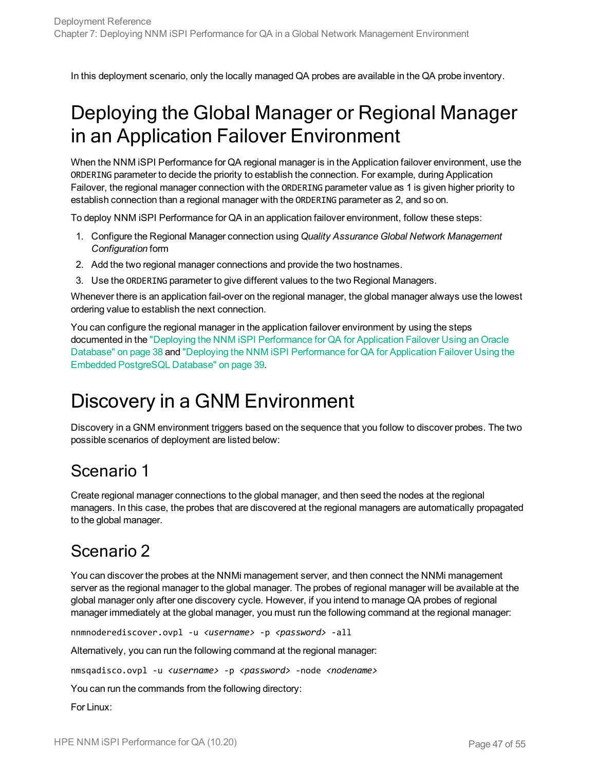In this deployment scenario, only the locally managed QA probes are available in the QA probe inventory.

# Deploying the Global Manager or Regional Manager in an Application Failover Environment

When the NNM iSPI Performance for QA regional manager is in the Application failover environment, use the `ORDERING` parameter to decide the priority to establish the connection. For example, during Application Failover, the regional manager connection with the `ORDERING` parameter value as 1 is given higher priority to establish connection than a regional manager with the `ORDERING` parameter as 2, and so on.

To deploy NNM iSPI Performance for QA in an application failover environment, follow these steps:

1. Configure the Regional Manager connection using *Quality Assurance Global Network Management Configuration* form
2. Add the two regional manager connections and provide the two hostnames.
3. Use the `ORDERING` parameter to give different values to the two Regional Managers.

Whenever there is an application fail-over on the regional manager, the global manager always use the lowest ordering value to establish the next connection.

You can configure the regional manager in the application failover environment by using the steps documented in the "Deploying the NNM iSPI Performance for QA for Application Failover Using an Oracle Database" on page 38 and "Deploying the NNM iSPI Performance for QA for Application Failover Using the Embedded PostgreSQL Database" on page 39.

# Discovery in a GNM Environment

Discovery in a GNM environment triggers based on the sequence that you follow to discover probes. The two possible scenarios of deployment are listed below:

## Scenario 1

Create regional manager connections to the global manager, and then seed the nodes at the regional managers. In this case, the probes that are discovered at the regional managers are automatically propagated to the global manager.

## Scenario 2

You can discover the probes at the NNMi management server, and then connect the NNMi management server as the regional manager to the global manager. The probes of regional manager will be available at the global manager only after one discovery cycle. However, if you intend to manage QA probes of regional manager immediately at the global manager, you must run the following command at the regional manager:

```
nnmnoderediscover.ovpl -u <username> -p <password> -all
```

Alternatively, you can run the following command at the regional manager:

```
nmsqadisco.ovpl -u <username> -p <password> -node <nodename>
```

You can run the commands from the following directory:

For Linux: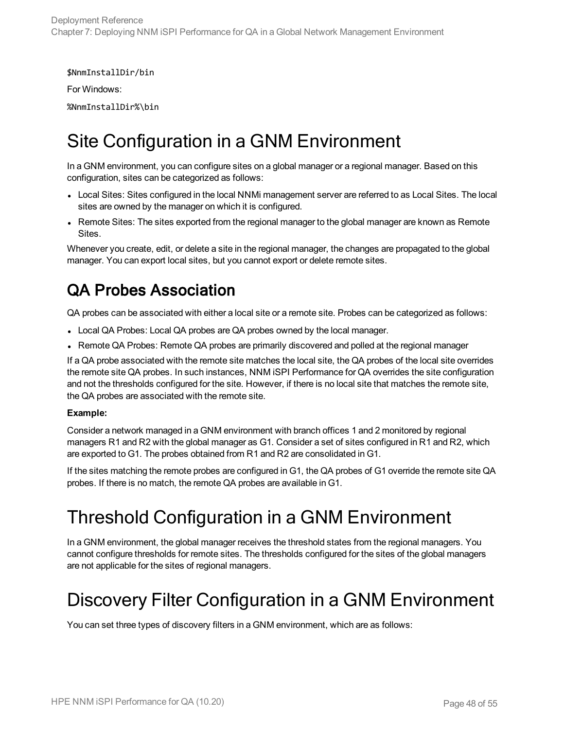```
$NnmInstallDir/bin
```

For Windows:

```
%NnmInstallDir%\bin
```

# Site Configuration in a GNM Environment

In a GNM environment, you can configure sites on a global manager or a regional manager. Based on this configuration, sites can be categorized as follows:

- Local Sites: Sites configured in the local NNMi management server are referred to as Local Sites. The local sites are owned by the manager on which it is configured.
- Remote Sites: The sites exported from the regional manager to the global manager are known as Remote Sites.

Whenever you create, edit, or delete a site in the regional manager, the changes are propagated to the global manager. You can export local sites, but you cannot export or delete remote sites.

## QA Probes Association

QA probes can be associated with either a local site or a remote site. Probes can be categorized as follows:

- Local QA Probes: Local QA probes are QA probes owned by the local manager.
- Remote QA Probes: Remote QA probes are primarily discovered and polled at the regional manager

If a QA probe associated with the remote site matches the local site, the QA probes of the local site overrides the remote site QA probes. In such instances, NNM iSPI Performance for QA overrides the site configuration and not the thresholds configured for the site. However, if there is no local site that matches the remote site, the QA probes are associated with the remote site.

**Example:**

Consider a network managed in a GNM environment with branch offices 1 and 2 monitored by regional managers R1 and R2 with the global manager as G1. Consider a set of sites configured in R1 and R2, which are exported to G1. The probes obtained from R1 and R2 are consolidated in G1.

If the sites matching the remote probes are configured in G1, the QA probes of G1 override the remote site QA probes. If there is no match, the remote QA probes are available in G1.

# Threshold Configuration in a GNM Environment

In a GNM environment, the global manager receives the threshold states from the regional managers. You cannot configure thresholds for remote sites. The thresholds configured for the sites of the global managers are not applicable for the sites of regional managers.

# Discovery Filter Configuration in a GNM Environment

You can set three types of discovery filters in a GNM environment, which are as follows: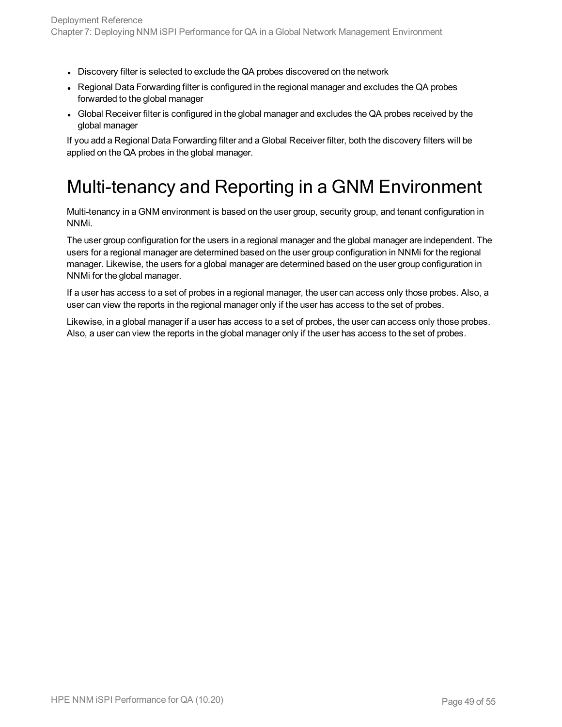- Discovery filter is selected to exclude the QA probes discovered on the network
- Regional Data Forwarding filter is configured in the regional manager and excludes the QA probes forwarded to the global manager
- Global Receiver filter is configured in the global manager and excludes the QA probes received by the global manager

If you add a Regional Data Forwarding filter and a Global Receiver filter, both the discovery filters will be applied on the QA probes in the global manager.

# Multi-tenancy and Reporting in a GNM Environment

Multi-tenancy in a GNM environment is based on the user group, security group, and tenant configuration in NNMi.

The user group configuration for the users in a regional manager and the global manager are independent. The users for a regional manager are determined based on the user group configuration in NNMi for the regional manager. Likewise, the users for a global manager are determined based on the user group configuration in NNMi for the global manager.

If a user has access to a set of probes in a regional manager, the user can access only those probes. Also, a user can view the reports in the regional manager only if the user has access to the set of probes.

Likewise, in a global manager if a user has access to a set of probes, the user can access only those probes. Also, a user can view the reports in the global manager only if the user has access to the set of probes.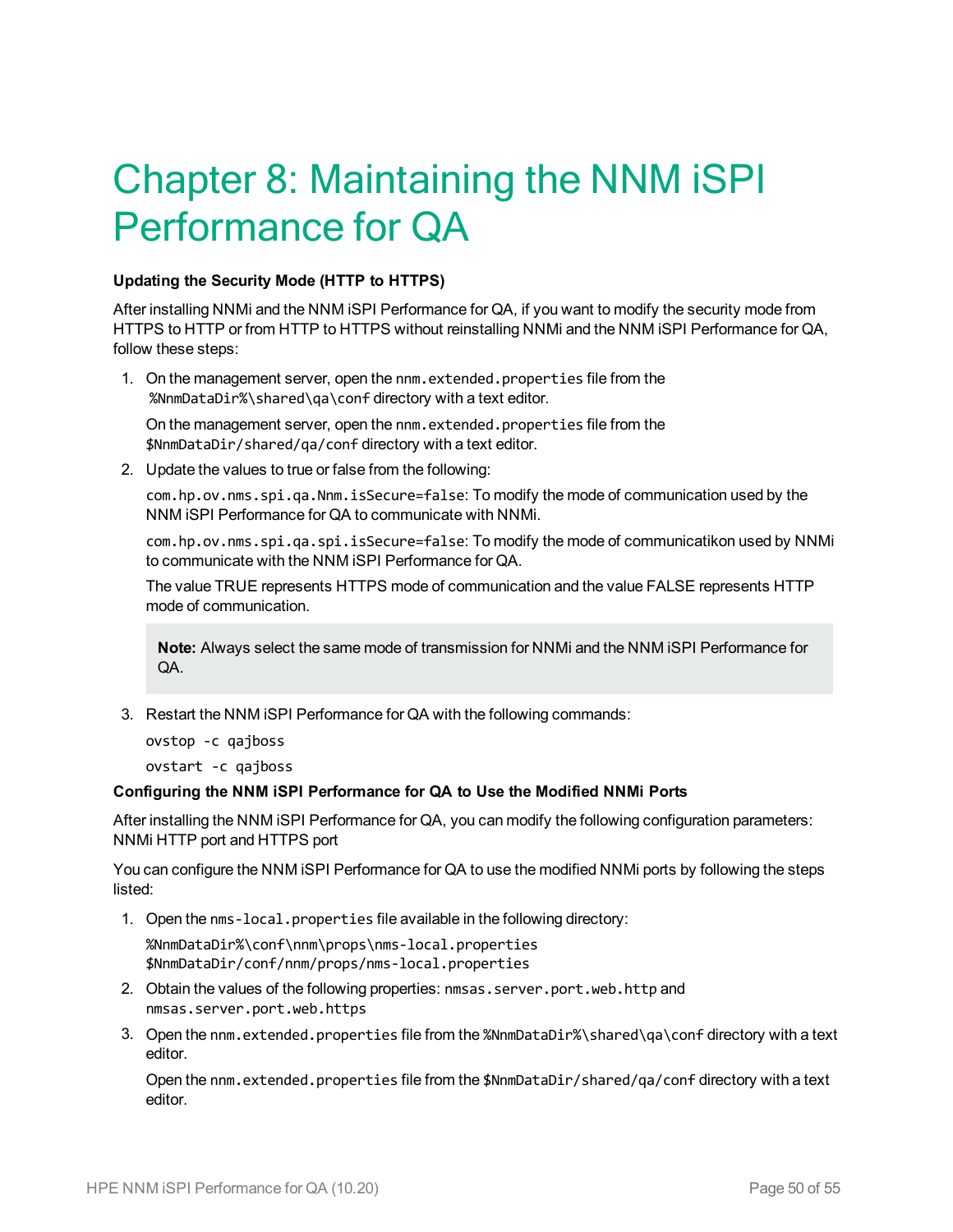# Chapter 8: Maintaining the NNM iSPI Performance for QA

**Updating the Security Mode (HTTP to HTTPS)**

After installing NNMi and the NNM iSPI Performance for QA, if you want to modify the security mode from HTTPS to HTTP or from HTTP to HTTPS without reinstalling NNMi and the NNM iSPI Performance for QA, follow these steps:

1. On the management server, open the `nnm.extended.properties` file from the `%NnmDataDir%\shared\qa\conf` directory with a text editor.

   On the management server, open the `nnm.extended.properties` file from the `$NnmDataDir/shared/qa/conf` directory with a text editor.

2. Update the values to true or false from the following:

   `com.hp.ov.nms.spi.qa.Nnm.isSecure=false`: To modify the mode of communication used by the NNM iSPI Performance for QA to communicate with NNMi.

   `com.hp.ov.nms.spi.qa.spi.isSecure=false`: To modify the mode of communicatikon used by NNMi to communicate with the NNM iSPI Performance for QA.

   The value TRUE represents HTTPS mode of communication and the value FALSE represents HTTP mode of communication.

   > **Note:** Always select the same mode of transmission for NNMi and the NNM iSPI Performance for QA.

3. Restart the NNM iSPI Performance for QA with the following commands:

   `ovstop -c qajboss`

   `ovstart -c qajboss`

**Configuring the NNM iSPI Performance for QA to Use the Modified NNMi Ports**

After installing the NNM iSPI Performance for QA, you can modify the following configuration parameters: NNMi HTTP port and HTTPS port

You can configure the NNM iSPI Performance for QA to use the modified NNMi ports by following the steps listed:

1. Open the `nms-local.properties` file available in the following directory:

   `%NnmDataDir%\conf\nnm\props\nms-local.properties`
   `$NnmDataDir/conf/nnm/props/nms-local.properties`

2. Obtain the values of the following properties: `nmsas.server.port.web.http` and `nmsas.server.port.web.https`

3. Open the `nnm.extended.properties` file from the `%NnmDataDir%\shared\qa\conf` directory with a text editor.

   Open the `nnm.extended.properties` file from the `$NnmDataDir/shared/qa/conf` directory with a text editor.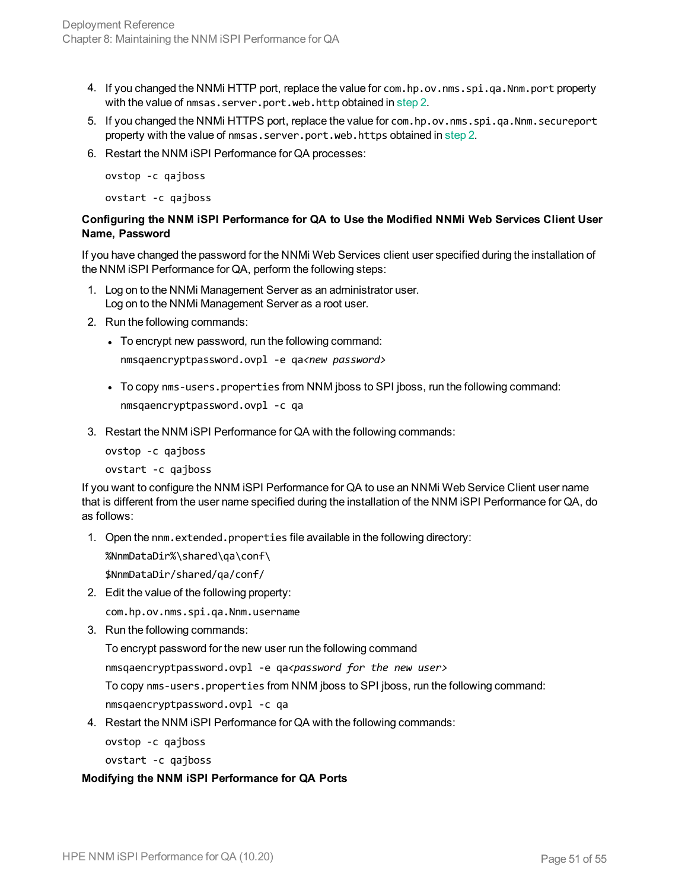4. If you changed the NNMi HTTP port, replace the value for `com.hp.ov.nms.spi.qa.Nnm.port` property with the value of `nmsas.server.port.web.http` obtained in step 2.
5. If you changed the NNMi HTTPS port, replace the value for `com.hp.ov.nms.spi.qa.Nnm.secureport` property with the value of `nmsas.server.port.web.https` obtained in step 2.
6. Restart the NNM iSPI Performance for QA processes:

   ```
   ovstop -c qajboss
   ```

   ```
   ovstart -c qajboss
   ```

**Configuring the NNM iSPI Performance for QA to Use the Modified NNMi Web Services Client User Name, Password**

If you have changed the password for the NNMi Web Services client user specified during the installation of the NNM iSPI Performance for QA, perform the following steps:

1. Log on to the NNMi Management Server as an administrator user.
   Log on to the NNMi Management Server as a root user.
2. Run the following commands:
   - To encrypt new password, run the following command:

     ```
     nmsqaencryptpassword.ovpl -e qa<new password>
     ```

   - To copy `nms-users.properties` from NNM jboss to SPI jboss, run the following command:

     ```
     nmsqaencryptpassword.ovpl -c qa
     ```

3. Restart the NNM iSPI Performance for QA with the following commands:

   ```
   ovstop -c qajboss
   ```

   ```
   ovstart -c qajboss
   ```

If you want to configure the NNM iSPI Performance for QA to use an NNMi Web Service Client user name that is different from the user name specified during the installation of the NNM iSPI Performance for QA, do as follows:

1. Open the `nnm.extended.properties` file available in the following directory:

   `%NnmDataDir%\shared\qa\conf\`

   `$NnmDataDir/shared/qa/conf/`

2. Edit the value of the following property:

   `com.hp.ov.nms.spi.qa.Nnm.username`

3. Run the following commands:

   To encrypt password for the new user run the following command

   ```
   nmsqaencryptpassword.ovpl -e qa<password for the new user>
   ```

   To copy `nms-users.properties` from NNM jboss to SPI jboss, run the following command:

   ```
   nmsqaencryptpassword.ovpl -c qa
   ```

4. Restart the NNM iSPI Performance for QA with the following commands:

   ```
   ovstop -c qajboss
   ```

   ```
   ovstart -c qajboss
   ```

**Modifying the NNM iSPI Performance for QA Ports**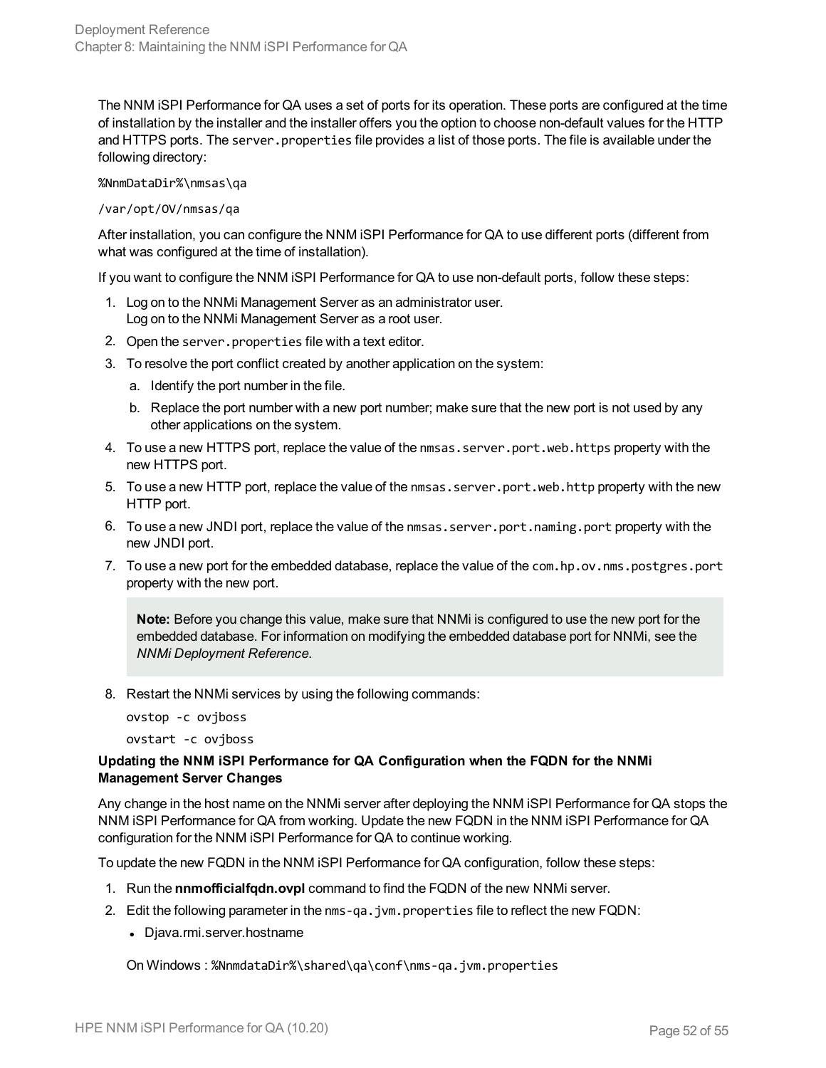The NNM iSPI Performance for QA uses a set of ports for its operation. These ports are configured at the time of installation by the installer and the installer offers you the option to choose non-default values for the HTTP and HTTPS ports. The `server.properties` file provides a list of those ports. The file is available under the following directory:

`%NnmDataDir%\nmsas\qa`

`/var/opt/OV/nmsas/qa`

After installation, you can configure the NNM iSPI Performance for QA to use different ports (different from what was configured at the time of installation).

If you want to configure the NNM iSPI Performance for QA to use non-default ports, follow these steps:

1. Log on to the NNMi Management Server as an administrator user.
   Log on to the NNMi Management Server as a root user.
2. Open the `server.properties` file with a text editor.
3. To resolve the port conflict created by another application on the system:
   a. Identify the port number in the file.
   b. Replace the port number with a new port number; make sure that the new port is not used by any other applications on the system.
4. To use a new HTTPS port, replace the value of the `nmsas.server.port.web.https` property with the new HTTPS port.
5. To use a new HTTP port, replace the value of the `nmsas.server.port.web.http` property with the new HTTP port.
6. To use a new JNDI port, replace the value of the `nmsas.server.port.naming.port` property with the new JNDI port.
7. To use a new port for the embedded database, replace the value of the `com.hp.ov.nms.postgres.port` property with the new port.

   **Note:** Before you change this value, make sure that NNMi is configured to use the new port for the embedded database. For information on modifying the embedded database port for NNMi, see the *NNMi Deployment Reference*.

8. Restart the NNMi services by using the following commands:

   ```
   ovstop -c ovjboss
   ovstart -c ovjboss
   ```

**Updating the NNM iSPI Performance for QA Configuration when the FQDN for the NNMi Management Server Changes**

Any change in the host name on the NNMi server after deploying the NNM iSPI Performance for QA stops the NNM iSPI Performance for QA from working. Update the new FQDN in the NNM iSPI Performance for QA configuration for the NNM iSPI Performance for QA to continue working.

To update the new FQDN in the NNM iSPI Performance for QA configuration, follow these steps:

1. Run the **nnmofficialfqdn.ovpl** command to find the FQDN of the new NNMi server.
2. Edit the following parameter in the `nms-qa.jvm.properties` file to reflect the new FQDN:
   - Djava.rmi.server.hostname

   On Windows : `%NnmdataDir%\shared\qa\conf\nms-qa.jvm.properties`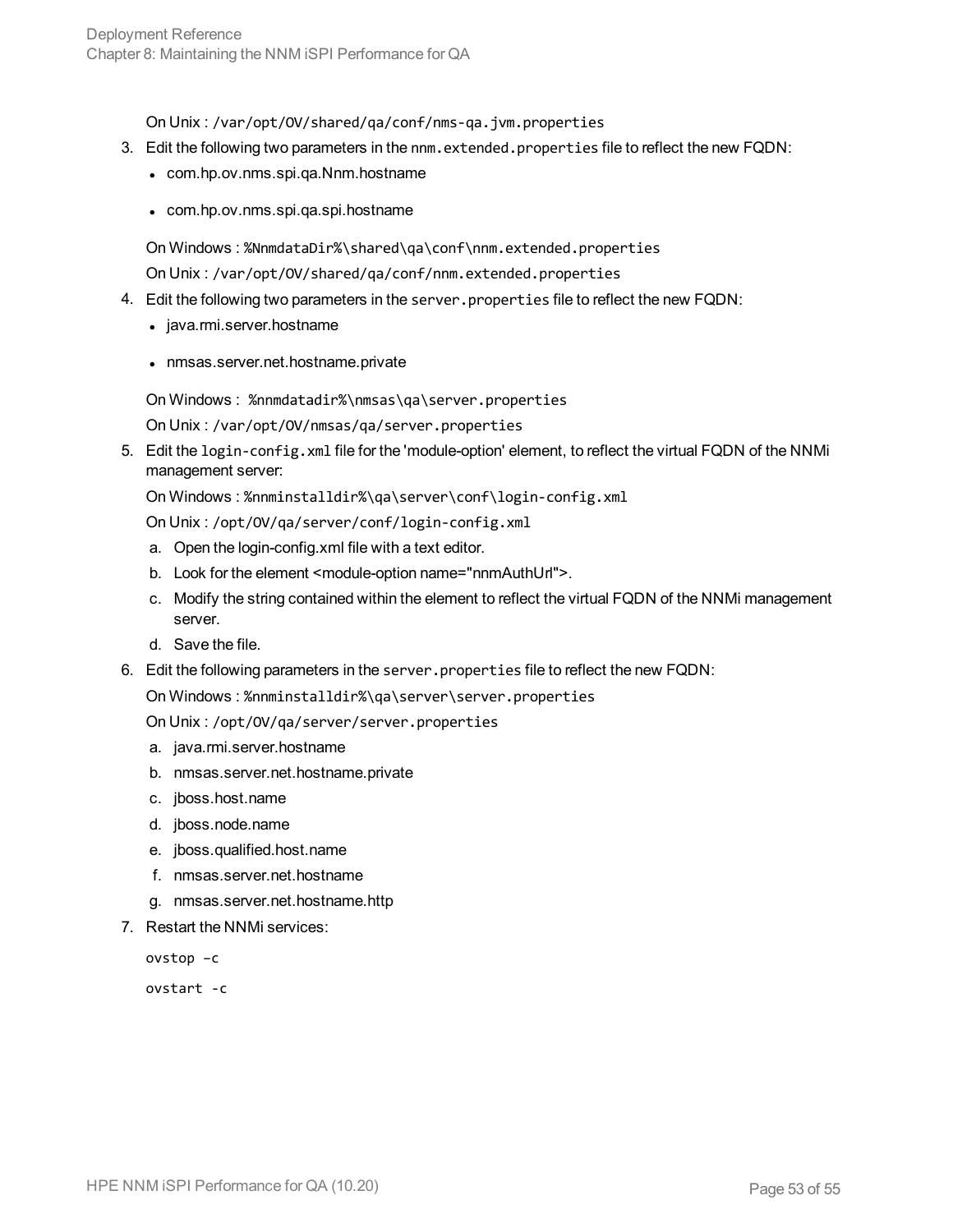On Unix : `/var/opt/OV/shared/qa/conf/nms-qa.jvm.properties`

3. Edit the following two parameters in the `nnm.extended.properties` file to reflect the new FQDN:
   - com.hp.ov.nms.spi.qa.Nnm.hostname
   - com.hp.ov.nms.spi.qa.spi.hostname

   On Windows : `%NnmdataDir%\shared\qa\conf\nnm.extended.properties`

   On Unix : `/var/opt/OV/shared/qa/conf/nnm.extended.properties`

4. Edit the following two parameters in the `server.properties` file to reflect the new FQDN:
   - java.rmi.server.hostname
   - nmsas.server.net.hostname.private

   On Windows : `%nnmdatadir%\nmsas\qa\server.properties`

   On Unix : `/var/opt/OV/nmsas/qa/server.properties`

5. Edit the `login-config.xml` file for the 'module-option' element, to reflect the virtual FQDN of the NNMi management server:

   On Windows : `%nnminstalldir%\qa\server\conf\login-config.xml`

   On Unix : `/opt/OV/qa/server/conf/login-config.xml`

   a. Open the login-config.xml file with a text editor.
   b. Look for the element <module-option name="nnmAuthUrl">.
   c. Modify the string contained within the element to reflect the virtual FQDN of the NNMi management server.
   d. Save the file.

6. Edit the following parameters in the `server.properties` file to reflect the new FQDN:

   On Windows : `%nnminstalldir%\qa\server\server.properties`

   On Unix : `/opt/OV/qa/server/server.properties`

   a. java.rmi.server.hostname
   b. nmsas.server.net.hostname.private
   c. jboss.host.name
   d. jboss.node.name
   e. jboss.qualified.host.name
   f. nmsas.server.net.hostname
   g. nmsas.server.net.hostname.http

7. Restart the NNMi services:

   ```
   ovstop –c
   ovstart -c
   ```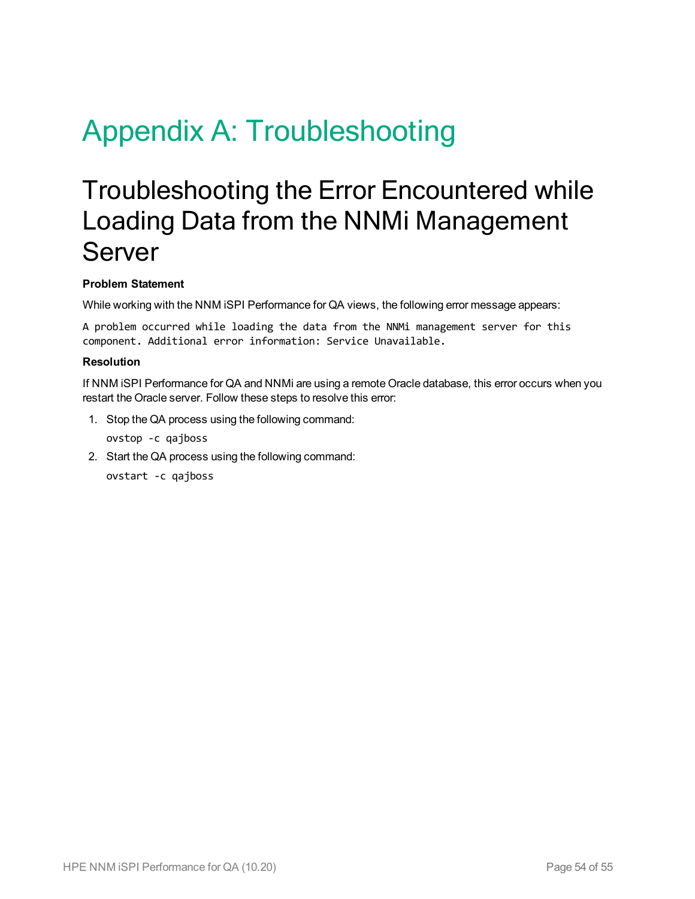# Appendix A: Troubleshooting

## Troubleshooting the Error Encountered while Loading Data from the NNMi Management Server

**Problem Statement**

While working with the NNM iSPI Performance for QA views, the following error message appears:

```
A problem occurred while loading the data from the NNMi management server for this
component. Additional error information: Service Unavailable.
```

**Resolution**

If NNM iSPI Performance for QA and NNMi are using a remote Oracle database, this error occurs when you restart the Oracle server. Follow these steps to resolve this error:

1. Stop the QA process using the following command:

   ```
   ovstop -c qajboss
   ```

2. Start the QA process using the following command:

   ```
   ovstart -c qajboss
   ```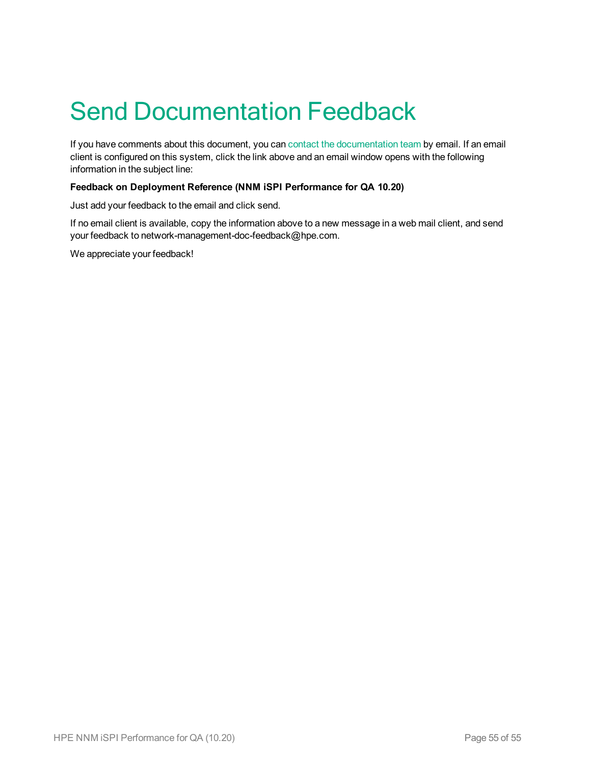# Send Documentation Feedback

If you have comments about this document, you can contact the documentation team by email. If an email client is configured on this system, click the link above and an email window opens with the following information in the subject line:

**Feedback on Deployment Reference (NNM iSPI Performance for QA 10.20)**

Just add your feedback to the email and click send.

If no email client is available, copy the information above to a new message in a web mail client, and send your feedback to network-management-doc-feedback@hpe.com.

We appreciate your feedback!